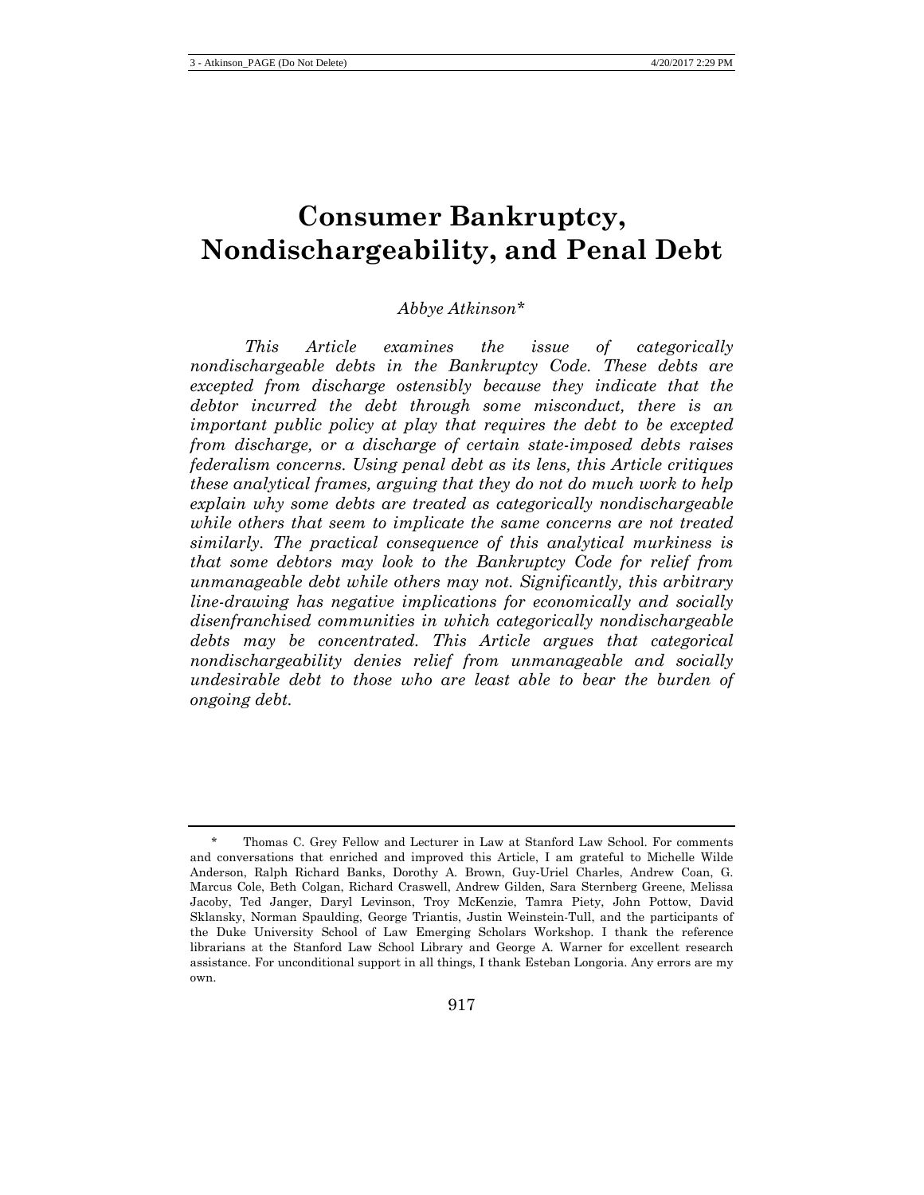# Consumer Bankruptcy, Nondischargeability, and Penal Debt

*Abbye Atkinson\**

*This Article examines the issue of categorically nondischargeable debts in the Bankruptcy Code. These debts are excepted from discharge ostensibly because they indicate that the debtor incurred the debt through some misconduct, there is an important public policy at play that requires the debt to be excepted from discharge, or a discharge of certain state-imposed debts raises federalism concerns. Using penal debt as its lens, this Article critiques these analytical frames, arguing that they do not do much work to help explain why some debts are treated as categorically nondischargeable while others that seem to implicate the same concerns are not treated similarly. The practical consequence of this analytical murkiness is that some debtors may look to the Bankruptcy Code for relief from unmanageable debt while others may not. Significantly, this arbitrary line-drawing has negative implications for economically and socially disenfranchised communities in which categorically nondischargeable debts may be concentrated. This Article argues that categorical nondischargeability denies relief from unmanageable and socially undesirable debt to those who are least able to bear the burden of ongoing debt.*

---

\* Thomas C. Grey Fellow and Lecturer in Law at Stanford Law School. For comments and conversations that enriched and improved this Article, I am grateful to Michelle Wilde Anderson, Ralph Richard Banks, Dorothy A. Brown, Guy-Uriel Charles, Andrew Coan, G. Marcus Cole, Beth Colgan, Richard Craswell, Andrew Gilden, Sara Sternberg Greene, Melissa Jacoby, Ted Janger, Daryl Levinson, Troy McKenzie, Tamra Piety, John Pottow, David Sklansky, Norman Spaulding, George Triantis, Justin Weinstein-Tull, and the participants of the Duke University School of Law Emerging Scholars Workshop. I thank the reference librarians at the Stanford Law School Library and George A. Warner for excellent research assistance. For unconditional support in all things, I thank Esteban Longoria. Any errors are my own.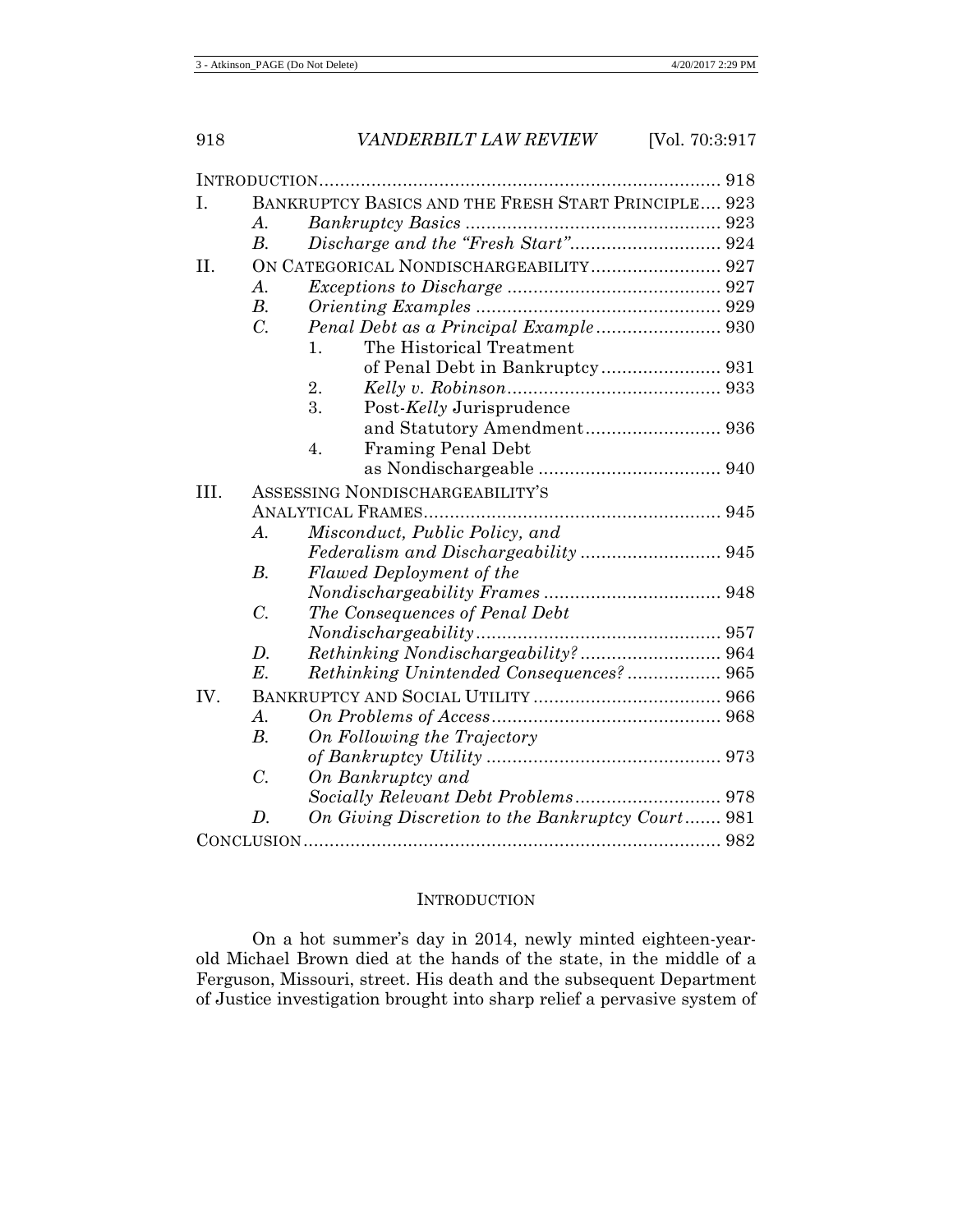INTRODUCTION ........ 918

I. BANKRUPTCY BASICS AND THE FRESH START PRINCIPLE .... 923
   - A. *Bankruptcy Basics* ........ 923
   - B. *Discharge and the "Fresh Start"* ........ 924

II. ON CATEGORICAL NONDISCHARGEABILITY ........ 927
   - A. *Exceptions to Discharge* ........ 927
   - B. *Orienting Examples* ........ 929
   - C. *Penal Debt as a Principal Example* ........ 930
     1. The Historical Treatment of Penal Debt in Bankruptcy ........ 931
     2. *Kelly v. Robinson* ........ 933
     3. Post-*Kelly* Jurisprudence and Statutory Amendment ........ 936
     4. Framing Penal Debt as Nondischargeable ........ 940

III. ASSESSING NONDISCHARGEABILITY'S ANALYTICAL FRAMES ........ 945
   - A. *Misconduct, Public Policy, and Federalism and Dischargeability* ........ 945
   - B. *Flawed Deployment of the Nondischargeability Frames* ........ 948
   - C. *The Consequences of Penal Debt Nondischargeability* ........ 957
   - D. *Rethinking Nondischargeability?* ........ 964
   - E. *Rethinking Unintended Consequences?* ........ 965

IV. BANKRUPTCY AND SOCIAL UTILITY ........ 966
   - A. *On Problems of Access* ........ 968
   - B. *On Following the Trajectory of Bankruptcy Utility* ........ 973
   - C. *On Bankruptcy and Socially Relevant Debt Problems* ........ 978
   - D. *On Giving Discretion to the Bankruptcy Court* ........ 981

CONCLUSION ........ 982

## INTRODUCTION

On a hot summer's day in 2014, newly minted eighteen-year-old Michael Brown died at the hands of the state, in the middle of a Ferguson, Missouri, street. His death and the subsequent Department of Justice investigation brought into sharp relief a pervasive system of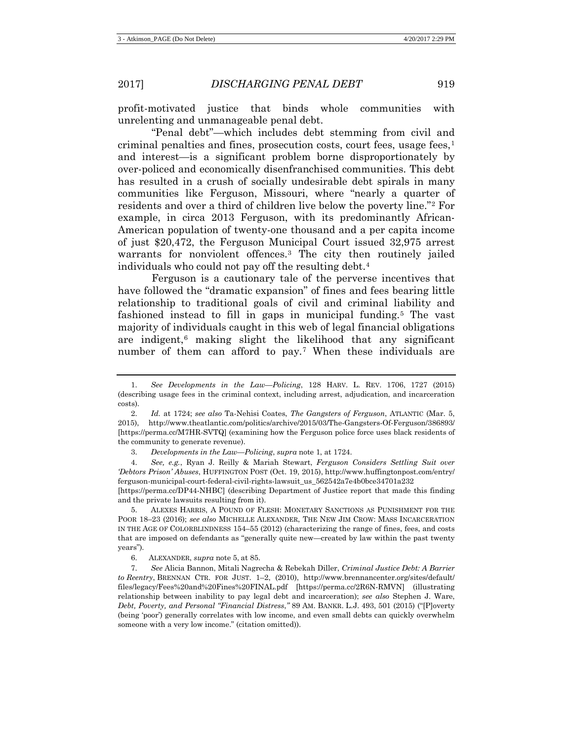profit-motivated justice that binds whole communities with unrelenting and unmanageable penal debt.

"Penal debt"—which includes debt stemming from civil and criminal penalties and fines, prosecution costs, court fees, usage fees,[1] and interest—is a significant problem borne disproportionately by over-policed and economically disenfranchised communities. This debt has resulted in a crush of socially undesirable debt spirals in many communities like Ferguson, Missouri, where "nearly a quarter of residents and over a third of children live below the poverty line."[2] For example, in circa 2013 Ferguson, with its predominantly African-American population of twenty-one thousand and a per capita income of just $20,472, the Ferguson Municipal Court issued 32,975 arrest warrants for nonviolent offences.[3] The city then routinely jailed individuals who could not pay off the resulting debt.[4]

Ferguson is a cautionary tale of the perverse incentives that have followed the "dramatic expansion" of fines and fees bearing little relationship to traditional goals of civil and criminal liability and fashioned instead to fill in gaps in municipal funding.[5] The vast majority of individuals caught in this web of legal financial obligations are indigent,[6] making slight the likelihood that any significant number of them can afford to pay.[7] When these individuals are

---

1. *See Developments in the Law—Policing*, 128 HARV. L. REV. 1706, 1727 (2015) (describing usage fees in the criminal context, including arrest, adjudication, and incarceration costs).

2. *Id.* at 1724; *see also* Ta-Nehisi Coates, *The Gangsters of Ferguson*, ATLANTIC (Mar. 5, 2015), http://www.theatlantic.com/politics/archive/2015/03/The-Gangsters-Of-Ferguson/386893/ [https://perma.cc/M7HR-SVTQ] (examining how the Ferguson police force uses black residents of the community to generate revenue).

3. *Developments in the Law—Policing*, *supra* note 1, at 1724.

4. *See, e.g.*, Ryan J. Reilly & Mariah Stewart, *Ferguson Considers Settling Suit over 'Debtors Prison' Abuses*, HUFFINGTON POST (Oct. 19, 2015), http://www.huffingtonpost.com/entry/ferguson-municipal-court-federal-civil-rights-lawsuit_us_562542a7e4b0bce34701a232 [https://perma.cc/DP44-NHBC] (describing Department of Justice report that made this finding and the private lawsuits resulting from it).

5. ALEXES HARRIS, A POUND OF FLESH: MONETARY SANCTIONS AS PUNISHMENT FOR THE POOR 18–23 (2016); *see also* MICHELLE ALEXANDER, THE NEW JIM CROW: MASS INCARCERATION IN THE AGE OF COLORBLINDNESS 154–55 (2012) (characterizing the range of fines, fees, and costs that are imposed on defendants as "generally quite new—created by law within the past twenty years").

6. ALEXANDER, *supra* note 5, at 85.

7. *See* Alicia Bannon, Mitali Nagrecha & Rebekah Diller, *Criminal Justice Debt: A Barrier to Reentry*, BRENNAN CTR. FOR JUST. 1–2, (2010), http://www.brennancenter.org/sites/default/files/legacy/Fees%20and%20Fines%20FINAL.pdf [https://perma.cc/2R6N-RMVN] (illustrating relationship between inability to pay legal debt and incarceration); *see also* Stephen J. Ware, *Debt, Poverty, and Personal "Financial Distress*,*"* 89 AM. BANKR. L.J. 493, 501 (2015) ("[P]overty (being 'poor') generally correlates with low income, and even small debts can quickly overwhelm someone with a very low income." (citation omitted)).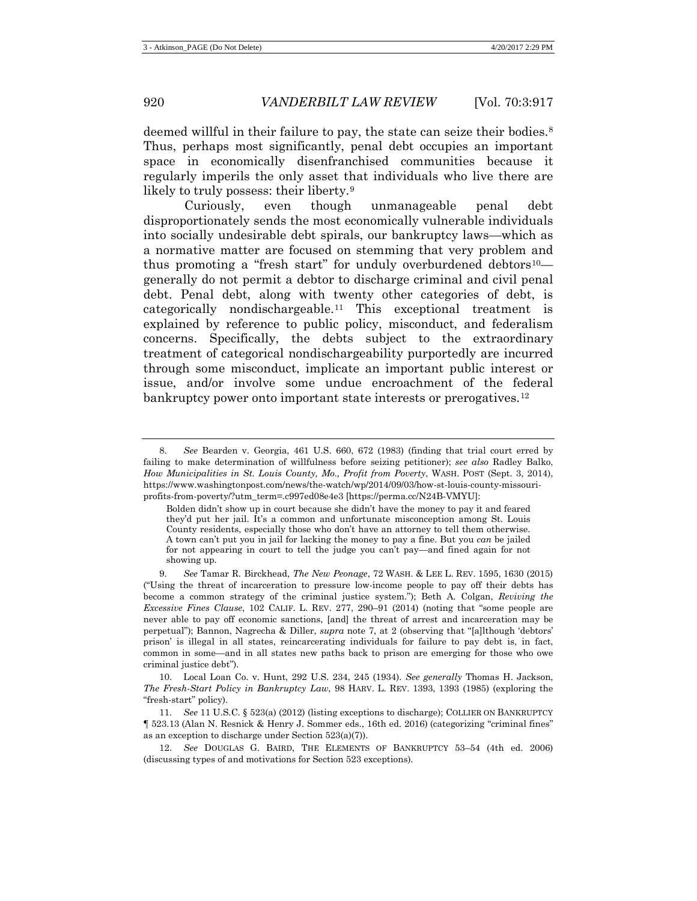deemed willful in their failure to pay, the state can seize their bodies.[8] Thus, perhaps most significantly, penal debt occupies an important space in economically disenfranchised communities because it regularly imperils the only asset that individuals who live there are likely to truly possess: their liberty.[9]

Curiously, even though unmanageable penal debt disproportionately sends the most economically vulnerable individuals into socially undesirable debt spirals, our bankruptcy laws—which as a normative matter are focused on stemming that very problem and thus promoting a "fresh start" for unduly overburdened debtors[10]—generally do not permit a debtor to discharge criminal and civil penal debt. Penal debt, along with twenty other categories of debt, is categorically nondischargeable.[11] This exceptional treatment is explained by reference to public policy, misconduct, and federalism concerns. Specifically, the debts subject to the extraordinary treatment of categorical nondischargeability purportedly are incurred through some misconduct, implicate an important public interest or issue, and/or involve some undue encroachment of the federal bankruptcy power onto important state interests or prerogatives.[12]

---

8. *See* Bearden v. Georgia, 461 U.S. 660, 672 (1983) (finding that trial court erred by failing to make determination of willfulness before seizing petitioner); *see also* Radley Balko, *How Municipalities in St. Louis County, Mo., Profit from Poverty*, WASH. POST (Sept. 3, 2014), https://www.washingtonpost.com/news/the-watch/wp/2014/09/03/how-st-louis-county-missouri-profits-from-poverty/?utm_term=.c997ed08e4e3 [https://perma.cc/N24B-VMYU]:

> Bolden didn't show up in court because she didn't have the money to pay it and feared they'd put her jail. It's a common and unfortunate misconception among St. Louis County residents, especially those who don't have an attorney to tell them otherwise. A town can't put you in jail for lacking the money to pay a fine. But you *can* be jailed for not appearing in court to tell the judge you can't pay—and fined again for not showing up.

9. *See* Tamar R. Birckhead, *The New Peonage*, 72 WASH. & LEE L. REV. 1595, 1630 (2015) ("Using the threat of incarceration to pressure low-income people to pay off their debts has become a common strategy of the criminal justice system."); Beth A. Colgan, *Reviving the Excessive Fines Clause*, 102 CALIF. L. REV. 277, 290–91 (2014) (noting that "some people are never able to pay off economic sanctions, [and] the threat of arrest and incarceration may be perpetual"); Bannon, Nagrecha & Diller, *supra* note 7, at 2 (observing that "[a]lthough 'debtors' prison' is illegal in all states, reincarcerating individuals for failure to pay debt is, in fact, common in some—and in all states new paths back to prison are emerging for those who owe criminal justice debt").

10. Local Loan Co. v. Hunt, 292 U.S. 234, 245 (1934). *See generally* Thomas H. Jackson, *The Fresh-Start Policy in Bankruptcy Law*, 98 HARV. L. REV. 1393, 1393 (1985) (exploring the "fresh-start" policy).

11. *See* 11 U.S.C. § 523(a) (2012) (listing exceptions to discharge); COLLIER ON BANKRUPTCY ¶ 523.13 (Alan N. Resnick & Henry J. Sommer eds., 16th ed. 2016) (categorizing "criminal fines" as an exception to discharge under Section 523(a)(7)).

12. *See* DOUGLAS G. BAIRD, THE ELEMENTS OF BANKRUPTCY 53–54 (4th ed. 2006) (discussing types of and motivations for Section 523 exceptions).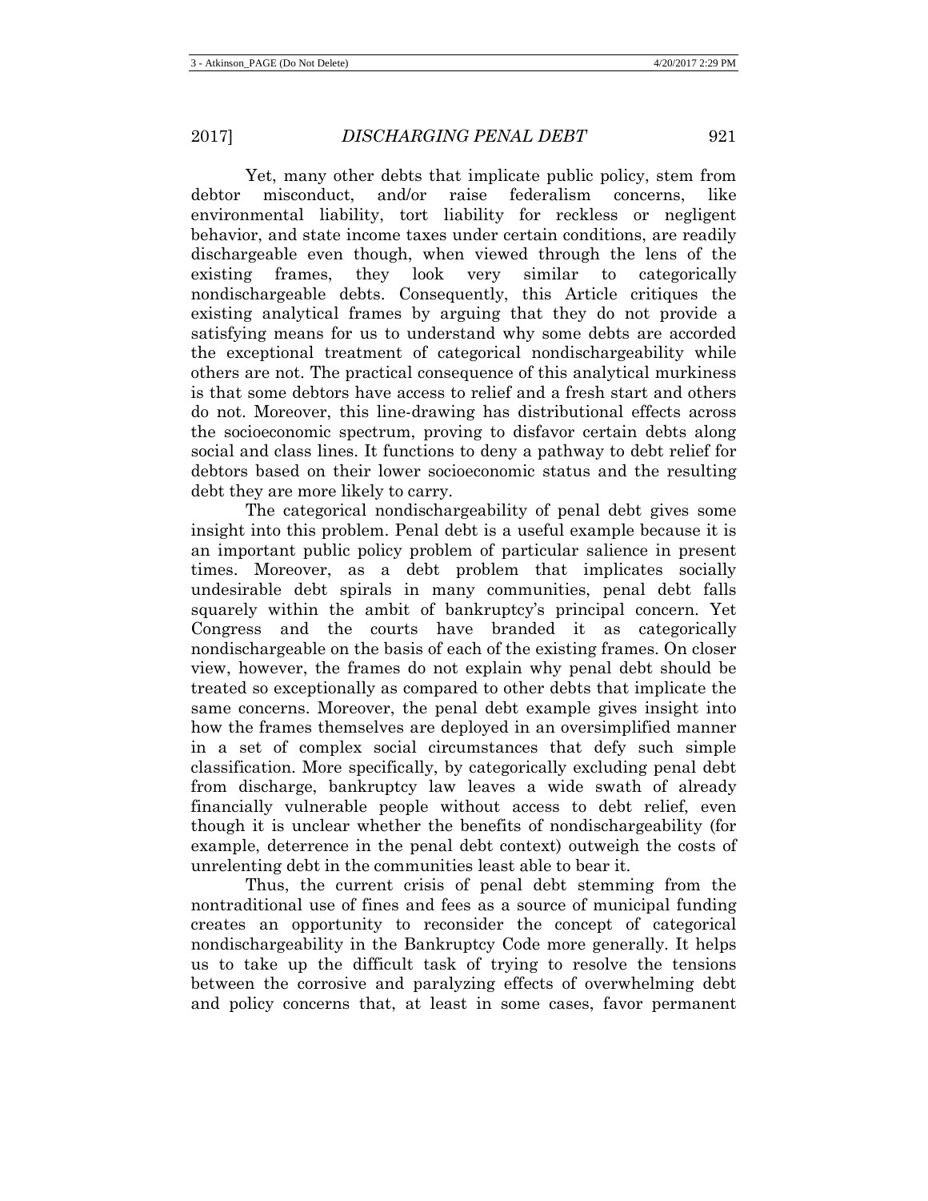Yet, many other debts that implicate public policy, stem from debtor misconduct, and/or raise federalism concerns, like environmental liability, tort liability for reckless or negligent behavior, and state income taxes under certain conditions, are readily dischargeable even though, when viewed through the lens of the existing frames, they look very similar to categorically nondischargeable debts. Consequently, this Article critiques the existing analytical frames by arguing that they do not provide a satisfying means for us to understand why some debts are accorded the exceptional treatment of categorical nondischargeability while others are not. The practical consequence of this analytical murkiness is that some debtors have access to relief and a fresh start and others do not. Moreover, this line-drawing has distributional effects across the socioeconomic spectrum, proving to disfavor certain debts along social and class lines. It functions to deny a pathway to debt relief for debtors based on their lower socioeconomic status and the resulting debt they are more likely to carry.

The categorical nondischargeability of penal debt gives some insight into this problem. Penal debt is a useful example because it is an important public policy problem of particular salience in present times. Moreover, as a debt problem that implicates socially undesirable debt spirals in many communities, penal debt falls squarely within the ambit of bankruptcy's principal concern. Yet Congress and the courts have branded it as categorically nondischargeable on the basis of each of the existing frames. On closer view, however, the frames do not explain why penal debt should be treated so exceptionally as compared to other debts that implicate the same concerns. Moreover, the penal debt example gives insight into how the frames themselves are deployed in an oversimplified manner in a set of complex social circumstances that defy such simple classification. More specifically, by categorically excluding penal debt from discharge, bankruptcy law leaves a wide swath of already financially vulnerable people without access to debt relief, even though it is unclear whether the benefits of nondischargeability (for example, deterrence in the penal debt context) outweigh the costs of unrelenting debt in the communities least able to bear it.

Thus, the current crisis of penal debt stemming from the nontraditional use of fines and fees as a source of municipal funding creates an opportunity to reconsider the concept of categorical nondischargeability in the Bankruptcy Code more generally. It helps us to take up the difficult task of trying to resolve the tensions between the corrosive and paralyzing effects of overwhelming debt and policy concerns that, at least in some cases, favor permanent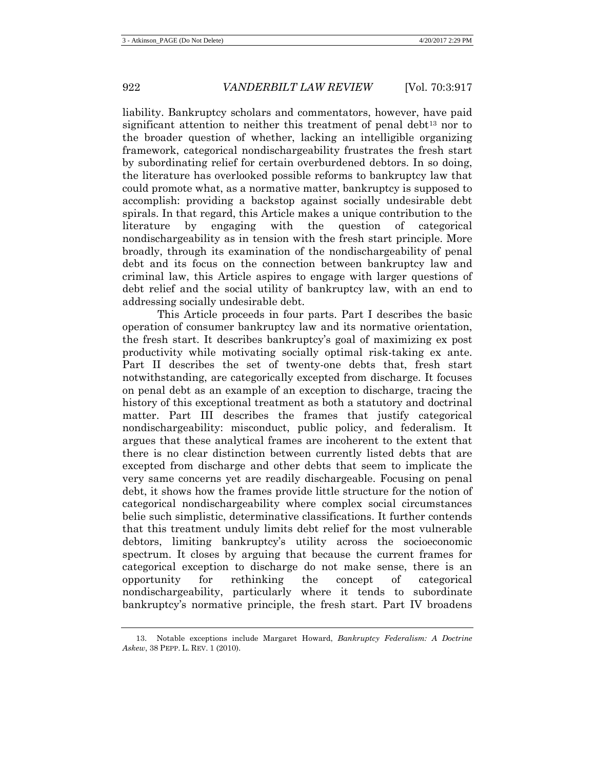liability. Bankruptcy scholars and commentators, however, have paid significant attention to neither this treatment of penal debt[13] nor to the broader question of whether, lacking an intelligible organizing framework, categorical nondischargeability frustrates the fresh start by subordinating relief for certain overburdened debtors. In so doing, the literature has overlooked possible reforms to bankruptcy law that could promote what, as a normative matter, bankruptcy is supposed to accomplish: providing a backstop against socially undesirable debt spirals. In that regard, this Article makes a unique contribution to the literature by engaging with the question of categorical nondischargeability as in tension with the fresh start principle. More broadly, through its examination of the nondischargeability of penal debt and its focus on the connection between bankruptcy law and criminal law, this Article aspires to engage with larger questions of debt relief and the social utility of bankruptcy law, with an end to addressing socially undesirable debt.

This Article proceeds in four parts. Part I describes the basic operation of consumer bankruptcy law and its normative orientation, the fresh start. It describes bankruptcy's goal of maximizing ex post productivity while motivating socially optimal risk-taking ex ante. Part II describes the set of twenty-one debts that, fresh start notwithstanding, are categorically excepted from discharge. It focuses on penal debt as an example of an exception to discharge, tracing the history of this exceptional treatment as both a statutory and doctrinal matter. Part III describes the frames that justify categorical nondischargeability: misconduct, public policy, and federalism. It argues that these analytical frames are incoherent to the extent that there is no clear distinction between currently listed debts that are excepted from discharge and other debts that seem to implicate the very same concerns yet are readily dischargeable. Focusing on penal debt, it shows how the frames provide little structure for the notion of categorical nondischargeability where complex social circumstances belie such simplistic, determinative classifications. It further contends that this treatment unduly limits debt relief for the most vulnerable debtors, limiting bankruptcy's utility across the socioeconomic spectrum. It closes by arguing that because the current frames for categorical exception to discharge do not make sense, there is an opportunity for rethinking the concept of categorical nondischargeability, particularly where it tends to subordinate bankruptcy's normative principle, the fresh start. Part IV broadens

---

13. Notable exceptions include Margaret Howard, *Bankruptcy Federalism: A Doctrine Askew*, 38 PEPP. L. REV. 1 (2010).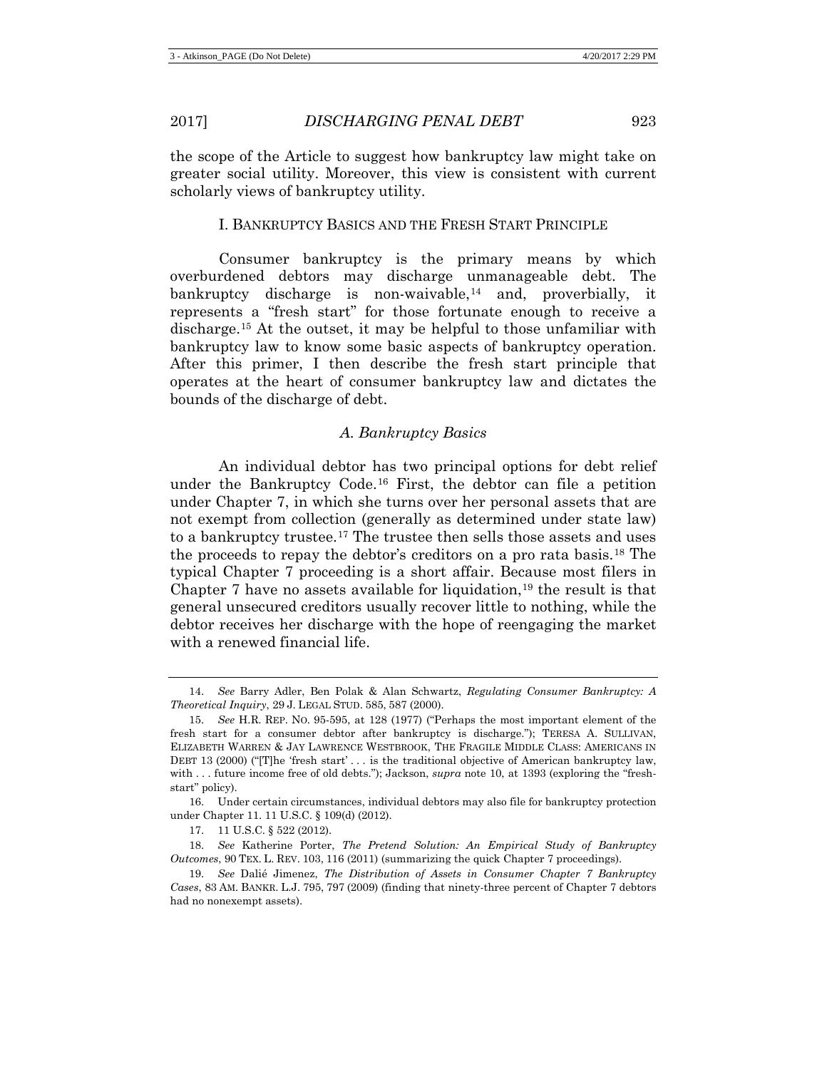the scope of the Article to suggest how bankruptcy law might take on greater social utility. Moreover, this view is consistent with current scholarly views of bankruptcy utility.

## I. BANKRUPTCY BASICS AND THE FRESH START PRINCIPLE

Consumer bankruptcy is the primary means by which overburdened debtors may discharge unmanageable debt. The bankruptcy discharge is non-waivable,[14] and, proverbially, it represents a "fresh start" for those fortunate enough to receive a discharge.[15] At the outset, it may be helpful to those unfamiliar with bankruptcy law to know some basic aspects of bankruptcy operation. After this primer, I then describe the fresh start principle that operates at the heart of consumer bankruptcy law and dictates the bounds of the discharge of debt.

### *A. Bankruptcy Basics*

An individual debtor has two principal options for debt relief under the Bankruptcy Code.[16] First, the debtor can file a petition under Chapter 7, in which she turns over her personal assets that are not exempt from collection (generally as determined under state law) to a bankruptcy trustee.[17] The trustee then sells those assets and uses the proceeds to repay the debtor's creditors on a pro rata basis.[18] The typical Chapter 7 proceeding is a short affair. Because most filers in Chapter 7 have no assets available for liquidation,[19] the result is that general unsecured creditors usually recover little to nothing, while the debtor receives her discharge with the hope of reengaging the market with a renewed financial life.

---

14. *See* Barry Adler, Ben Polak & Alan Schwartz, *Regulating Consumer Bankruptcy: A Theoretical Inquiry*, 29 J. LEGAL STUD. 585, 587 (2000).

15. *See* H.R. REP. NO. 95-595, at 128 (1977) ("Perhaps the most important element of the fresh start for a consumer debtor after bankruptcy is discharge."); TERESA A. SULLIVAN, ELIZABETH WARREN & JAY LAWRENCE WESTBROOK, THE FRAGILE MIDDLE CLASS: AMERICANS IN DEBT 13 (2000) ("[T]he 'fresh start' . . . is the traditional objective of American bankruptcy law, with . . . future income free of old debts."); Jackson, *supra* note 10, at 1393 (exploring the "fresh-start" policy).

16. Under certain circumstances, individual debtors may also file for bankruptcy protection under Chapter 11. 11 U.S.C. § 109(d) (2012).

17. 11 U.S.C. § 522 (2012).

18. *See* Katherine Porter, *The Pretend Solution: An Empirical Study of Bankruptcy Outcomes*, 90 TEX. L. REV. 103, 116 (2011) (summarizing the quick Chapter 7 proceedings).

19. *See* Dalié Jimenez, *The Distribution of Assets in Consumer Chapter 7 Bankruptcy Cases*, 83 AM. BANKR. L.J. 795, 797 (2009) (finding that ninety-three percent of Chapter 7 debtors had no nonexempt assets).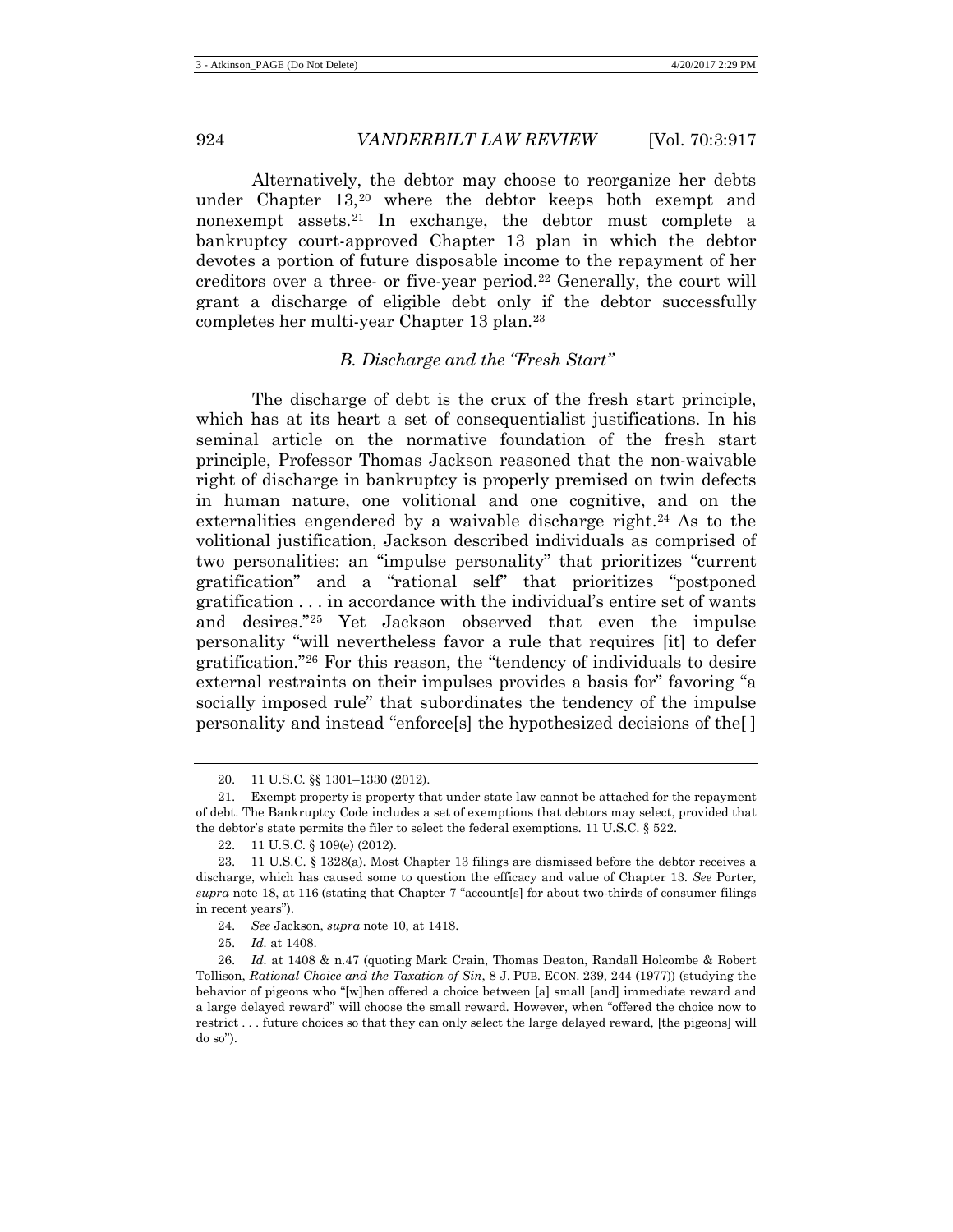Alternatively, the debtor may choose to reorganize her debts under Chapter 13,[20] where the debtor keeps both exempt and nonexempt assets.[21] In exchange, the debtor must complete a bankruptcy court-approved Chapter 13 plan in which the debtor devotes a portion of future disposable income to the repayment of her creditors over a three- or five-year period.[22] Generally, the court will grant a discharge of eligible debt only if the debtor successfully completes her multi-year Chapter 13 plan.[23]

### *B. Discharge and the "Fresh Start"*

The discharge of debt is the crux of the fresh start principle, which has at its heart a set of consequentialist justifications. In his seminal article on the normative foundation of the fresh start principle, Professor Thomas Jackson reasoned that the non-waivable right of discharge in bankruptcy is properly premised on twin defects in human nature, one volitional and one cognitive, and on the externalities engendered by a waivable discharge right.[24] As to the volitional justification, Jackson described individuals as comprised of two personalities: an "impulse personality" that prioritizes "current gratification" and a "rational self" that prioritizes "postponed gratification . . . in accordance with the individual's entire set of wants and desires."[25] Yet Jackson observed that even the impulse personality "will nevertheless favor a rule that requires [it] to defer gratification."[26] For this reason, the "tendency of individuals to desire external restraints on their impulses provides a basis for" favoring "a socially imposed rule" that subordinates the tendency of the impulse personality and instead "enforce[s] the hypothesized decisions of the[ ]

---

20. 11 U.S.C. §§ 1301–1330 (2012).

21. Exempt property is property that under state law cannot be attached for the repayment of debt. The Bankruptcy Code includes a set of exemptions that debtors may select, provided that the debtor's state permits the filer to select the federal exemptions. 11 U.S.C. § 522.

22. 11 U.S.C. § 109(e) (2012).

23. 11 U.S.C. § 1328(a). Most Chapter 13 filings are dismissed before the debtor receives a discharge, which has caused some to question the efficacy and value of Chapter 13. *See* Porter, *supra* note 18, at 116 (stating that Chapter 7 "account[s] for about two-thirds of consumer filings in recent years").

24. *See* Jackson, *supra* note 10, at 1418.

25. *Id.* at 1408.

26. *Id.* at 1408 & n.47 (quoting Mark Crain, Thomas Deaton, Randall Holcombe & Robert Tollison, *Rational Choice and the Taxation of Sin*, 8 J. PUB. ECON. 239, 244 (1977)) (studying the behavior of pigeons who "[w]hen offered a choice between [a] small [and] immediate reward and a large delayed reward" will choose the small reward. However, when "offered the choice now to restrict . . . future choices so that they can only select the large delayed reward, [the pigeons] will do so").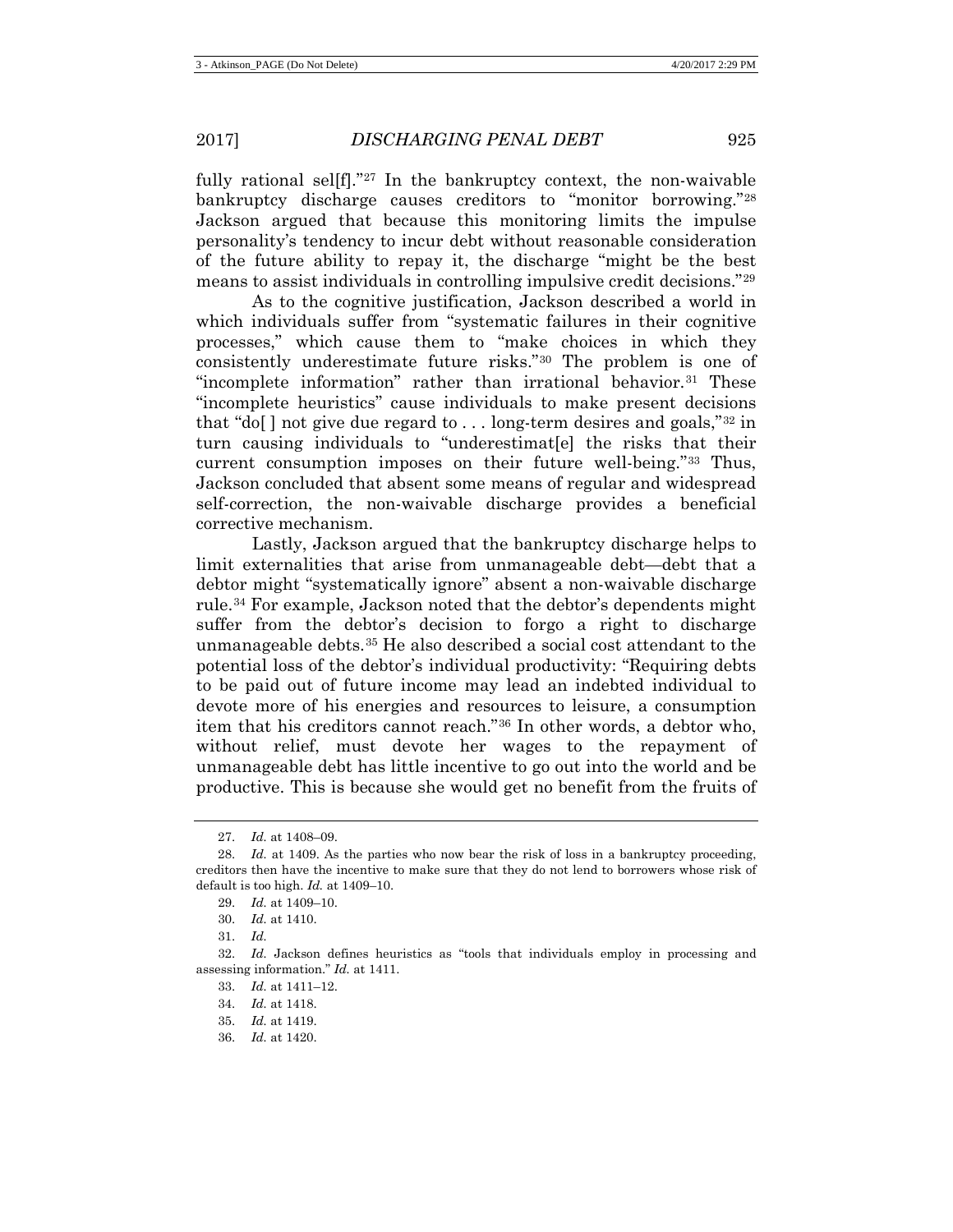fully rational sel[f]."[27] In the bankruptcy context, the non-waivable bankruptcy discharge causes creditors to "monitor borrowing."[28] Jackson argued that because this monitoring limits the impulse personality's tendency to incur debt without reasonable consideration of the future ability to repay it, the discharge "might be the best means to assist individuals in controlling impulsive credit decisions."[29]

As to the cognitive justification, Jackson described a world in which individuals suffer from "systematic failures in their cognitive processes," which cause them to "make choices in which they consistently underestimate future risks."[30] The problem is one of "incomplete information" rather than irrational behavior.[31] These "incomplete heuristics" cause individuals to make present decisions that "do[ ] not give due regard to . . . long-term desires and goals,"[32] in turn causing individuals to "underestimat[e] the risks that their current consumption imposes on their future well-being."[33] Thus, Jackson concluded that absent some means of regular and widespread self-correction, the non-waivable discharge provides a beneficial corrective mechanism.

Lastly, Jackson argued that the bankruptcy discharge helps to limit externalities that arise from unmanageable debt—debt that a debtor might "systematically ignore" absent a non-waivable discharge rule.[34] For example, Jackson noted that the debtor's dependents might suffer from the debtor's decision to forgo a right to discharge unmanageable debts.[35] He also described a social cost attendant to the potential loss of the debtor's individual productivity: "Requiring debts to be paid out of future income may lead an indebted individual to devote more of his energies and resources to leisure, a consumption item that his creditors cannot reach."[36] In other words, a debtor who, without relief, must devote her wages to the repayment of unmanageable debt has little incentive to go out into the world and be productive. This is because she would get no benefit from the fruits of

---

27. *Id.* at 1408–09.

28. *Id.* at 1409. As the parties who now bear the risk of loss in a bankruptcy proceeding, creditors then have the incentive to make sure that they do not lend to borrowers whose risk of default is too high. *Id.* at 1409–10.

29. *Id.* at 1409–10.

30. *Id.* at 1410.

31. *Id.*

32. *Id.* Jackson defines heuristics as "tools that individuals employ in processing and assessing information." *Id.* at 1411.

33. *Id.* at 1411–12.

34. *Id.* at 1418.

35. *Id.* at 1419.

36. *Id.* at 1420.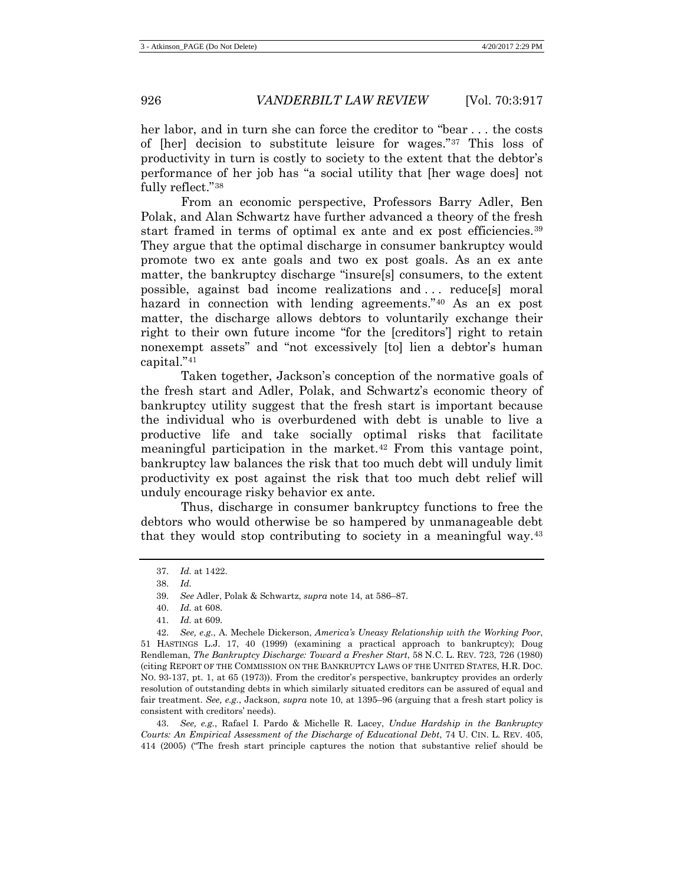her labor, and in turn she can force the creditor to "bear . . . the costs of [her] decision to substitute leisure for wages."[37] This loss of productivity in turn is costly to society to the extent that the debtor's performance of her job has "a social utility that [her wage does] not fully reflect."[38]

From an economic perspective, Professors Barry Adler, Ben Polak, and Alan Schwartz have further advanced a theory of the fresh start framed in terms of optimal ex ante and ex post efficiencies.[39] They argue that the optimal discharge in consumer bankruptcy would promote two ex ante goals and two ex post goals. As an ex ante matter, the bankruptcy discharge "insure[s] consumers, to the extent possible, against bad income realizations and . . . reduce[s] moral hazard in connection with lending agreements."[40] As an ex post matter, the discharge allows debtors to voluntarily exchange their right to their own future income "for the [creditors'] right to retain nonexempt assets" and "not excessively [to] lien a debtor's human capital."[41]

Taken together, Jackson's conception of the normative goals of the fresh start and Adler, Polak, and Schwartz's economic theory of bankruptcy utility suggest that the fresh start is important because the individual who is overburdened with debt is unable to live a productive life and take socially optimal risks that facilitate meaningful participation in the market.[42] From this vantage point, bankruptcy law balances the risk that too much debt will unduly limit productivity ex post against the risk that too much debt relief will unduly encourage risky behavior ex ante.

Thus, discharge in consumer bankruptcy functions to free the debtors who would otherwise be so hampered by unmanageable debt that they would stop contributing to society in a meaningful way.[43]

---

37. *Id.* at 1422.

38. *Id.*

39. *See* Adler, Polak & Schwartz, *supra* note 14, at 586–87.

40. *Id.* at 608.

41. *Id.* at 609.

42. *See, e.g.*, A. Mechele Dickerson, *America's Uneasy Relationship with the Working Poor*, 51 HASTINGS L.J. 17, 40 (1999) (examining a practical approach to bankruptcy); Doug Rendleman, *The Bankruptcy Discharge: Toward a Fresher Start*, 58 N.C. L. REV. 723, 726 (1980) (citing REPORT OF THE COMMISSION ON THE BANKRUPTCY LAWS OF THE UNITED STATES, H.R. DOC. NO. 93-137, pt. 1, at 65 (1973)). From the creditor's perspective, bankruptcy provides an orderly resolution of outstanding debts in which similarly situated creditors can be assured of equal and fair treatment. *See, e.g.*, Jackson, *supra* note 10, at 1395–96 (arguing that a fresh start policy is consistent with creditors' needs).

43. *See, e.g.*, Rafael I. Pardo & Michelle R. Lacey, *Undue Hardship in the Bankruptcy Courts: An Empirical Assessment of the Discharge of Educational Debt*, 74 U. CIN. L. REV. 405, 414 (2005) ("The fresh start principle captures the notion that substantive relief should be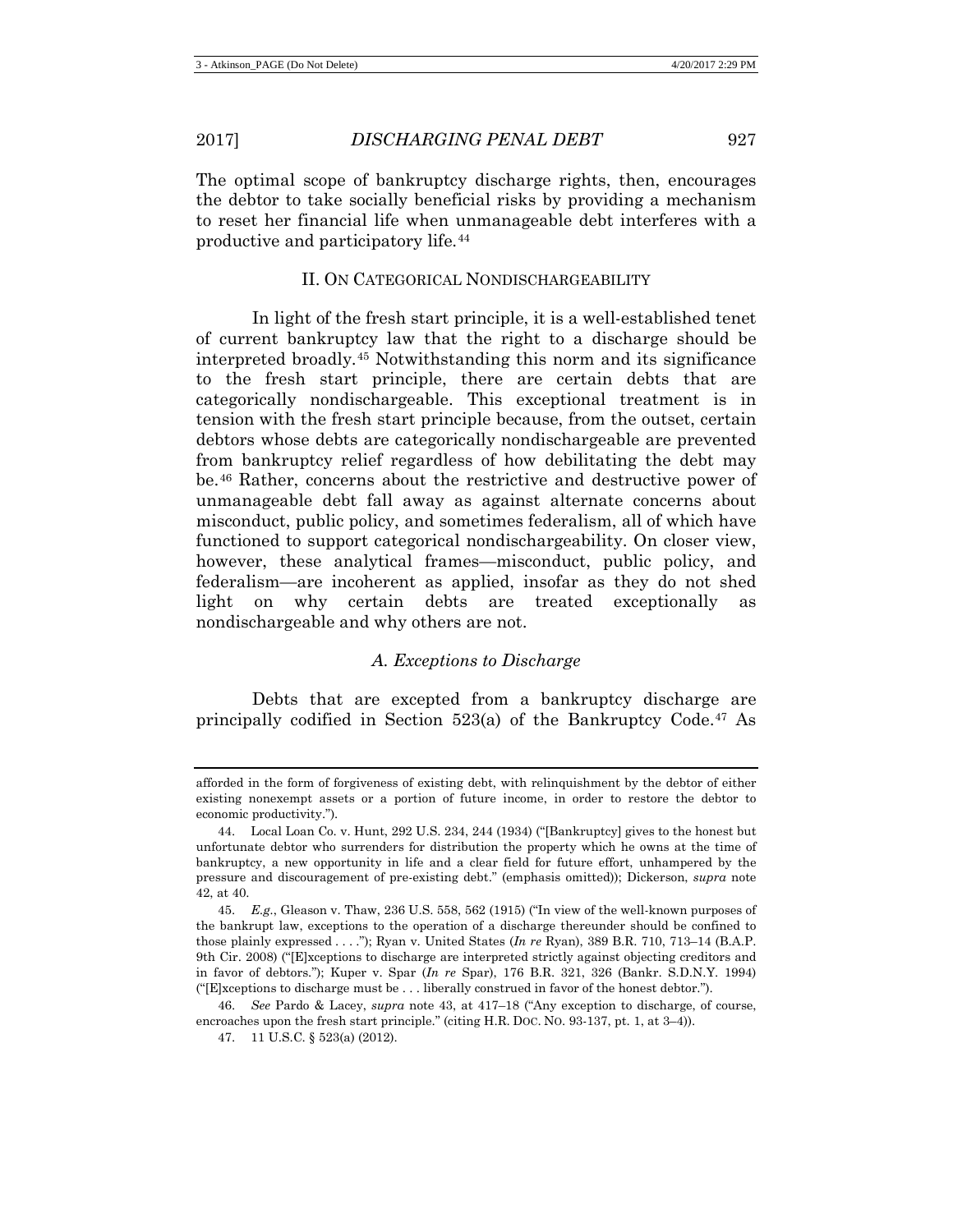The optimal scope of bankruptcy discharge rights, then, encourages the debtor to take socially beneficial risks by providing a mechanism to reset her financial life when unmanageable debt interferes with a productive and participatory life.[44]

## II. On Categorical Nondischargeability

In light of the fresh start principle, it is a well-established tenet of current bankruptcy law that the right to a discharge should be interpreted broadly.[45] Notwithstanding this norm and its significance to the fresh start principle, there are certain debts that are categorically nondischargeable. This exceptional treatment is in tension with the fresh start principle because, from the outset, certain debtors whose debts are categorically nondischargeable are prevented from bankruptcy relief regardless of how debilitating the debt may be.[46] Rather, concerns about the restrictive and destructive power of unmanageable debt fall away as against alternate concerns about misconduct, public policy, and sometimes federalism, all of which have functioned to support categorical nondischargeability. On closer view, however, these analytical frames—misconduct, public policy, and federalism—are incoherent as applied, insofar as they do not shed light on why certain debts are treated exceptionally as nondischargeable and why others are not.

### *A. Exceptions to Discharge*

Debts that are excepted from a bankruptcy discharge are principally codified in Section 523(a) of the Bankruptcy Code.[47] As

---

afforded in the form of forgiveness of existing debt, with relinquishment by the debtor of either existing nonexempt assets or a portion of future income, in order to restore the debtor to economic productivity.").

44. Local Loan Co. v. Hunt, 292 U.S. 234, 244 (1934) ("[Bankruptcy] gives to the honest but unfortunate debtor who surrenders for distribution the property which he owns at the time of bankruptcy, a new opportunity in life and a clear field for future effort, unhampered by the pressure and discouragement of pre-existing debt." (emphasis omitted)); Dickerson, *supra* note 42, at 40.

45. *E.g.*, Gleason v. Thaw, 236 U.S. 558, 562 (1915) ("In view of the well-known purposes of the bankrupt law, exceptions to the operation of a discharge thereunder should be confined to those plainly expressed . . . ."); Ryan v. United States (*In re* Ryan), 389 B.R. 710, 713–14 (B.A.P. 9th Cir. 2008) ("[E]xceptions to discharge are interpreted strictly against objecting creditors and in favor of debtors."); Kuper v. Spar (*In re* Spar), 176 B.R. 321, 326 (Bankr. S.D.N.Y. 1994) ("[E]xceptions to discharge must be . . . liberally construed in favor of the honest debtor.").

46. *See* Pardo & Lacey, *supra* note 43, at 417–18 ("Any exception to discharge, of course, encroaches upon the fresh start principle." (citing H.R. DOC. NO. 93-137, pt. 1, at 3–4)).

47. 11 U.S.C. § 523(a) (2012).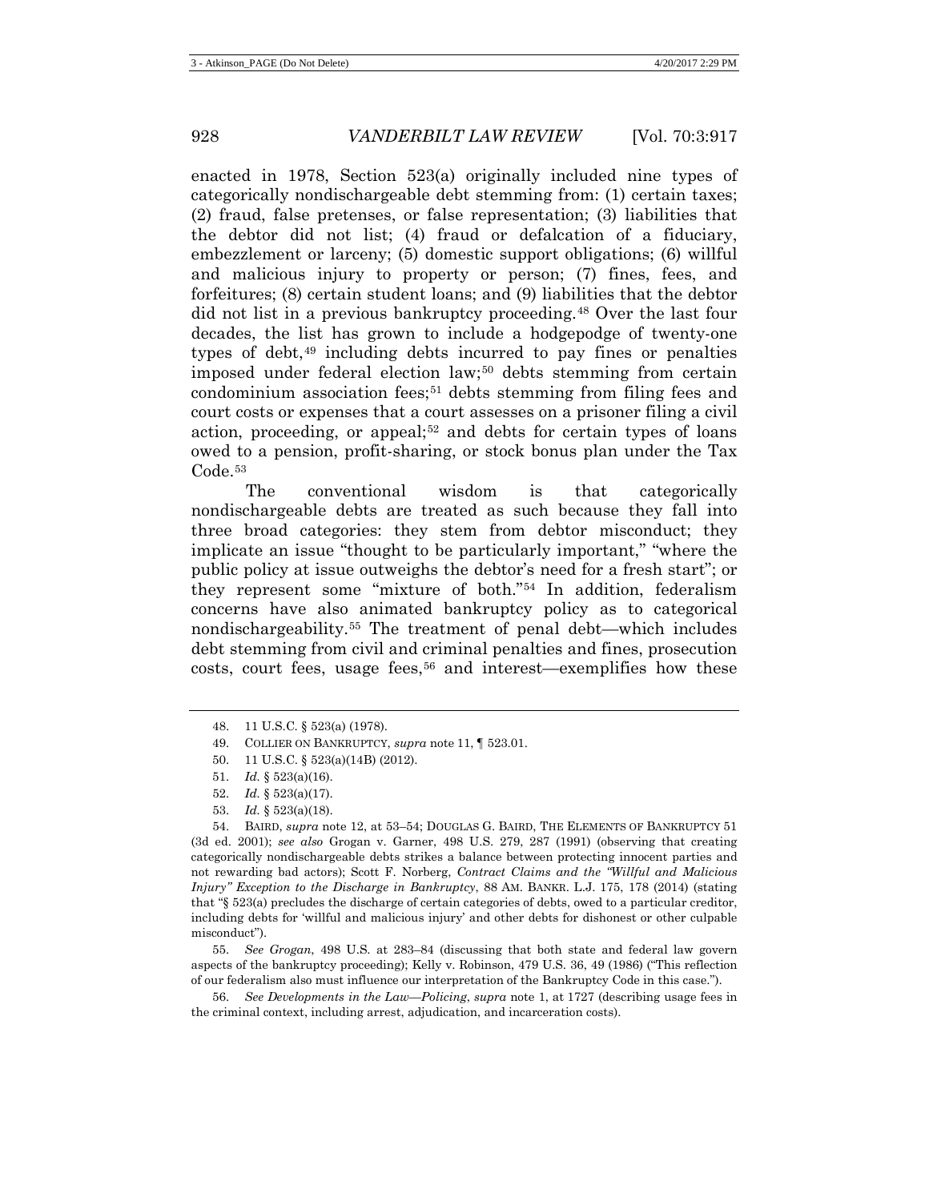enacted in 1978, Section 523(a) originally included nine types of categorically nondischargeable debt stemming from: (1) certain taxes; (2) fraud, false pretenses, or false representation; (3) liabilities that the debtor did not list; (4) fraud or defalcation of a fiduciary, embezzlement or larceny; (5) domestic support obligations; (6) willful and malicious injury to property or person; (7) fines, fees, and forfeitures; (8) certain student loans; and (9) liabilities that the debtor did not list in a previous bankruptcy proceeding.[48] Over the last four decades, the list has grown to include a hodgepodge of twenty-one types of debt,[49] including debts incurred to pay fines or penalties imposed under federal election law;[50] debts stemming from certain condominium association fees;[51] debts stemming from filing fees and court costs or expenses that a court assesses on a prisoner filing a civil action, proceeding, or appeal;[52] and debts for certain types of loans owed to a pension, profit-sharing, or stock bonus plan under the Tax Code.[53]

The conventional wisdom is that categorically nondischargeable debts are treated as such because they fall into three broad categories: they stem from debtor misconduct; they implicate an issue "thought to be particularly important," "where the public policy at issue outweighs the debtor's need for a fresh start"; or they represent some "mixture of both."[54] In addition, federalism concerns have also animated bankruptcy policy as to categorical nondischargeability.[55] The treatment of penal debt—which includes debt stemming from civil and criminal penalties and fines, prosecution costs, court fees, usage fees,[56] and interest—exemplifies how these

48. 11 U.S.C. § 523(a) (1978).

49. COLLIER ON BANKRUPTCY, *supra* note 11, ¶ 523.01.

50. 11 U.S.C. § 523(a)(14B) (2012).

51. *Id.* § 523(a)(16).

52. *Id.* § 523(a)(17).

53. *Id.* § 523(a)(18).

54. BAIRD, *supra* note 12, at 53–54; DOUGLAS G. BAIRD, THE ELEMENTS OF BANKRUPTCY 51 (3d ed. 2001); *see also* Grogan v. Garner, 498 U.S. 279, 287 (1991) (observing that creating categorically nondischargeable debts strikes a balance between protecting innocent parties and not rewarding bad actors); Scott F. Norberg, *Contract Claims and the "Willful and Malicious Injury" Exception to the Discharge in Bankruptcy*, 88 AM. BANKR. L.J. 175, 178 (2014) (stating that "§ 523(a) precludes the discharge of certain categories of debts, owed to a particular creditor, including debts for 'willful and malicious injury' and other debts for dishonest or other culpable misconduct").

55. *See Grogan*, 498 U.S. at 283–84 (discussing that both state and federal law govern aspects of the bankruptcy proceeding); Kelly v. Robinson, 479 U.S. 36, 49 (1986) ("This reflection of our federalism also must influence our interpretation of the Bankruptcy Code in this case.").

56. *See Developments in the Law—Policing*, *supra* note 1, at 1727 (describing usage fees in the criminal context, including arrest, adjudication, and incarceration costs).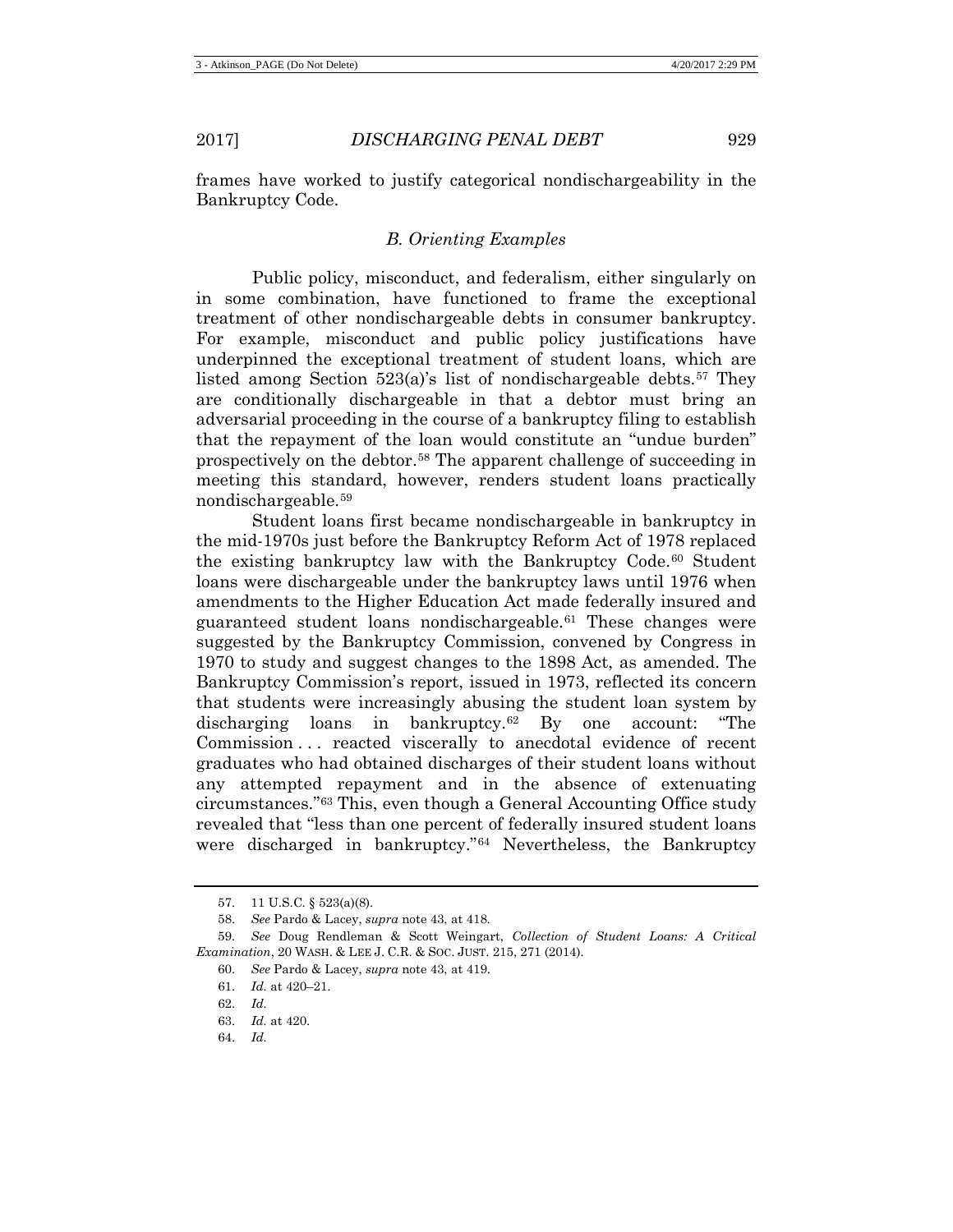frames have worked to justify categorical nondischargeability in the Bankruptcy Code.

### *B. Orienting Examples*

Public policy, misconduct, and federalism, either singularly on in some combination, have functioned to frame the exceptional treatment of other nondischargeable debts in consumer bankruptcy. For example, misconduct and public policy justifications have underpinned the exceptional treatment of student loans, which are listed among Section 523(a)'s list of nondischargeable debts.[57] They are conditionally dischargeable in that a debtor must bring an adversarial proceeding in the course of a bankruptcy filing to establish that the repayment of the loan would constitute an "undue burden" prospectively on the debtor.[58] The apparent challenge of succeeding in meeting this standard, however, renders student loans practically nondischargeable.[59]

Student loans first became nondischargeable in bankruptcy in the mid-1970s just before the Bankruptcy Reform Act of 1978 replaced the existing bankruptcy law with the Bankruptcy Code.[60] Student loans were dischargeable under the bankruptcy laws until 1976 when amendments to the Higher Education Act made federally insured and guaranteed student loans nondischargeable.[61] These changes were suggested by the Bankruptcy Commission, convened by Congress in 1970 to study and suggest changes to the 1898 Act, as amended. The Bankruptcy Commission's report, issued in 1973, reflected its concern that students were increasingly abusing the student loan system by discharging loans in bankruptcy.[62] By one account: "The Commission . . . reacted viscerally to anecdotal evidence of recent graduates who had obtained discharges of their student loans without any attempted repayment and in the absence of extenuating circumstances."[63] This, even though a General Accounting Office study revealed that "less than one percent of federally insured student loans were discharged in bankruptcy."[64] Nevertheless, the Bankruptcy

57. 11 U.S.C. § 523(a)(8).

58. *See* Pardo & Lacey, *supra* note 43, at 418.

59. *See* Doug Rendleman & Scott Weingart, *Collection of Student Loans: A Critical Examination*, 20 WASH. & LEE J. C.R. & SOC. JUST. 215, 271 (2014).

60. *See* Pardo & Lacey, *supra* note 43, at 419.

61. *Id.* at 420–21.

62. *Id.*

63. *Id.* at 420.

64. *Id.*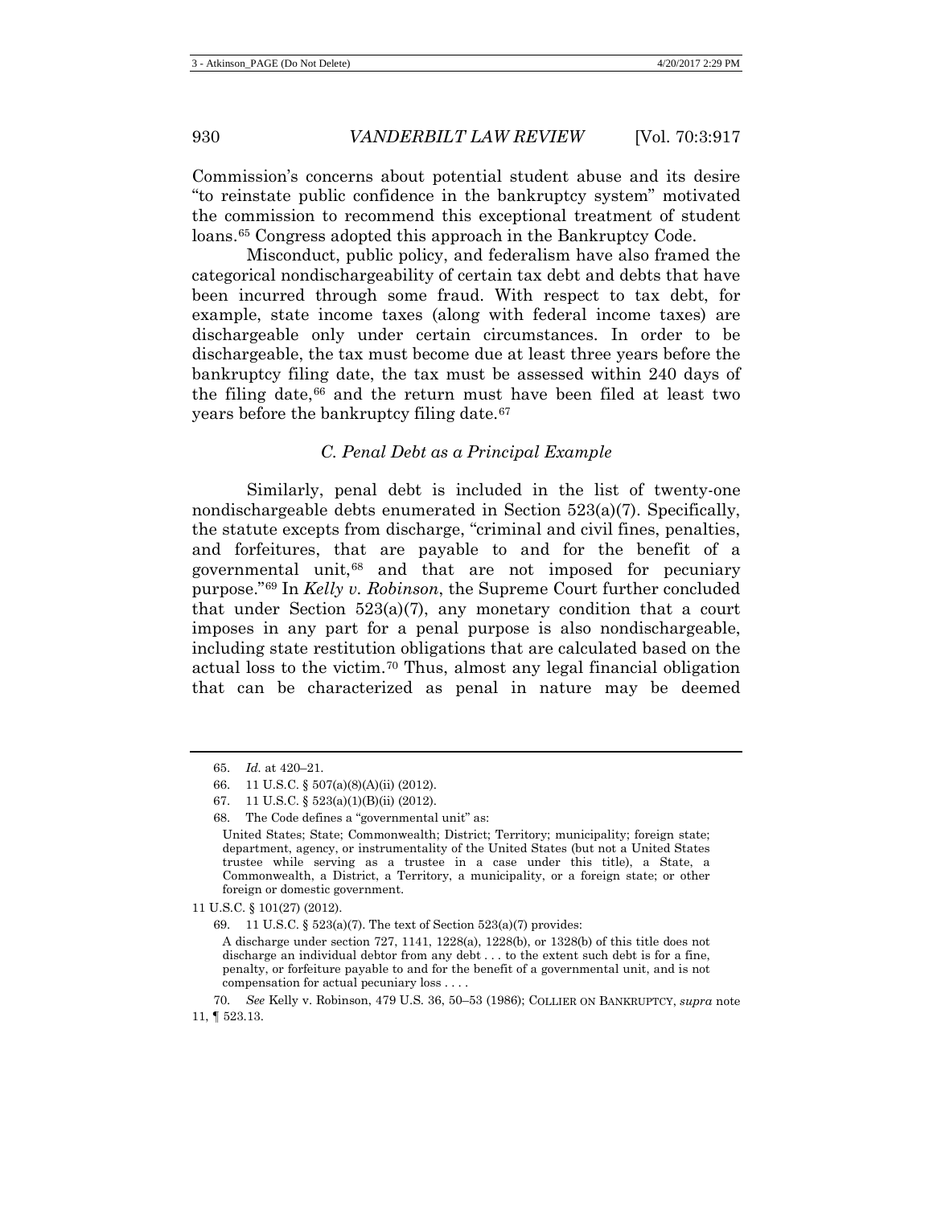Commission's concerns about potential student abuse and its desire "to reinstate public confidence in the bankruptcy system" motivated the commission to recommend this exceptional treatment of student loans.[65] Congress adopted this approach in the Bankruptcy Code.

Misconduct, public policy, and federalism have also framed the categorical nondischargeability of certain tax debt and debts that have been incurred through some fraud. With respect to tax debt, for example, state income taxes (along with federal income taxes) are dischargeable only under certain circumstances. In order to be dischargeable, the tax must become due at least three years before the bankruptcy filing date, the tax must be assessed within 240 days of the filing date,[66] and the return must have been filed at least two years before the bankruptcy filing date.[67]

### *C. Penal Debt as a Principal Example*

Similarly, penal debt is included in the list of twenty-one nondischargeable debts enumerated in Section 523(a)(7). Specifically, the statute excepts from discharge, "criminal and civil fines, penalties, and forfeitures, that are payable to and for the benefit of a governmental unit,[68] and that are not imposed for pecuniary purpose."[69] In *Kelly v. Robinson*, the Supreme Court further concluded that under Section 523(a)(7), any monetary condition that a court imposes in any part for a penal purpose is also nondischargeable, including state restitution obligations that are calculated based on the actual loss to the victim.[70] Thus, almost any legal financial obligation that can be characterized as penal in nature may be deemed

---

65. *Id.* at 420–21.

66. 11 U.S.C. § 507(a)(8)(A)(ii) (2012).

67. 11 U.S.C. § 523(a)(1)(B)(ii) (2012).

68. The Code defines a "governmental unit" as:

> United States; State; Commonwealth; District; Territory; municipality; foreign state; department, agency, or instrumentality of the United States (but not a United States trustee while serving as a trustee in a case under this title), a State, a Commonwealth, a District, a Territory, a municipality, or a foreign state; or other foreign or domestic government.

11 U.S.C. § 101(27) (2012).

69. 11 U.S.C. § 523(a)(7). The text of Section 523(a)(7) provides:

> A discharge under section 727, 1141, 1228(a), 1228(b), or 1328(b) of this title does not discharge an individual debtor from any debt . . . to the extent such debt is for a fine, penalty, or forfeiture payable to and for the benefit of a governmental unit, and is not compensation for actual pecuniary loss . . . .

70. *See* Kelly v. Robinson, 479 U.S. 36, 50–53 (1986); COLLIER ON BANKRUPTCY, *supra* note 11, ¶ 523.13.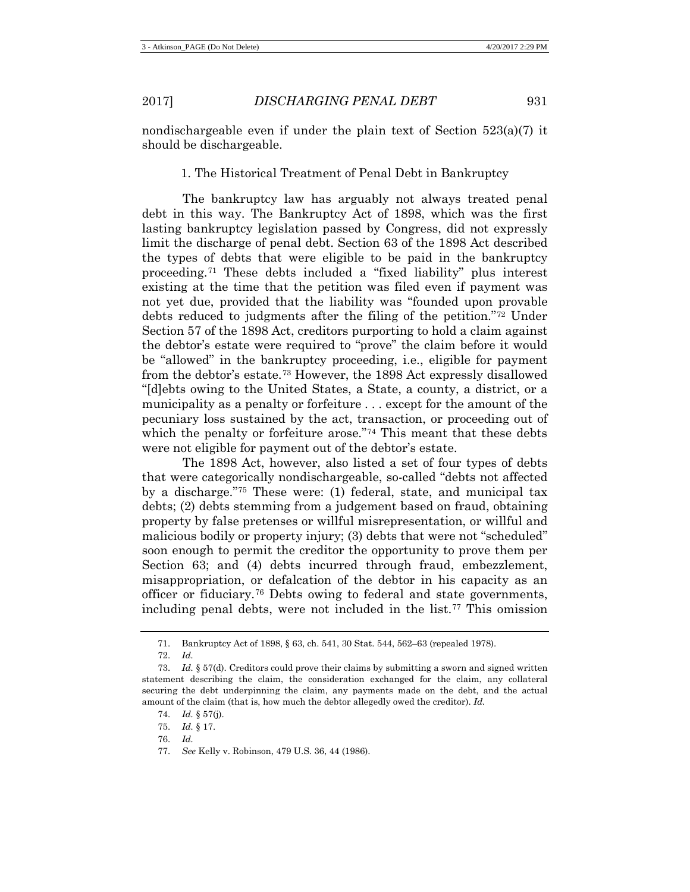nondischargeable even if under the plain text of Section 523(a)(7) it should be dischargeable.

### 1. The Historical Treatment of Penal Debt in Bankruptcy

The bankruptcy law has arguably not always treated penal debt in this way. The Bankruptcy Act of 1898, which was the first lasting bankruptcy legislation passed by Congress, did not expressly limit the discharge of penal debt. Section 63 of the 1898 Act described the types of debts that were eligible to be paid in the bankruptcy proceeding.[71] These debts included a "fixed liability" plus interest existing at the time that the petition was filed even if payment was not yet due, provided that the liability was "founded upon provable debts reduced to judgments after the filing of the petition."[72] Under Section 57 of the 1898 Act, creditors purporting to hold a claim against the debtor's estate were required to "prove" the claim before it would be "allowed" in the bankruptcy proceeding, i.e., eligible for payment from the debtor's estate.[73] However, the 1898 Act expressly disallowed "[d]ebts owing to the United States, a State, a county, a district, or a municipality as a penalty or forfeiture . . . except for the amount of the pecuniary loss sustained by the act, transaction, or proceeding out of which the penalty or forfeiture arose."[74] This meant that these debts were not eligible for payment out of the debtor's estate.

The 1898 Act, however, also listed a set of four types of debts that were categorically nondischargeable, so-called "debts not affected by a discharge."[75] These were: (1) federal, state, and municipal tax debts; (2) debts stemming from a judgement based on fraud, obtaining property by false pretenses or willful misrepresentation, or willful and malicious bodily or property injury; (3) debts that were not "scheduled" soon enough to permit the creditor the opportunity to prove them per Section 63; and (4) debts incurred through fraud, embezzlement, misappropriation, or defalcation of the debtor in his capacity as an officer or fiduciary.[76] Debts owing to federal and state governments, including penal debts, were not included in the list.[77] This omission

---

71. Bankruptcy Act of 1898, § 63, ch. 541, 30 Stat. 544, 562–63 (repealed 1978).

72. *Id.*

73. *Id.* § 57(d). Creditors could prove their claims by submitting a sworn and signed written statement describing the claim, the consideration exchanged for the claim, any collateral securing the debt underpinning the claim, any payments made on the debt, and the actual amount of the claim (that is, how much the debtor allegedly owed the creditor). *Id.*

74. *Id.* § 57(j).

75. *Id.* § 17.

76. *Id.*

77. *See* Kelly v. Robinson, 479 U.S. 36, 44 (1986).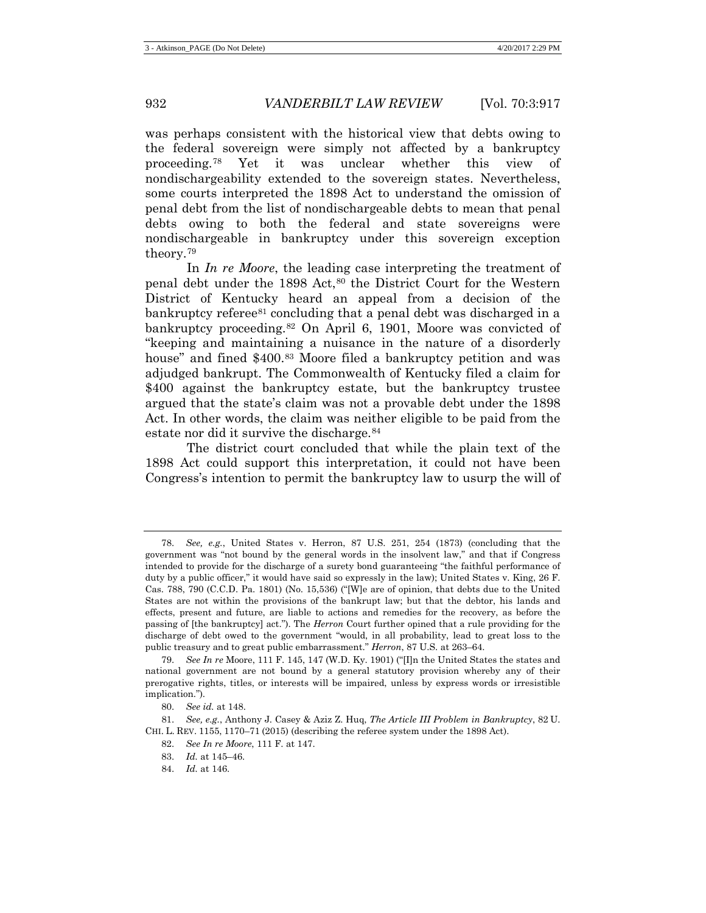was perhaps consistent with the historical view that debts owing to the federal sovereign were simply not affected by a bankruptcy proceeding.[78] Yet it was unclear whether this view of nondischargeability extended to the sovereign states. Nevertheless, some courts interpreted the 1898 Act to understand the omission of penal debt from the list of nondischargeable debts to mean that penal debts owing to both the federal and state sovereigns were nondischargeable in bankruptcy under this sovereign exception theory.[79]

In *In re Moore*, the leading case interpreting the treatment of penal debt under the 1898 Act,[80] the District Court for the Western District of Kentucky heard an appeal from a decision of the bankruptcy referee[81] concluding that a penal debt was discharged in a bankruptcy proceeding.[82] On April 6, 1901, Moore was convicted of "keeping and maintaining a nuisance in the nature of a disorderly house" and fined $400.[83] Moore filed a bankruptcy petition and was adjudged bankrupt. The Commonwealth of Kentucky filed a claim for $400 against the bankruptcy estate, but the bankruptcy trustee argued that the state's claim was not a provable debt under the 1898 Act. In other words, the claim was neither eligible to be paid from the estate nor did it survive the discharge.[84]

The district court concluded that while the plain text of the 1898 Act could support this interpretation, it could not have been Congress's intention to permit the bankruptcy law to usurp the will of

---

78. *See, e.g.*, United States v. Herron, 87 U.S. 251, 254 (1873) (concluding that the government was "not bound by the general words in the insolvent law," and that if Congress intended to provide for the discharge of a surety bond guaranteeing "the faithful performance of duty by a public officer," it would have said so expressly in the law); United States v. King, 26 F. Cas. 788, 790 (C.C.D. Pa. 1801) (No. 15,536) ("[W]e are of opinion, that debts due to the United States are not within the provisions of the bankrupt law; but that the debtor, his lands and effects, present and future, are liable to actions and remedies for the recovery, as before the passing of [the bankruptcy] act."). The *Herron* Court further opined that a rule providing for the discharge of debt owed to the government "would, in all probability, lead to great loss to the public treasury and to great public embarrassment." *Herron*, 87 U.S. at 263–64.

79. *See In re* Moore, 111 F. 145, 147 (W.D. Ky. 1901) ("[I]n the United States the states and national government are not bound by a general statutory provision whereby any of their prerogative rights, titles, or interests will be impaired, unless by express words or irresistible implication.").

80. *See id.* at 148.

81. *See, e.g.*, Anthony J. Casey & Aziz Z. Huq, *The Article III Problem in Bankruptcy*, 82 U. CHI. L. REV. 1155, 1170–71 (2015) (describing the referee system under the 1898 Act).

82. *See In re Moore*, 111 F. at 147.

83. *Id.* at 145–46.

84. *Id.* at 146.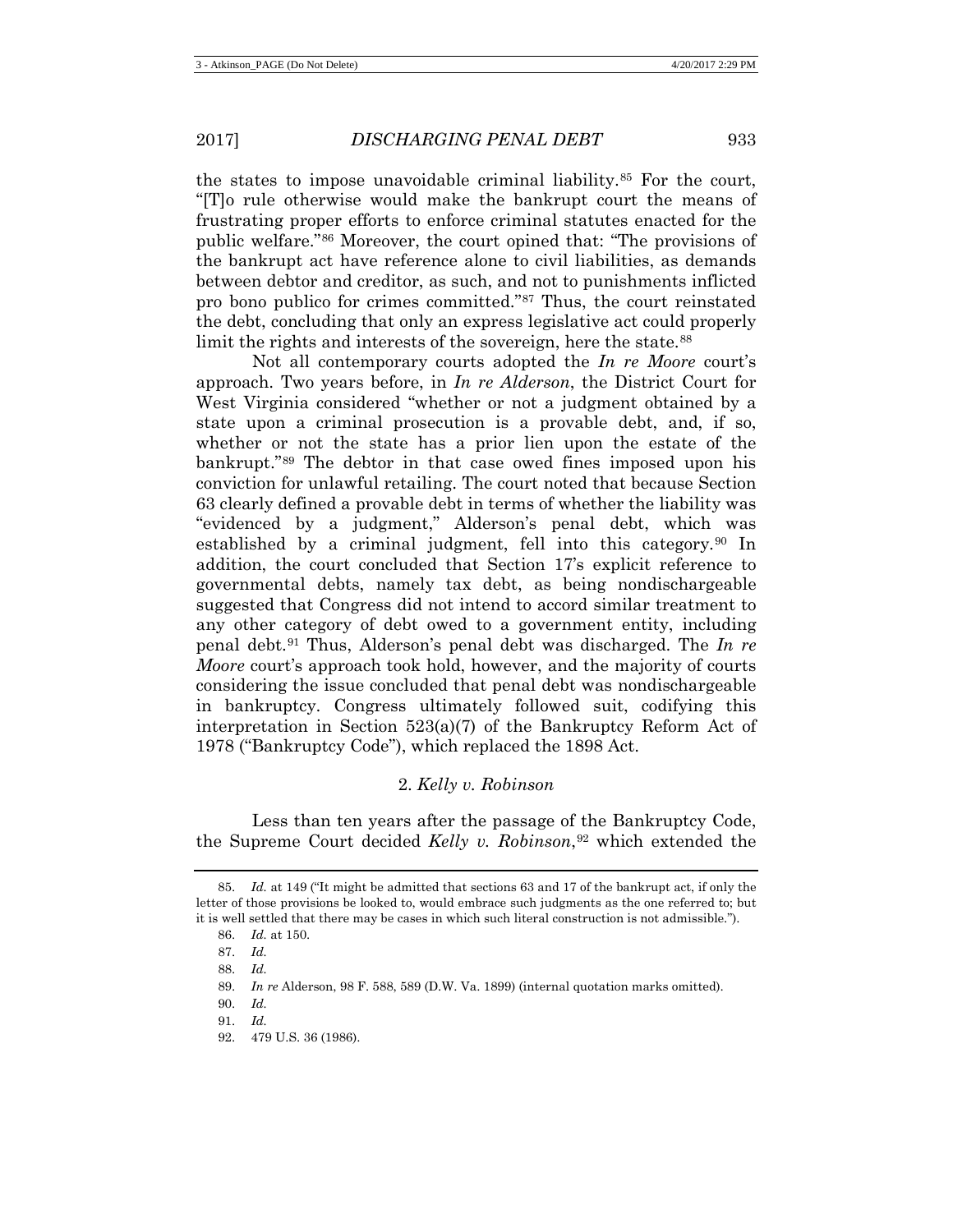the states to impose unavoidable criminal liability.[85] For the court, "[T]o rule otherwise would make the bankrupt court the means of frustrating proper efforts to enforce criminal statutes enacted for the public welfare."[86] Moreover, the court opined that: "The provisions of the bankrupt act have reference alone to civil liabilities, as demands between debtor and creditor, as such, and not to punishments inflicted pro bono publico for crimes committed."[87] Thus, the court reinstated the debt, concluding that only an express legislative act could properly limit the rights and interests of the sovereign, here the state.[88]

Not all contemporary courts adopted the *In re Moore* court's approach. Two years before, in *In re Alderson*, the District Court for West Virginia considered "whether or not a judgment obtained by a state upon a criminal prosecution is a provable debt, and, if so, whether or not the state has a prior lien upon the estate of the bankrupt."[89] The debtor in that case owed fines imposed upon his conviction for unlawful retailing. The court noted that because Section 63 clearly defined a provable debt in terms of whether the liability was "evidenced by a judgment," Alderson's penal debt, which was established by a criminal judgment, fell into this category.[90] In addition, the court concluded that Section 17's explicit reference to governmental debts, namely tax debt, as being nondischargeable suggested that Congress did not intend to accord similar treatment to any other category of debt owed to a government entity, including penal debt.[91] Thus, Alderson's penal debt was discharged. The *In re Moore* court's approach took hold, however, and the majority of courts considering the issue concluded that penal debt was nondischargeable in bankruptcy. Congress ultimately followed suit, codifying this interpretation in Section 523(a)(7) of the Bankruptcy Reform Act of 1978 ("Bankruptcy Code"), which replaced the 1898 Act.

### 2. *Kelly v. Robinson*

Less than ten years after the passage of the Bankruptcy Code, the Supreme Court decided *Kelly v. Robinson*,[92] which extended the

---

85. *Id.* at 149 ("It might be admitted that sections 63 and 17 of the bankrupt act, if only the letter of those provisions be looked to, would embrace such judgments as the one referred to; but it is well settled that there may be cases in which such literal construction is not admissible.").

86. *Id.* at 150.

87. *Id.*

88. *Id.*

89. *In re* Alderson, 98 F. 588, 589 (D.W. Va. 1899) (internal quotation marks omitted).

90. *Id.*

91. *Id.*

92. 479 U.S. 36 (1986).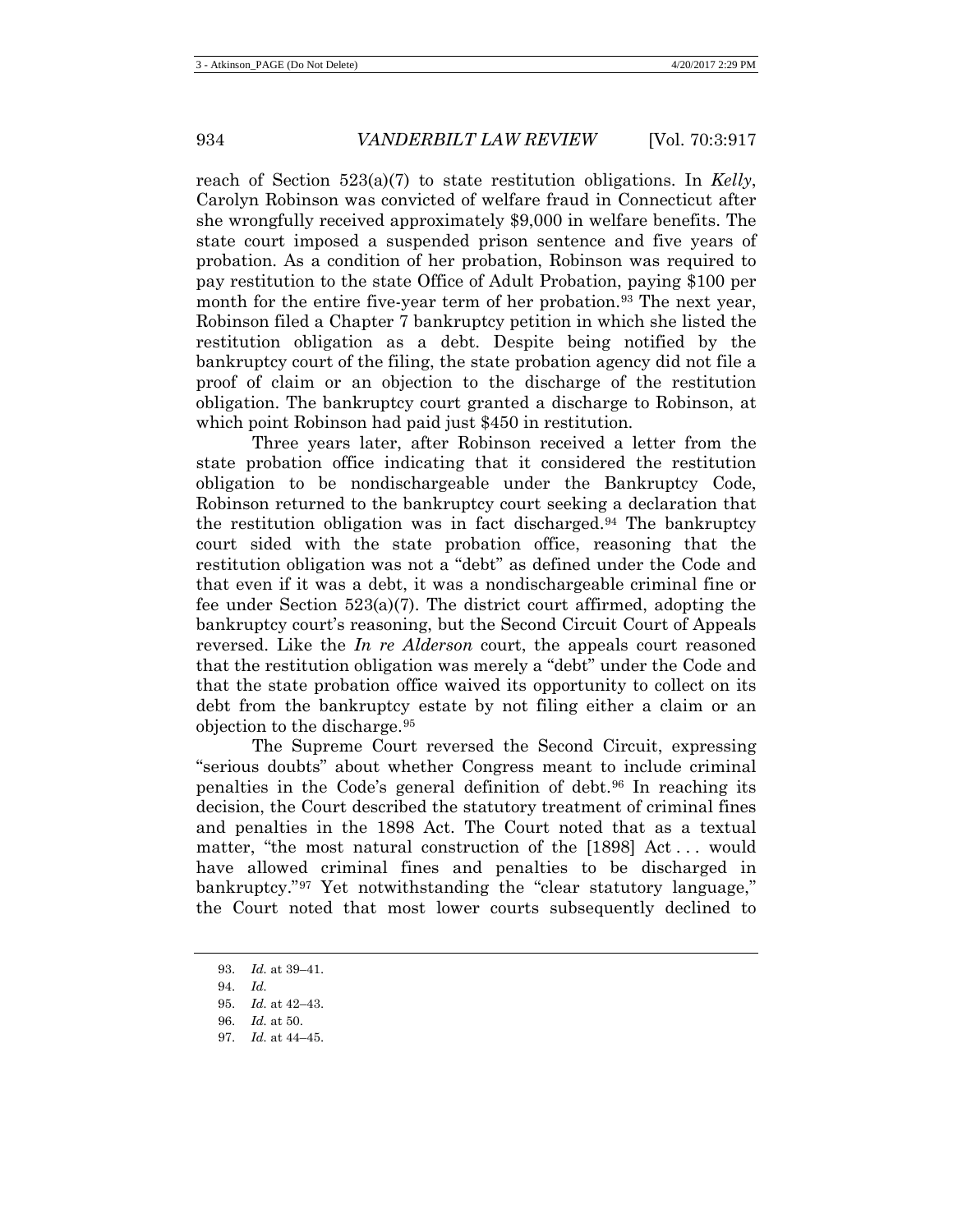reach of Section 523(a)(7) to state restitution obligations. In *Kelly*, Carolyn Robinson was convicted of welfare fraud in Connecticut after she wrongfully received approximately $9,000 in welfare benefits. The state court imposed a suspended prison sentence and five years of probation. As a condition of her probation, Robinson was required to pay restitution to the state Office of Adult Probation, paying $100 per month for the entire five-year term of her probation.[93] The next year, Robinson filed a Chapter 7 bankruptcy petition in which she listed the restitution obligation as a debt. Despite being notified by the bankruptcy court of the filing, the state probation agency did not file a proof of claim or an objection to the discharge of the restitution obligation. The bankruptcy court granted a discharge to Robinson, at which point Robinson had paid just $450 in restitution.

Three years later, after Robinson received a letter from the state probation office indicating that it considered the restitution obligation to be nondischargeable under the Bankruptcy Code, Robinson returned to the bankruptcy court seeking a declaration that the restitution obligation was in fact discharged.[94] The bankruptcy court sided with the state probation office, reasoning that the restitution obligation was not a "debt" as defined under the Code and that even if it was a debt, it was a nondischargeable criminal fine or fee under Section 523(a)(7). The district court affirmed, adopting the bankruptcy court's reasoning, but the Second Circuit Court of Appeals reversed. Like the *In re Alderson* court, the appeals court reasoned that the restitution obligation was merely a "debt" under the Code and that the state probation office waived its opportunity to collect on its debt from the bankruptcy estate by not filing either a claim or an objection to the discharge.[95]

The Supreme Court reversed the Second Circuit, expressing "serious doubts" about whether Congress meant to include criminal penalties in the Code's general definition of debt.[96] In reaching its decision, the Court described the statutory treatment of criminal fines and penalties in the 1898 Act. The Court noted that as a textual matter, "the most natural construction of the [1898] Act . . . would have allowed criminal fines and penalties to be discharged in bankruptcy."[97] Yet notwithstanding the "clear statutory language," the Court noted that most lower courts subsequently declined to

93. *Id.* at 39–41.

94. *Id.*

95. *Id.* at 42–43.

96. *Id.* at 50.

97. *Id.* at 44–45.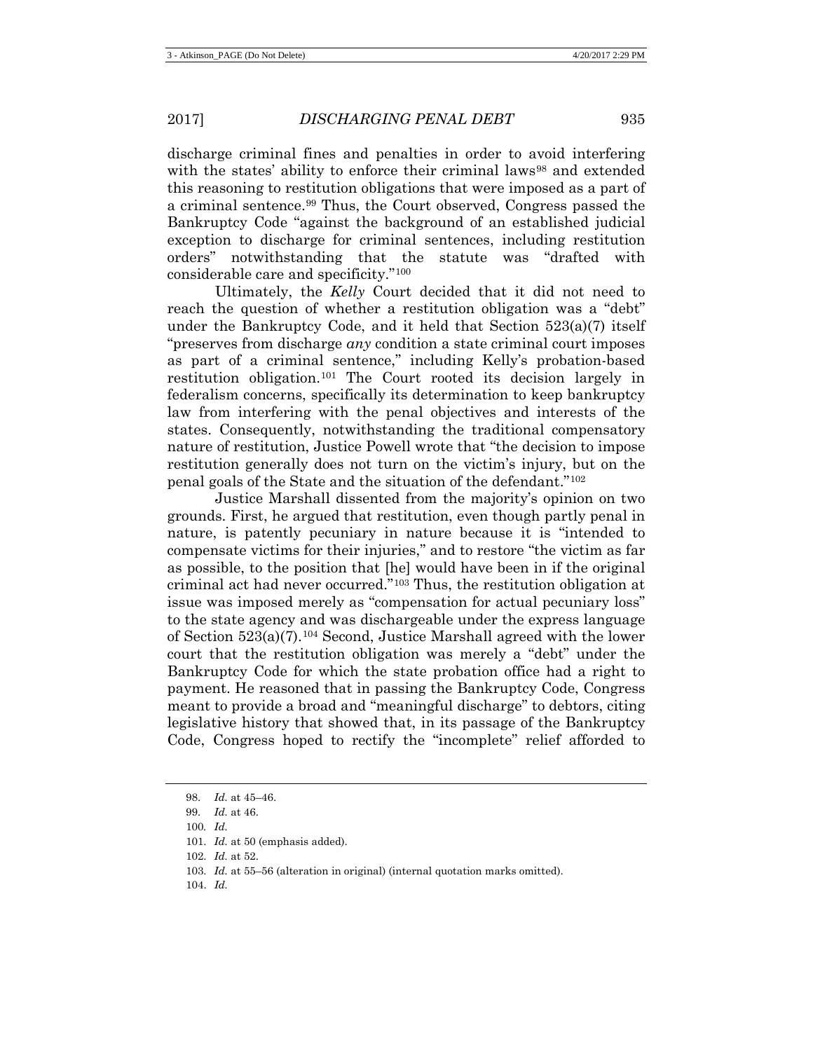discharge criminal fines and penalties in order to avoid interfering with the states' ability to enforce their criminal laws[98] and extended this reasoning to restitution obligations that were imposed as a part of a criminal sentence.[99] Thus, the Court observed, Congress passed the Bankruptcy Code "against the background of an established judicial exception to discharge for criminal sentences, including restitution orders" notwithstanding that the statute was "drafted with considerable care and specificity."[100]

Ultimately, the *Kelly* Court decided that it did not need to reach the question of whether a restitution obligation was a "debt" under the Bankruptcy Code, and it held that Section 523(a)(7) itself "preserves from discharge *any* condition a state criminal court imposes as part of a criminal sentence," including Kelly's probation-based restitution obligation.[101] The Court rooted its decision largely in federalism concerns, specifically its determination to keep bankruptcy law from interfering with the penal objectives and interests of the states. Consequently, notwithstanding the traditional compensatory nature of restitution, Justice Powell wrote that "the decision to impose restitution generally does not turn on the victim's injury, but on the penal goals of the State and the situation of the defendant."[102]

Justice Marshall dissented from the majority's opinion on two grounds. First, he argued that restitution, even though partly penal in nature, is patently pecuniary in nature because it is "intended to compensate victims for their injuries," and to restore "the victim as far as possible, to the position that [he] would have been in if the original criminal act had never occurred."[103] Thus, the restitution obligation at issue was imposed merely as "compensation for actual pecuniary loss" to the state agency and was dischargeable under the express language of Section 523(a)(7).[104] Second, Justice Marshall agreed with the lower court that the restitution obligation was merely a "debt" under the Bankruptcy Code for which the state probation office had a right to payment. He reasoned that in passing the Bankruptcy Code, Congress meant to provide a broad and "meaningful discharge" to debtors, citing legislative history that showed that, in its passage of the Bankruptcy Code, Congress hoped to rectify the "incomplete" relief afforded to

---

98. *Id.* at 45–46.

99. *Id.* at 46.

100. *Id.*

101. *Id.* at 50 (emphasis added).

102. *Id.* at 52.

103. *Id.* at 55–56 (alteration in original) (internal quotation marks omitted).

104. *Id.*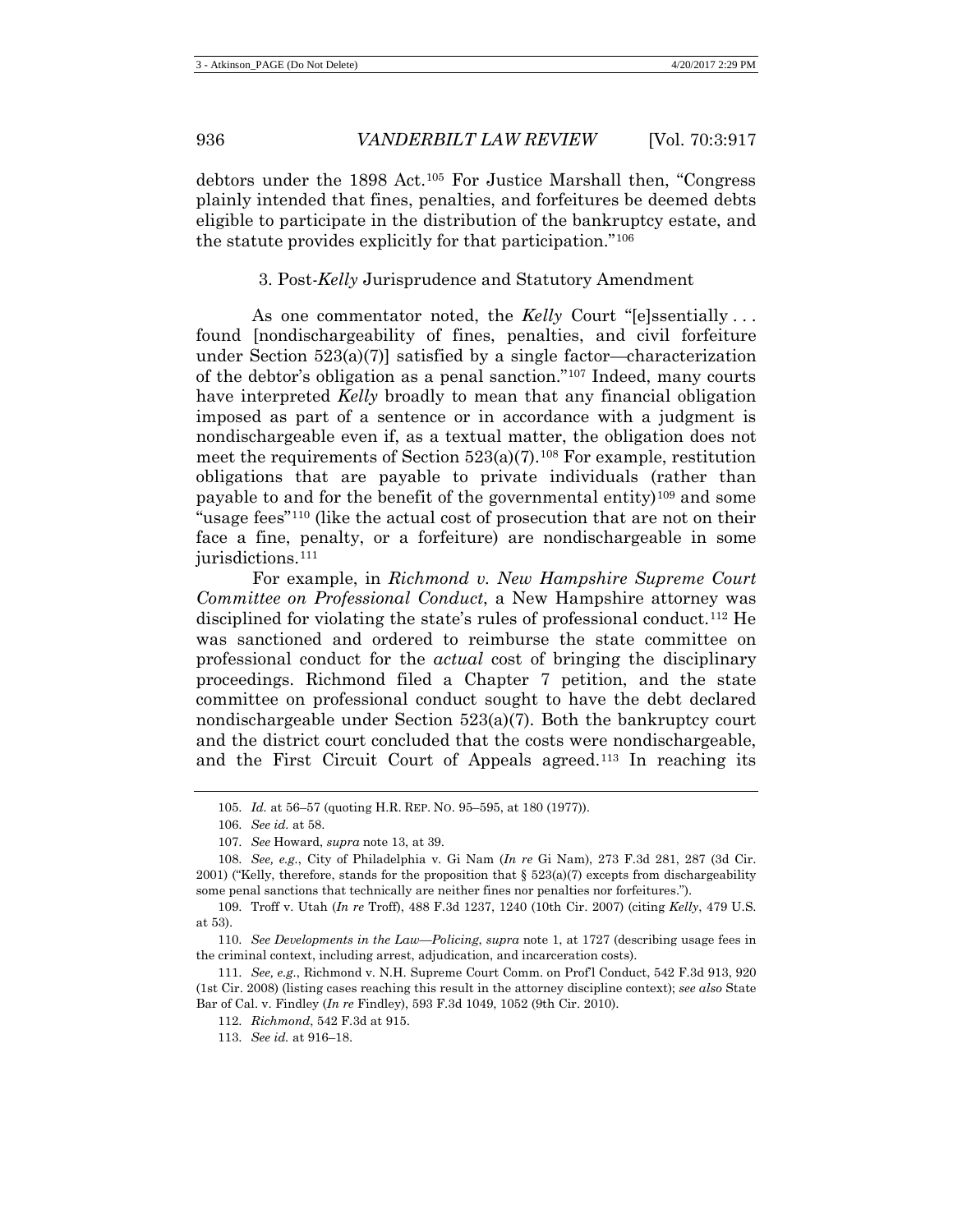debtors under the 1898 Act.[105] For Justice Marshall then, "Congress plainly intended that fines, penalties, and forfeitures be deemed debts eligible to participate in the distribution of the bankruptcy estate, and the statute provides explicitly for that participation."[106]

### 3. Post-*Kelly* Jurisprudence and Statutory Amendment

As one commentator noted, the *Kelly* Court "[e]ssentially . . . found [nondischargeability of fines, penalties, and civil forfeiture under Section 523(a)(7)] satisfied by a single factor—characterization of the debtor's obligation as a penal sanction."[107] Indeed, many courts have interpreted *Kelly* broadly to mean that any financial obligation imposed as part of a sentence or in accordance with a judgment is nondischargeable even if, as a textual matter, the obligation does not meet the requirements of Section 523(a)(7).[108] For example, restitution obligations that are payable to private individuals (rather than payable to and for the benefit of the governmental entity)[109] and some "usage fees"[110] (like the actual cost of prosecution that are not on their face a fine, penalty, or a forfeiture) are nondischargeable in some jurisdictions.[111]

For example, in *Richmond v. New Hampshire Supreme Court Committee on Professional Conduct*, a New Hampshire attorney was disciplined for violating the state's rules of professional conduct.[112] He was sanctioned and ordered to reimburse the state committee on professional conduct for the *actual* cost of bringing the disciplinary proceedings. Richmond filed a Chapter 7 petition, and the state committee on professional conduct sought to have the debt declared nondischargeable under Section 523(a)(7). Both the bankruptcy court and the district court concluded that the costs were nondischargeable, and the First Circuit Court of Appeals agreed.[113] In reaching its

---

105. *Id.* at 56–57 (quoting H.R. REP. NO. 95–595, at 180 (1977)).

106. *See id.* at 58.

107. *See* Howard, *supra* note 13, at 39.

108. *See, e.g.*, City of Philadelphia v. Gi Nam (*In re* Gi Nam), 273 F.3d 281, 287 (3d Cir. 2001) ("Kelly, therefore, stands for the proposition that § 523(a)(7) excepts from dischargeability some penal sanctions that technically are neither fines nor penalties nor forfeitures.").

109. Troff v. Utah (*In re* Troff), 488 F.3d 1237, 1240 (10th Cir. 2007) (citing *Kelly*, 479 U.S. at 53).

110. *See Developments in the Law—Policing*, *supra* note 1, at 1727 (describing usage fees in the criminal context, including arrest, adjudication, and incarceration costs).

111. *See, e.g.*, Richmond v. N.H. Supreme Court Comm. on Prof'l Conduct, 542 F.3d 913, 920 (1st Cir. 2008) (listing cases reaching this result in the attorney discipline context); *see also* State Bar of Cal. v. Findley (*In re* Findley), 593 F.3d 1049, 1052 (9th Cir. 2010).

112. *Richmond*, 542 F.3d at 915.

113. *See id.* at 916–18.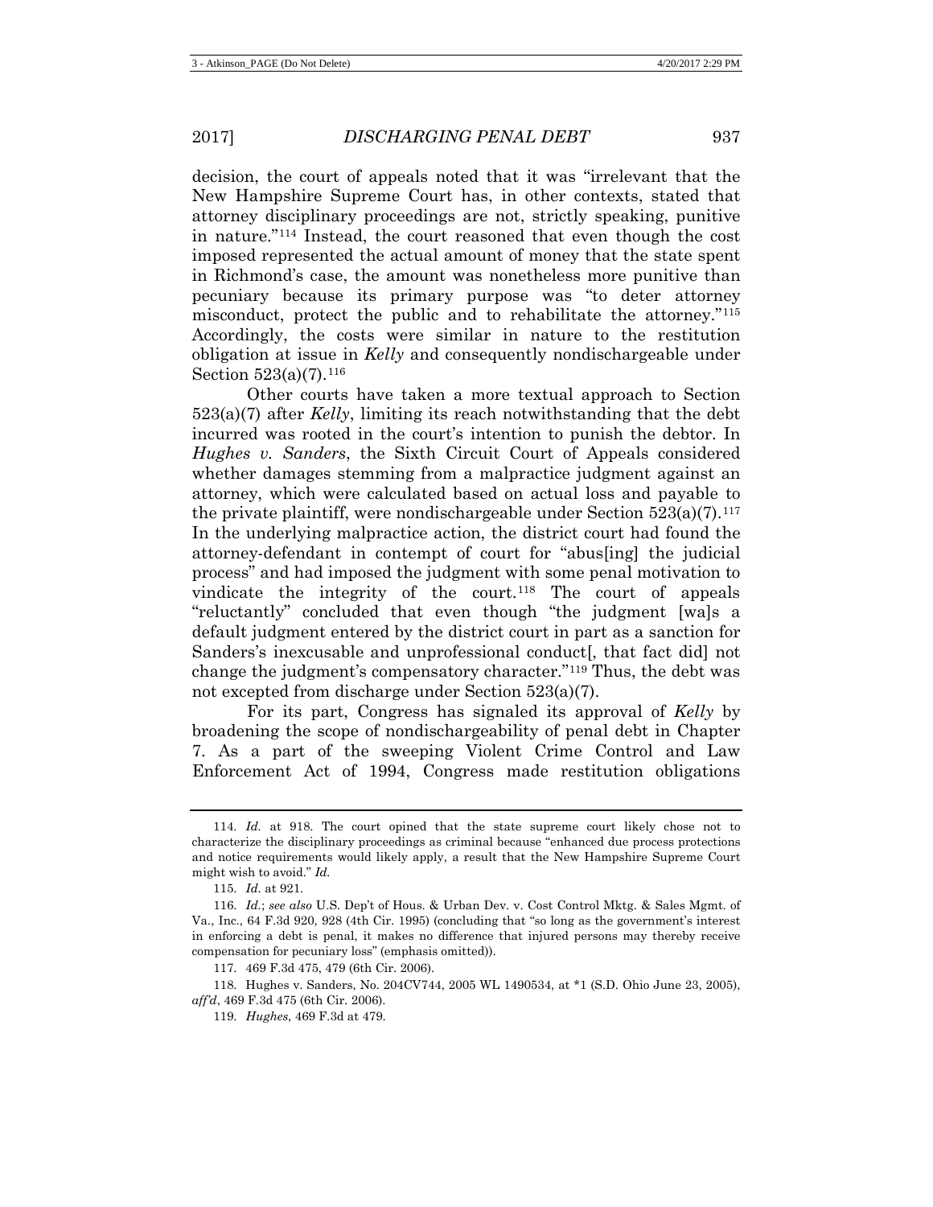decision, the court of appeals noted that it was "irrelevant that the New Hampshire Supreme Court has, in other contexts, stated that attorney disciplinary proceedings are not, strictly speaking, punitive in nature."[114] Instead, the court reasoned that even though the cost imposed represented the actual amount of money that the state spent in Richmond's case, the amount was nonetheless more punitive than pecuniary because its primary purpose was "to deter attorney misconduct, protect the public and to rehabilitate the attorney."[115] Accordingly, the costs were similar in nature to the restitution obligation at issue in *Kelly* and consequently nondischargeable under Section 523(a)(7).[116]

Other courts have taken a more textual approach to Section 523(a)(7) after *Kelly*, limiting its reach notwithstanding that the debt incurred was rooted in the court's intention to punish the debtor. In *Hughes v. Sanders*, the Sixth Circuit Court of Appeals considered whether damages stemming from a malpractice judgment against an attorney, which were calculated based on actual loss and payable to the private plaintiff, were nondischargeable under Section 523(a)(7).[117] In the underlying malpractice action, the district court had found the attorney-defendant in contempt of court for "abus[ing] the judicial process" and had imposed the judgment with some penal motivation to vindicate the integrity of the court.[118] The court of appeals "reluctantly" concluded that even though "the judgment [wa]s a default judgment entered by the district court in part as a sanction for Sanders's inexcusable and unprofessional conduct[, that fact did] not change the judgment's compensatory character."[119] Thus, the debt was not excepted from discharge under Section 523(a)(7).

For its part, Congress has signaled its approval of *Kelly* by broadening the scope of nondischargeability of penal debt in Chapter 7. As a part of the sweeping Violent Crime Control and Law Enforcement Act of 1994, Congress made restitution obligations

---

114. *Id.* at 918. The court opined that the state supreme court likely chose not to characterize the disciplinary proceedings as criminal because "enhanced due process protections and notice requirements would likely apply, a result that the New Hampshire Supreme Court might wish to avoid." *Id.*

115. *Id.* at 921.

116. *Id.*; *see also* U.S. Dep't of Hous. & Urban Dev. v. Cost Control Mktg. & Sales Mgmt. of Va., Inc., 64 F.3d 920, 928 (4th Cir. 1995) (concluding that "so long as the government's interest in enforcing a debt is penal, it makes no difference that injured persons may thereby receive compensation for pecuniary loss" (emphasis omitted)).

117. 469 F.3d 475, 479 (6th Cir. 2006).

118. Hughes v. Sanders, No. 204CV744, 2005 WL 1490534, at *1 (S.D. Ohio June 23, 2005), *aff'd*, 469 F.3d 475 (6th Cir. 2006).

119. *Hughes*, 469 F.3d at 479.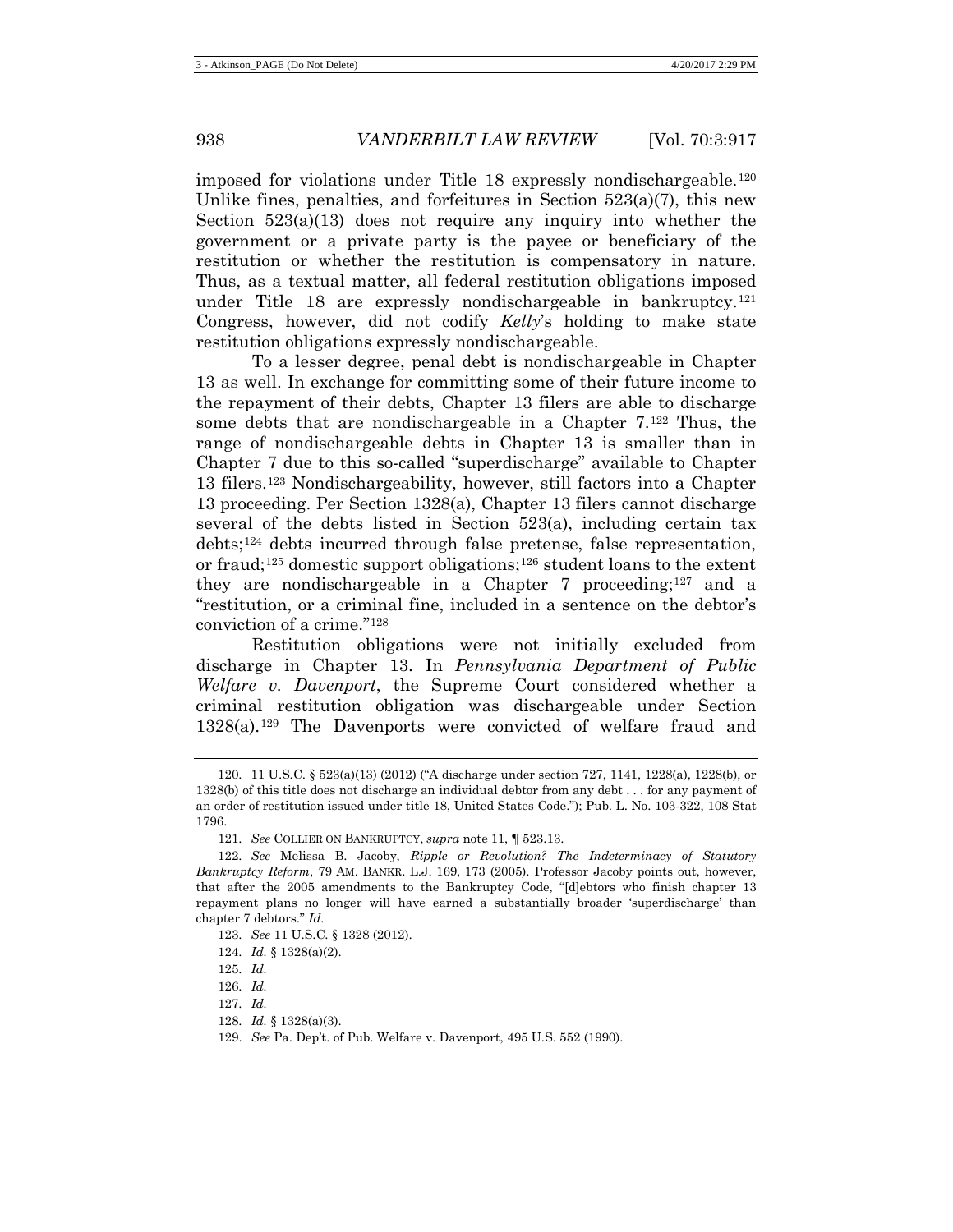imposed for violations under Title 18 expressly nondischargeable.[120] Unlike fines, penalties, and forfeitures in Section 523(a)(7), this new Section 523(a)(13) does not require any inquiry into whether the government or a private party is the payee or beneficiary of the restitution or whether the restitution is compensatory in nature. Thus, as a textual matter, all federal restitution obligations imposed under Title 18 are expressly nondischargeable in bankruptcy.[121] Congress, however, did not codify *Kelly*'s holding to make state restitution obligations expressly nondischargeable.

To a lesser degree, penal debt is nondischargeable in Chapter 13 as well. In exchange for committing some of their future income to the repayment of their debts, Chapter 13 filers are able to discharge some debts that are nondischargeable in a Chapter 7.[122] Thus, the range of nondischargeable debts in Chapter 13 is smaller than in Chapter 7 due to this so-called "superdischarge" available to Chapter 13 filers.[123] Nondischargeability, however, still factors into a Chapter 13 proceeding. Per Section 1328(a), Chapter 13 filers cannot discharge several of the debts listed in Section 523(a), including certain tax debts;[124] debts incurred through false pretense, false representation, or fraud;[125] domestic support obligations;[126] student loans to the extent they are nondischargeable in a Chapter 7 proceeding;[127] and a "restitution, or a criminal fine, included in a sentence on the debtor's conviction of a crime."[128]

Restitution obligations were not initially excluded from discharge in Chapter 13. In *Pennsylvania Department of Public Welfare v. Davenport*, the Supreme Court considered whether a criminal restitution obligation was dischargeable under Section 1328(a).[129] The Davenports were convicted of welfare fraud and

---

120. 11 U.S.C. § 523(a)(13) (2012) ("A discharge under section 727, 1141, 1228(a), 1228(b), or 1328(b) of this title does not discharge an individual debtor from any debt . . . for any payment of an order of restitution issued under title 18, United States Code."); Pub. L. No. 103-322, 108 Stat 1796.

121. *See* COLLIER ON BANKRUPTCY, *supra* note 11, ¶ 523.13.

122. *See* Melissa B. Jacoby, *Ripple or Revolution? The Indeterminacy of Statutory Bankruptcy Reform*, 79 AM. BANKR. L.J. 169, 173 (2005). Professor Jacoby points out, however, that after the 2005 amendments to the Bankruptcy Code, "[d]ebtors who finish chapter 13 repayment plans no longer will have earned a substantially broader 'superdischarge' than chapter 7 debtors." *Id.*

123. *See* 11 U.S.C. § 1328 (2012).

124. *Id.* § 1328(a)(2).

125. *Id.*

126. *Id.*

127. *Id.*

128. *Id.* § 1328(a)(3).

129. *See* Pa. Dep't. of Pub. Welfare v. Davenport, 495 U.S. 552 (1990).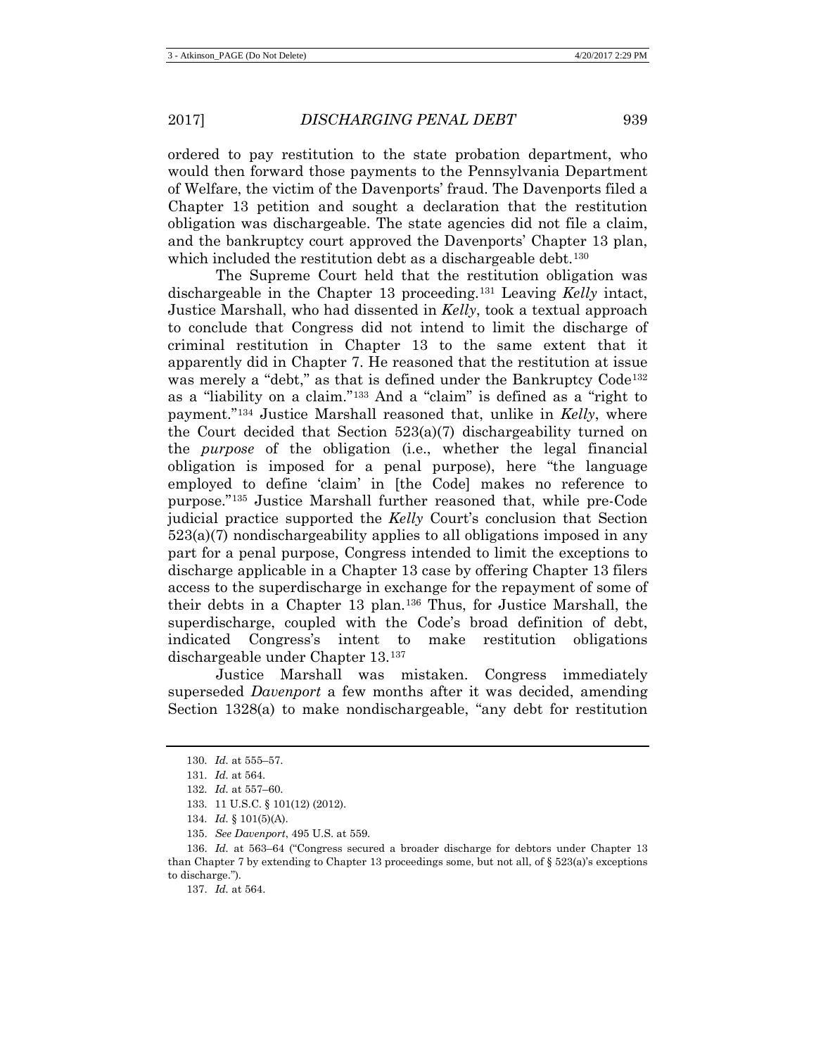ordered to pay restitution to the state probation department, who would then forward those payments to the Pennsylvania Department of Welfare, the victim of the Davenports' fraud. The Davenports filed a Chapter 13 petition and sought a declaration that the restitution obligation was dischargeable. The state agencies did not file a claim, and the bankruptcy court approved the Davenports' Chapter 13 plan, which included the restitution debt as a dischargeable debt.[130]

The Supreme Court held that the restitution obligation was dischargeable in the Chapter 13 proceeding.[131] Leaving *Kelly* intact, Justice Marshall, who had dissented in *Kelly*, took a textual approach to conclude that Congress did not intend to limit the discharge of criminal restitution in Chapter 13 to the same extent that it apparently did in Chapter 7. He reasoned that the restitution at issue was merely a "debt," as that is defined under the Bankruptcy Code[132] as a "liability on a claim."[133] And a "claim" is defined as a "right to payment."[134] Justice Marshall reasoned that, unlike in *Kelly*, where the Court decided that Section 523(a)(7) dischargeability turned on the *purpose* of the obligation (i.e., whether the legal financial obligation is imposed for a penal purpose), here "the language employed to define 'claim' in [the Code] makes no reference to purpose."[135] Justice Marshall further reasoned that, while pre-Code judicial practice supported the *Kelly* Court's conclusion that Section 523(a)(7) nondischargeability applies to all obligations imposed in any part for a penal purpose, Congress intended to limit the exceptions to discharge applicable in a Chapter 13 case by offering Chapter 13 filers access to the superdischarge in exchange for the repayment of some of their debts in a Chapter 13 plan.[136] Thus, for Justice Marshall, the superdischarge, coupled with the Code's broad definition of debt, indicated Congress's intent to make restitution obligations dischargeable under Chapter 13.[137]

Justice Marshall was mistaken. Congress immediately superseded *Davenport* a few months after it was decided, amending Section 1328(a) to make nondischargeable, "any debt for restitution

---

130. *Id.* at 555–57.

131. *Id.* at 564.

132. *Id.* at 557–60.

133. 11 U.S.C. § 101(12) (2012).

134. *Id.* § 101(5)(A).

135. *See Davenport*, 495 U.S. at 559.

136. *Id.* at 563–64 ("Congress secured a broader discharge for debtors under Chapter 13 than Chapter 7 by extending to Chapter 13 proceedings some, but not all, of § 523(a)'s exceptions to discharge.").

137. *Id.* at 564.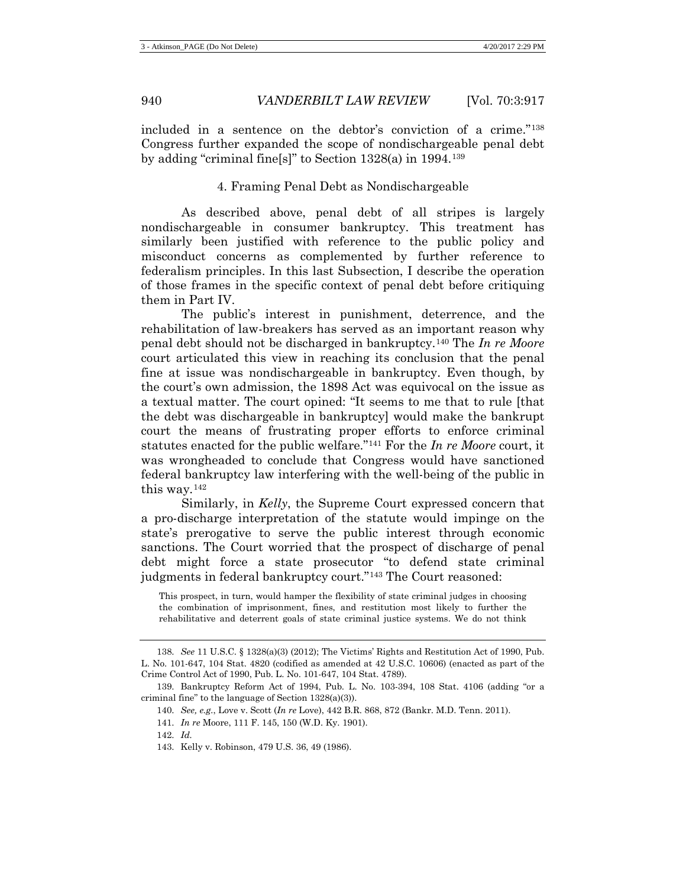included in a sentence on the debtor's conviction of a crime."[138] Congress further expanded the scope of nondischargeable penal debt by adding "criminal fine[s]" to Section 1328(a) in 1994.[139]

#### 4. Framing Penal Debt as Nondischargeable

As described above, penal debt of all stripes is largely nondischargeable in consumer bankruptcy. This treatment has similarly been justified with reference to the public policy and misconduct concerns as complemented by further reference to federalism principles. In this last Subsection, I describe the operation of those frames in the specific context of penal debt before critiquing them in Part IV.

The public's interest in punishment, deterrence, and the rehabilitation of law-breakers has served as an important reason why penal debt should not be discharged in bankruptcy.[140] The *In re Moore* court articulated this view in reaching its conclusion that the penal fine at issue was nondischargeable in bankruptcy. Even though, by the court's own admission, the 1898 Act was equivocal on the issue as a textual matter. The court opined: "It seems to me that to rule [that the debt was dischargeable in bankruptcy] would make the bankrupt court the means of frustrating proper efforts to enforce criminal statutes enacted for the public welfare."[141] For the *In re Moore* court, it was wrongheaded to conclude that Congress would have sanctioned federal bankruptcy law interfering with the well-being of the public in this way.[142]

Similarly, in *Kelly*, the Supreme Court expressed concern that a pro-discharge interpretation of the statute would impinge on the state's prerogative to serve the public interest through economic sanctions. The Court worried that the prospect of discharge of penal debt might force a state prosecutor "to defend state criminal judgments in federal bankruptcy court."[143] The Court reasoned:

> This prospect, in turn, would hamper the flexibility of state criminal judges in choosing the combination of imprisonment, fines, and restitution most likely to further the rehabilitative and deterrent goals of state criminal justice systems. We do not think

---

138. *See* 11 U.S.C. § 1328(a)(3) (2012); The Victims' Rights and Restitution Act of 1990, Pub. L. No. 101-647, 104 Stat. 4820 (codified as amended at 42 U.S.C. 10606) (enacted as part of the Crime Control Act of 1990, Pub. L. No. 101-647, 104 Stat. 4789).

139. Bankruptcy Reform Act of 1994, Pub. L. No. 103-394, 108 Stat. 4106 (adding "or a criminal fine" to the language of Section 1328(a)(3)).

140. *See, e.g.*, Love v. Scott (*In re* Love), 442 B.R. 868, 872 (Bankr. M.D. Tenn. 2011).

141. *In re* Moore, 111 F. 145, 150 (W.D. Ky. 1901).

142. *Id.*

143. Kelly v. Robinson, 479 U.S. 36, 49 (1986).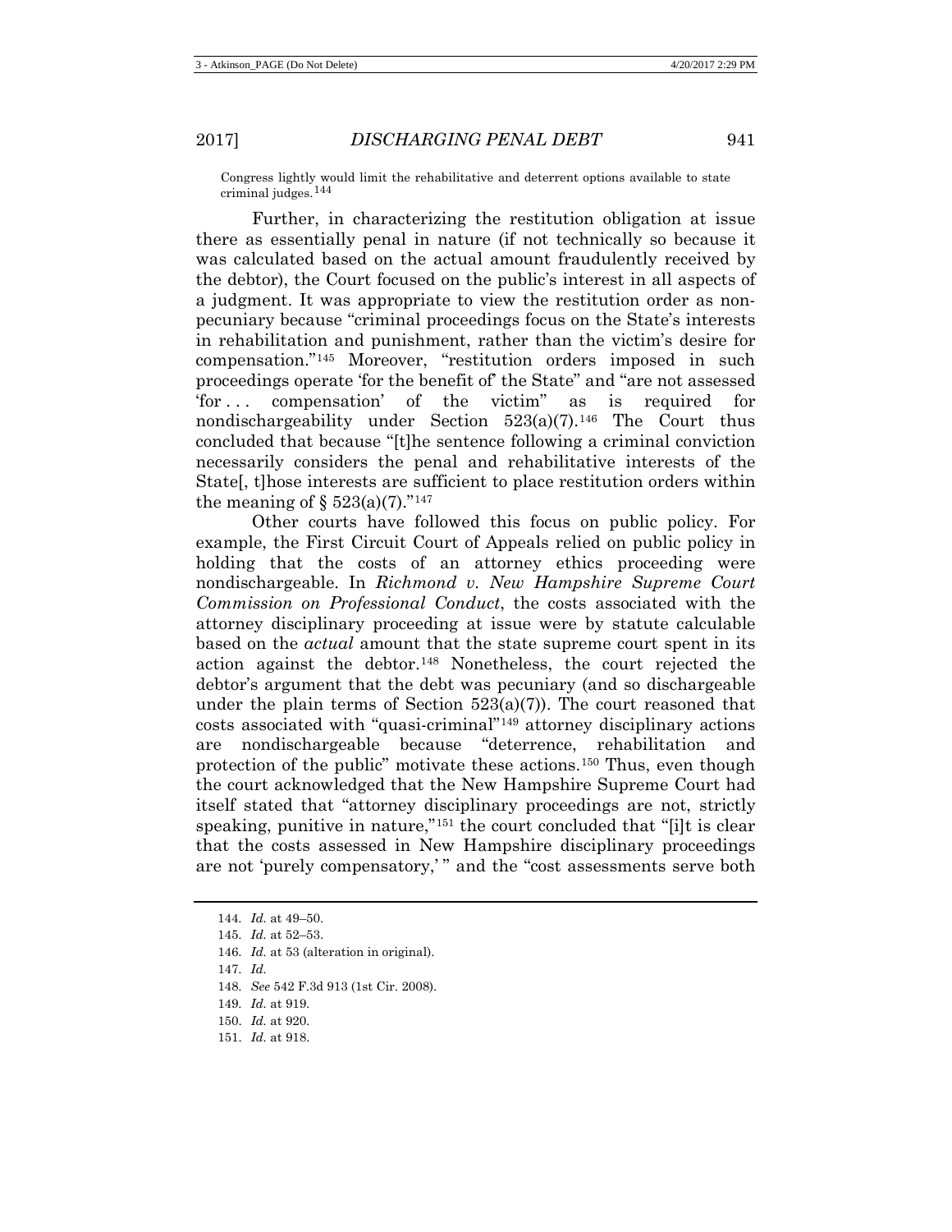Congress lightly would limit the rehabilitative and deterrent options available to state criminal judges.[144]

Further, in characterizing the restitution obligation at issue there as essentially penal in nature (if not technically so because it was calculated based on the actual amount fraudulently received by the debtor), the Court focused on the public's interest in all aspects of a judgment. It was appropriate to view the restitution order as non-pecuniary because "criminal proceedings focus on the State's interests in rehabilitation and punishment, rather than the victim's desire for compensation."[145] Moreover, "restitution orders imposed in such proceedings operate 'for the benefit of' the State" and "are not assessed 'for . . . compensation' of the victim" as is required for nondischargeability under Section 523(a)(7).[146] The Court thus concluded that because "[t]he sentence following a criminal conviction necessarily considers the penal and rehabilitative interests of the State[, t]hose interests are sufficient to place restitution orders within the meaning of § 523(a)(7)."[147]

Other courts have followed this focus on public policy. For example, the First Circuit Court of Appeals relied on public policy in holding that the costs of an attorney ethics proceeding were nondischargeable. In *Richmond v. New Hampshire Supreme Court Commission on Professional Conduct*, the costs associated with the attorney disciplinary proceeding at issue were by statute calculable based on the *actual* amount that the state supreme court spent in its action against the debtor.[148] Nonetheless, the court rejected the debtor's argument that the debt was pecuniary (and so dischargeable under the plain terms of Section 523(a)(7)). The court reasoned that costs associated with "quasi-criminal"[149] attorney disciplinary actions are nondischargeable because "deterrence, rehabilitation and protection of the public" motivate these actions.[150] Thus, even though the court acknowledged that the New Hampshire Supreme Court had itself stated that "attorney disciplinary proceedings are not, strictly speaking, punitive in nature,"[151] the court concluded that "[i]t is clear that the costs assessed in New Hampshire disciplinary proceedings are not 'purely compensatory,' " and the "cost assessments serve both

144. *Id.* at 49–50.

145. *Id.* at 52–53.

146. *Id.* at 53 (alteration in original).

147. *Id.*

148. *See* 542 F.3d 913 (1st Cir. 2008).

149. *Id.* at 919.

150. *Id.* at 920.

151. *Id.* at 918.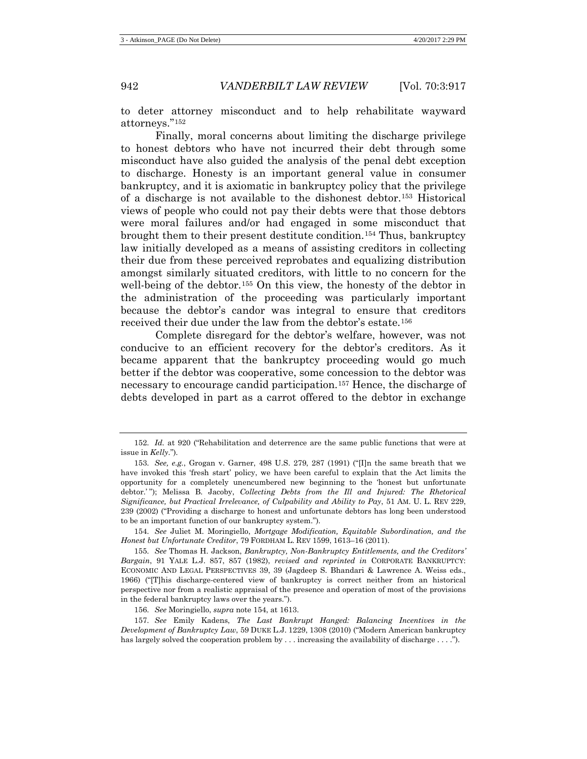to deter attorney misconduct and to help rehabilitate wayward attorneys."[152]

Finally, moral concerns about limiting the discharge privilege to honest debtors who have not incurred their debt through some misconduct have also guided the analysis of the penal debt exception to discharge. Honesty is an important general value in consumer bankruptcy, and it is axiomatic in bankruptcy policy that the privilege of a discharge is not available to the dishonest debtor.[153] Historical views of people who could not pay their debts were that those debtors were moral failures and/or had engaged in some misconduct that brought them to their present destitute condition.[154] Thus, bankruptcy law initially developed as a means of assisting creditors in collecting their due from these perceived reprobates and equalizing distribution amongst similarly situated creditors, with little to no concern for the well-being of the debtor.[155] On this view, the honesty of the debtor in the administration of the proceeding was particularly important because the debtor's candor was integral to ensure that creditors received their due under the law from the debtor's estate.[156]

Complete disregard for the debtor's welfare, however, was not conducive to an efficient recovery for the debtor's creditors. As it became apparent that the bankruptcy proceeding would go much better if the debtor was cooperative, some concession to the debtor was necessary to encourage candid participation.[157] Hence, the discharge of debts developed in part as a carrot offered to the debtor in exchange

---

152. *Id.* at 920 ("Rehabilitation and deterrence are the same public functions that were at issue in *Kelly*.").

153. *See, e.g.*, Grogan v. Garner, 498 U.S. 279, 287 (1991) ("[I]n the same breath that we have invoked this 'fresh start' policy, we have been careful to explain that the Act limits the opportunity for a completely unencumbered new beginning to the 'honest but unfortunate debtor.' "); Melissa B. Jacoby, *Collecting Debts from the Ill and Injured: The Rhetorical Significance, but Practical Irrelevance, of Culpability and Ability to Pay*, 51 AM. U. L. REV 229, 239 (2002) ("Providing a discharge to honest and unfortunate debtors has long been understood to be an important function of our bankruptcy system.").

154. *See* Juliet M. Moringiello, *Mortgage Modification, Equitable Subordination, and the Honest but Unfortunate Creditor*, 79 FORDHAM L. REV 1599, 1613–16 (2011).

155. *See* Thomas H. Jackson, *Bankruptcy, Non-Bankruptcy Entitlements, and the Creditors' Bargain*, 91 YALE L.J. 857, 857 (1982), *revised and reprinted in* CORPORATE BANKRUPTCY: ECONOMIC AND LEGAL PERSPECTIVES 39, 39 (Jagdeep S. Bhandari & Lawrence A. Weiss eds., 1966) ("[T]his discharge-centered view of bankruptcy is correct neither from an historical perspective nor from a realistic appraisal of the presence and operation of most of the provisions in the federal bankruptcy laws over the years.").

156. *See* Moringiello, *supra* note 154, at 1613.

157. *See* Emily Kadens, *The Last Bankrupt Hanged: Balancing Incentives in the Development of Bankruptcy Law*, 59 DUKE L.J. 1229, 1308 (2010) ("Modern American bankruptcy has largely solved the cooperation problem by . . . increasing the availability of discharge . . . .").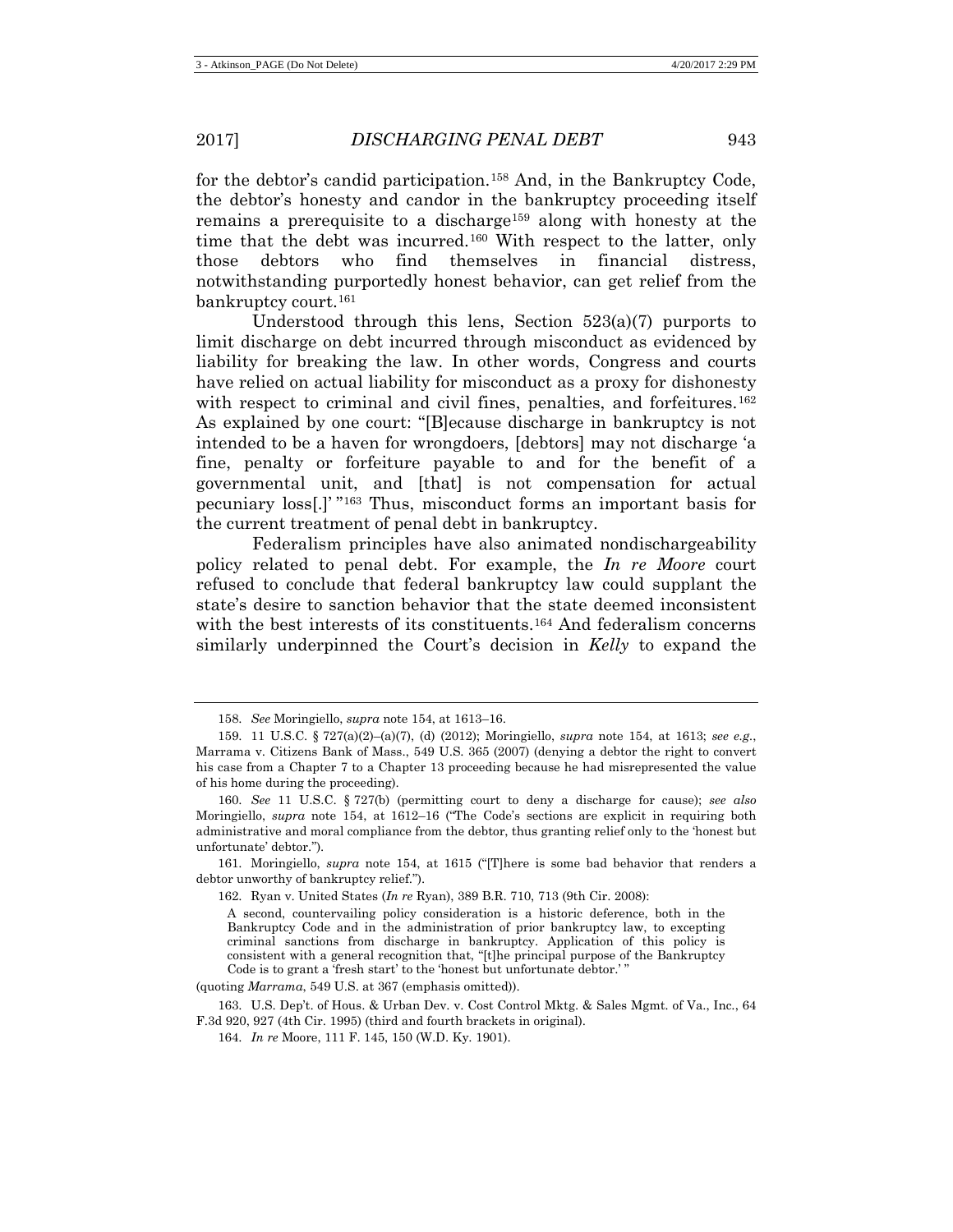for the debtor's candid participation.[158] And, in the Bankruptcy Code, the debtor's honesty and candor in the bankruptcy proceeding itself remains a prerequisite to a discharge[159] along with honesty at the time that the debt was incurred.[160] With respect to the latter, only those debtors who find themselves in financial distress, notwithstanding purportedly honest behavior, can get relief from the bankruptcy court.[161]

Understood through this lens, Section 523(a)(7) purports to limit discharge on debt incurred through misconduct as evidenced by liability for breaking the law. In other words, Congress and courts have relied on actual liability for misconduct as a proxy for dishonesty with respect to criminal and civil fines, penalties, and forfeitures.[162] As explained by one court: "[B]ecause discharge in bankruptcy is not intended to be a haven for wrongdoers, [debtors] may not discharge 'a fine, penalty or forfeiture payable to and for the benefit of a governmental unit, and [that] is not compensation for actual pecuniary loss[.]' "[163] Thus, misconduct forms an important basis for the current treatment of penal debt in bankruptcy.

Federalism principles have also animated nondischargeability policy related to penal debt. For example, the *In re Moore* court refused to conclude that federal bankruptcy law could supplant the state's desire to sanction behavior that the state deemed inconsistent with the best interests of its constituents.[164] And federalism concerns similarly underpinned the Court's decision in *Kelly* to expand the

---

158. *See* Moringiello, *supra* note 154, at 1613–16.

159. 11 U.S.C. § 727(a)(2)–(a)(7), (d) (2012); Moringiello, *supra* note 154, at 1613; *see e.g.*, Marrama v. Citizens Bank of Mass., 549 U.S. 365 (2007) (denying a debtor the right to convert his case from a Chapter 7 to a Chapter 13 proceeding because he had misrepresented the value of his home during the proceeding).

160. *See* 11 U.S.C. § 727(b) (permitting court to deny a discharge for cause); *see also* Moringiello, *supra* note 154, at 1612–16 ("The Code's sections are explicit in requiring both administrative and moral compliance from the debtor, thus granting relief only to the 'honest but unfortunate' debtor.").

161. Moringiello, *supra* note 154, at 1615 ("[T]here is some bad behavior that renders a debtor unworthy of bankruptcy relief.").

162. Ryan v. United States (*In re* Ryan), 389 B.R. 710, 713 (9th Cir. 2008):

> A second, countervailing policy consideration is a historic deference, both in the Bankruptcy Code and in the administration of prior bankruptcy law, to excepting criminal sanctions from discharge in bankruptcy. Application of this policy is consistent with a general recognition that, "[t]he principal purpose of the Bankruptcy Code is to grant a 'fresh start' to the 'honest but unfortunate debtor.' "

(quoting *Marrama*, 549 U.S. at 367 (emphasis omitted)).

163. U.S. Dep't. of Hous. & Urban Dev. v. Cost Control Mktg. & Sales Mgmt. of Va., Inc., 64 F.3d 920, 927 (4th Cir. 1995) (third and fourth brackets in original).

164. *In re* Moore, 111 F. 145, 150 (W.D. Ky. 1901).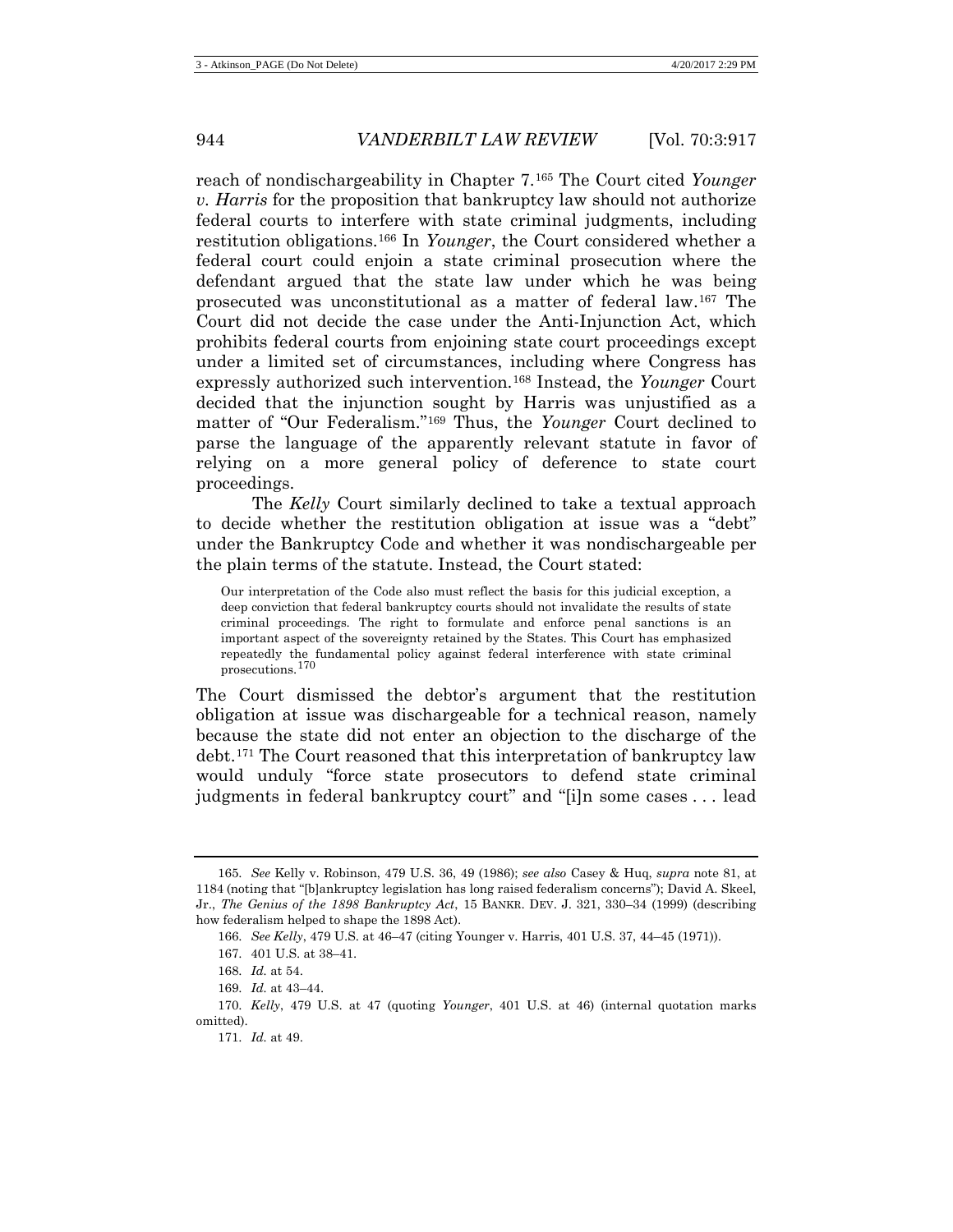reach of nondischargeability in Chapter 7.[165] The Court cited *Younger v. Harris* for the proposition that bankruptcy law should not authorize federal courts to interfere with state criminal judgments, including restitution obligations.[166] In *Younger*, the Court considered whether a federal court could enjoin a state criminal prosecution where the defendant argued that the state law under which he was being prosecuted was unconstitutional as a matter of federal law.[167] The Court did not decide the case under the Anti-Injunction Act, which prohibits federal courts from enjoining state court proceedings except under a limited set of circumstances, including where Congress has expressly authorized such intervention.[168] Instead, the *Younger* Court decided that the injunction sought by Harris was unjustified as a matter of "Our Federalism."[169] Thus, the *Younger* Court declined to parse the language of the apparently relevant statute in favor of relying on a more general policy of deference to state court proceedings.

The *Kelly* Court similarly declined to take a textual approach to decide whether the restitution obligation at issue was a "debt" under the Bankruptcy Code and whether it was nondischargeable per the plain terms of the statute. Instead, the Court stated:

> Our interpretation of the Code also must reflect the basis for this judicial exception, a deep conviction that federal bankruptcy courts should not invalidate the results of state criminal proceedings. The right to formulate and enforce penal sanctions is an important aspect of the sovereignty retained by the States. This Court has emphasized repeatedly the fundamental policy against federal interference with state criminal prosecutions.[170]

The Court dismissed the debtor's argument that the restitution obligation at issue was dischargeable for a technical reason, namely because the state did not enter an objection to the discharge of the debt.[171] The Court reasoned that this interpretation of bankruptcy law would unduly "force state prosecutors to defend state criminal judgments in federal bankruptcy court" and "[i]n some cases . . . lead

---

165. *See* Kelly v. Robinson, 479 U.S. 36, 49 (1986); *see also* Casey & Huq, *supra* note 81, at 1184 (noting that "[b]ankruptcy legislation has long raised federalism concerns"); David A. Skeel, Jr., *The Genius of the 1898 Bankruptcy Act*, 15 BANKR. DEV. J. 321, 330–34 (1999) (describing how federalism helped to shape the 1898 Act).

166. *See Kelly*, 479 U.S. at 46–47 (citing Younger v. Harris, 401 U.S. 37, 44–45 (1971)).

167. 401 U.S. at 38–41.

168. *Id.* at 54.

169. *Id.* at 43–44.

170. *Kelly*, 479 U.S. at 47 (quoting *Younger*, 401 U.S. at 46) (internal quotation marks omitted).

171. *Id.* at 49.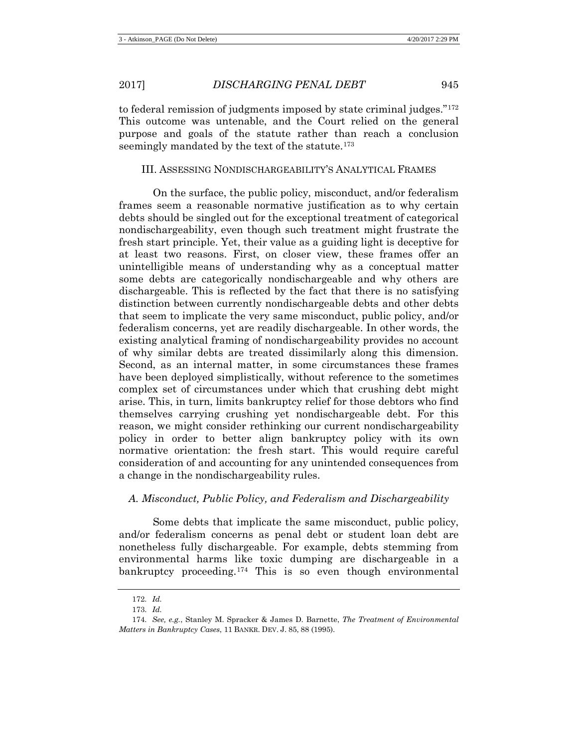to federal remission of judgments imposed by state criminal judges."[172] This outcome was untenable, and the Court relied on the general purpose and goals of the statute rather than reach a conclusion seemingly mandated by the text of the statute.[173]

## III. ASSESSING NONDISCHARGEABILITY'S ANALYTICAL FRAMES

On the surface, the public policy, misconduct, and/or federalism frames seem a reasonable normative justification as to why certain debts should be singled out for the exceptional treatment of categorical nondischargeability, even though such treatment might frustrate the fresh start principle. Yet, their value as a guiding light is deceptive for at least two reasons. First, on closer view, these frames offer an unintelligible means of understanding why as a conceptual matter some debts are categorically nondischargeable and why others are dischargeable. This is reflected by the fact that there is no satisfying distinction between currently nondischargeable debts and other debts that seem to implicate the very same misconduct, public policy, and/or federalism concerns, yet are readily dischargeable. In other words, the existing analytical framing of nondischargeability provides no account of why similar debts are treated dissimilarly along this dimension. Second, as an internal matter, in some circumstances these frames have been deployed simplistically, without reference to the sometimes complex set of circumstances under which that crushing debt might arise. This, in turn, limits bankruptcy relief for those debtors who find themselves carrying crushing yet nondischargeable debt. For this reason, we might consider rethinking our current nondischargeability policy in order to better align bankruptcy policy with its own normative orientation: the fresh start. This would require careful consideration of and accounting for any unintended consequences from a change in the nondischargeability rules.

### *A. Misconduct, Public Policy, and Federalism and Dischargeability*

Some debts that implicate the same misconduct, public policy, and/or federalism concerns as penal debt or student loan debt are nonetheless fully dischargeable. For example, debts stemming from environmental harms like toxic dumping are dischargeable in a bankruptcy proceeding.[174] This is so even though environmental

172. *Id.*

173. *Id.*

174. *See, e.g.*, Stanley M. Spracker & James D. Barnette, *The Treatment of Environmental Matters in Bankruptcy Cases*, 11 BANKR. DEV. J. 85, 88 (1995).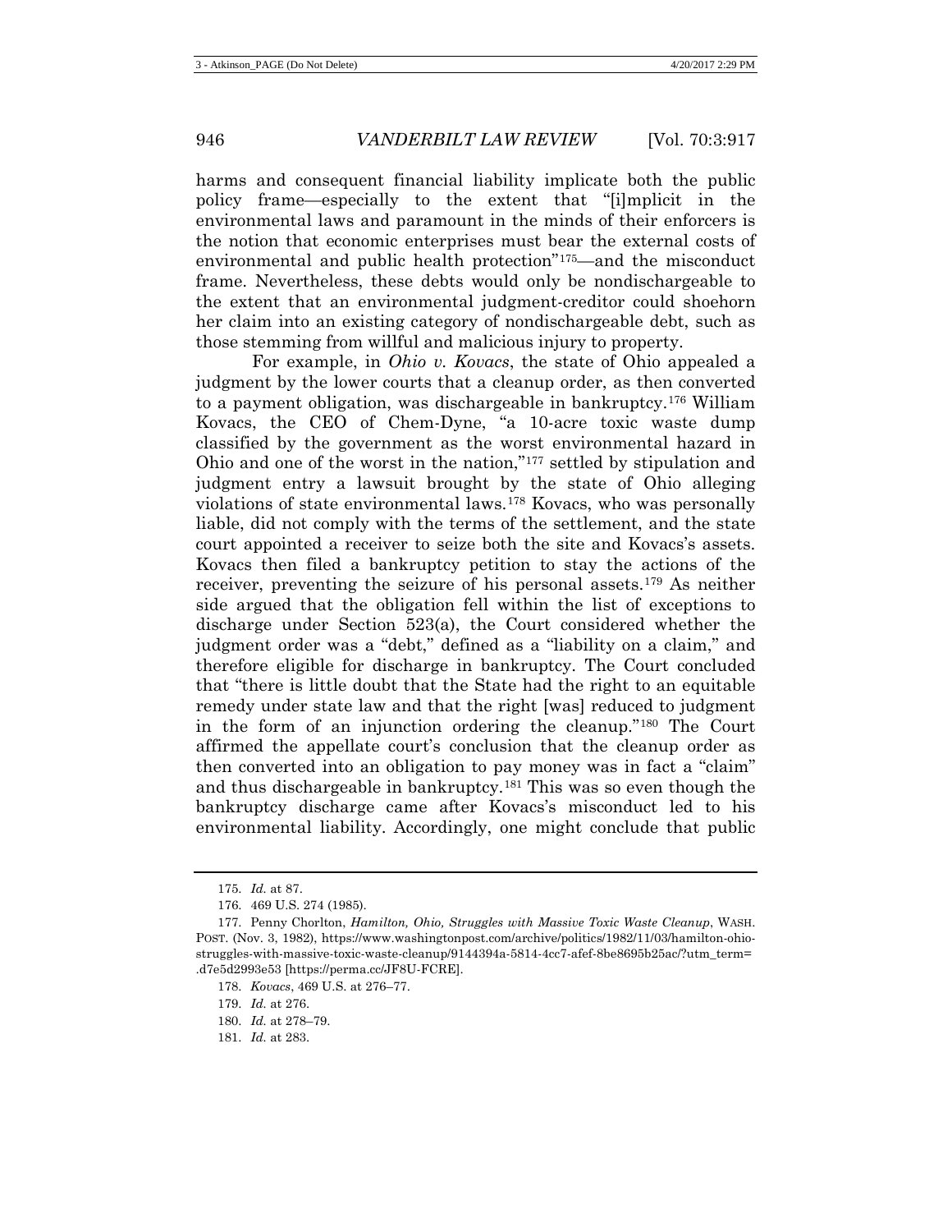harms and consequent financial liability implicate both the public policy frame—especially to the extent that "[i]mplicit in the environmental laws and paramount in the minds of their enforcers is the notion that economic enterprises must bear the external costs of environmental and public health protection"[175]—and the misconduct frame. Nevertheless, these debts would only be nondischargeable to the extent that an environmental judgment-creditor could shoehorn her claim into an existing category of nondischargeable debt, such as those stemming from willful and malicious injury to property.

For example, in *Ohio v. Kovacs*, the state of Ohio appealed a judgment by the lower courts that a cleanup order, as then converted to a payment obligation, was dischargeable in bankruptcy.[176] William Kovacs, the CEO of Chem-Dyne, "a 10-acre toxic waste dump classified by the government as the worst environmental hazard in Ohio and one of the worst in the nation,"[177] settled by stipulation and judgment entry a lawsuit brought by the state of Ohio alleging violations of state environmental laws.[178] Kovacs, who was personally liable, did not comply with the terms of the settlement, and the state court appointed a receiver to seize both the site and Kovacs's assets. Kovacs then filed a bankruptcy petition to stay the actions of the receiver, preventing the seizure of his personal assets.[179] As neither side argued that the obligation fell within the list of exceptions to discharge under Section 523(a), the Court considered whether the judgment order was a "debt," defined as a "liability on a claim," and therefore eligible for discharge in bankruptcy. The Court concluded that "there is little doubt that the State had the right to an equitable remedy under state law and that the right [was] reduced to judgment in the form of an injunction ordering the cleanup."[180] The Court affirmed the appellate court's conclusion that the cleanup order as then converted into an obligation to pay money was in fact a "claim" and thus dischargeable in bankruptcy.[181] This was so even though the bankruptcy discharge came after Kovacs's misconduct led to his environmental liability. Accordingly, one might conclude that public

---

175. *Id.* at 87.

176. 469 U.S. 274 (1985).

177. Penny Chorlton, *Hamilton, Ohio, Struggles with Massive Toxic Waste Cleanup*, WASH. POST. (Nov. 3, 1982), https://www.washingtonpost.com/archive/politics/1982/11/03/hamilton-ohio-struggles-with-massive-toxic-waste-cleanup/9144394a-5814-4cc7-afef-8be8695b25ac/?utm_term=.d7e5d2993e53 [https://perma.cc/JF8U-FCRE].

178. *Kovacs*, 469 U.S. at 276–77.

179. *Id.* at 276.

180. *Id.* at 278–79.

181. *Id.* at 283.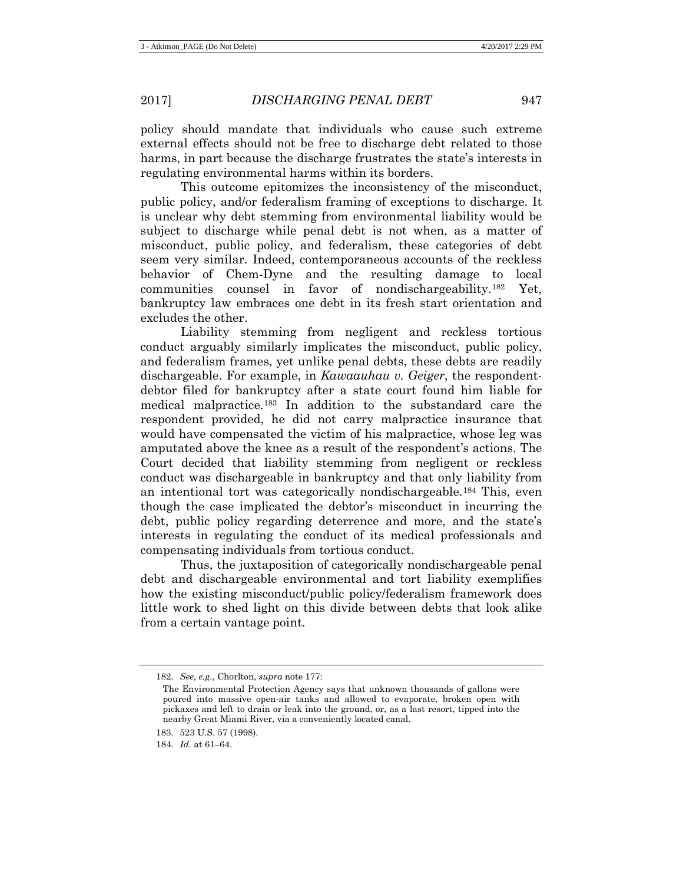policy should mandate that individuals who cause such extreme external effects should not be free to discharge debt related to those harms, in part because the discharge frustrates the state's interests in regulating environmental harms within its borders.

This outcome epitomizes the inconsistency of the misconduct, public policy, and/or federalism framing of exceptions to discharge. It is unclear why debt stemming from environmental liability would be subject to discharge while penal debt is not when, as a matter of misconduct, public policy, and federalism, these categories of debt seem very similar. Indeed, contemporaneous accounts of the reckless behavior of Chem-Dyne and the resulting damage to local communities counsel in favor of nondischargeability.[182] Yet, bankruptcy law embraces one debt in its fresh start orientation and excludes the other.

Liability stemming from negligent and reckless tortious conduct arguably similarly implicates the misconduct, public policy, and federalism frames, yet unlike penal debts, these debts are readily dischargeable. For example, in *Kawaauhau v. Geiger*, the respondent-debtor filed for bankruptcy after a state court found him liable for medical malpractice.[183] In addition to the substandard care the respondent provided, he did not carry malpractice insurance that would have compensated the victim of his malpractice, whose leg was amputated above the knee as a result of the respondent's actions. The Court decided that liability stemming from negligent or reckless conduct was dischargeable in bankruptcy and that only liability from an intentional tort was categorically nondischargeable.[184] This, even though the case implicated the debtor's misconduct in incurring the debt, public policy regarding deterrence and more, and the state's interests in regulating the conduct of its medical professionals and compensating individuals from tortious conduct.

Thus, the juxtaposition of categorically nondischargeable penal debt and dischargeable environmental and tort liability exemplifies how the existing misconduct/public policy/federalism framework does little work to shed light on this divide between debts that look alike from a certain vantage point.

---

182. *See, e.g.*, Chorlton, *supra* note 177:

> The Environmental Protection Agency says that unknown thousands of gallons were poured into massive open-air tanks and allowed to evaporate, broken open with pickaxes and left to drain or leak into the ground, or, as a last resort, tipped into the nearby Great Miami River, via a conveniently located canal.

183. 523 U.S. 57 (1998).

184. *Id.* at 61–64.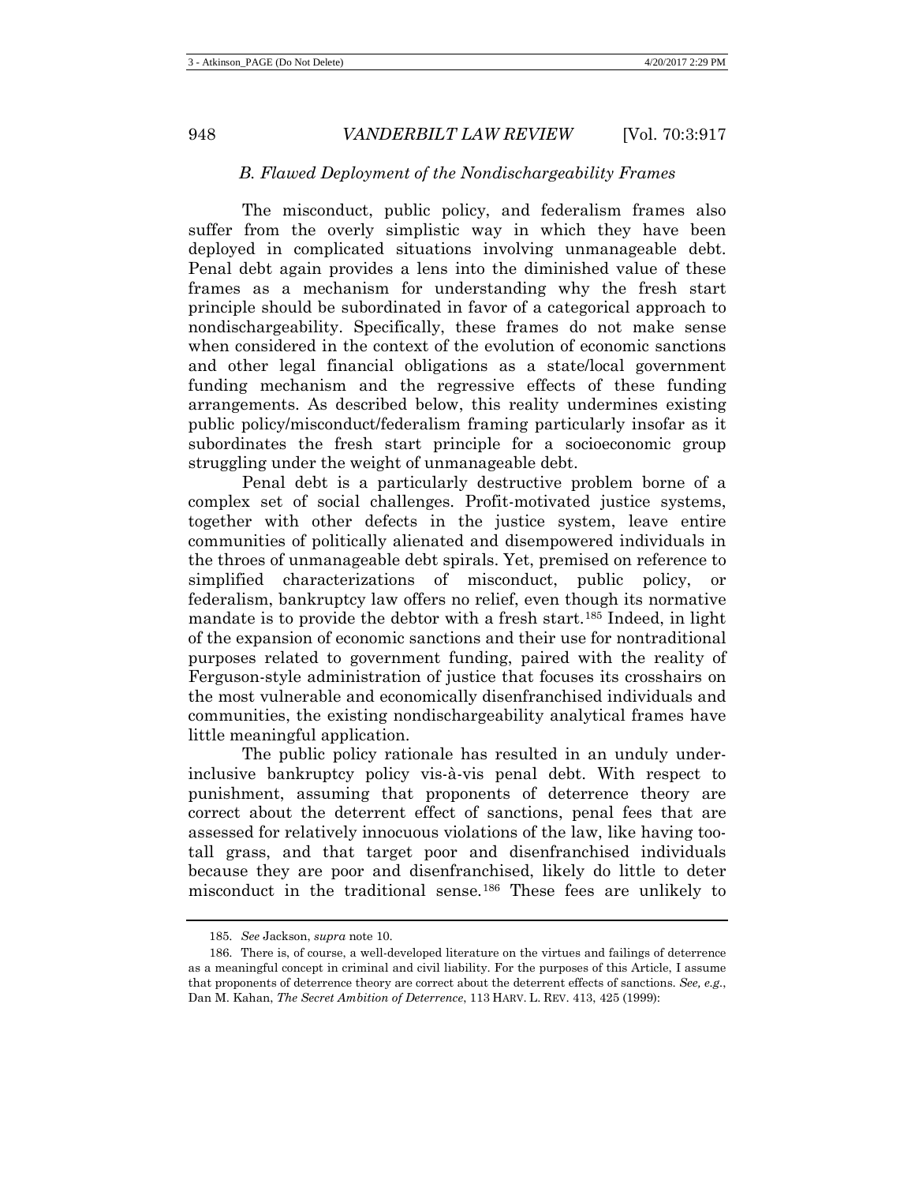### *B. Flawed Deployment of the Nondischargeability Frames*

The misconduct, public policy, and federalism frames also suffer from the overly simplistic way in which they have been deployed in complicated situations involving unmanageable debt. Penal debt again provides a lens into the diminished value of these frames as a mechanism for understanding why the fresh start principle should be subordinated in favor of a categorical approach to nondischargeability. Specifically, these frames do not make sense when considered in the context of the evolution of economic sanctions and other legal financial obligations as a state/local government funding mechanism and the regressive effects of these funding arrangements. As described below, this reality undermines existing public policy/misconduct/federalism framing particularly insofar as it subordinates the fresh start principle for a socioeconomic group struggling under the weight of unmanageable debt.

Penal debt is a particularly destructive problem borne of a complex set of social challenges. Profit-motivated justice systems, together with other defects in the justice system, leave entire communities of politically alienated and disempowered individuals in the throes of unmanageable debt spirals. Yet, premised on reference to simplified characterizations of misconduct, public policy, or federalism, bankruptcy law offers no relief, even though its normative mandate is to provide the debtor with a fresh start.[185] Indeed, in light of the expansion of economic sanctions and their use for nontraditional purposes related to government funding, paired with the reality of Ferguson-style administration of justice that focuses its crosshairs on the most vulnerable and economically disenfranchised individuals and communities, the existing nondischargeability analytical frames have little meaningful application.

The public policy rationale has resulted in an unduly under-inclusive bankruptcy policy vis-à-vis penal debt. With respect to punishment, assuming that proponents of deterrence theory are correct about the deterrent effect of sanctions, penal fees that are assessed for relatively innocuous violations of the law, like having too-tall grass, and that target poor and disenfranchised individuals because they are poor and disenfranchised, likely do little to deter misconduct in the traditional sense.[186] These fees are unlikely to

---

185. *See* Jackson, *supra* note 10.

186. There is, of course, a well-developed literature on the virtues and failings of deterrence as a meaningful concept in criminal and civil liability. For the purposes of this Article, I assume that proponents of deterrence theory are correct about the deterrent effects of sanctions. *See, e.g.*, Dan M. Kahan, *The Secret Ambition of Deterrence*, 113 HARV. L. REV. 413, 425 (1999):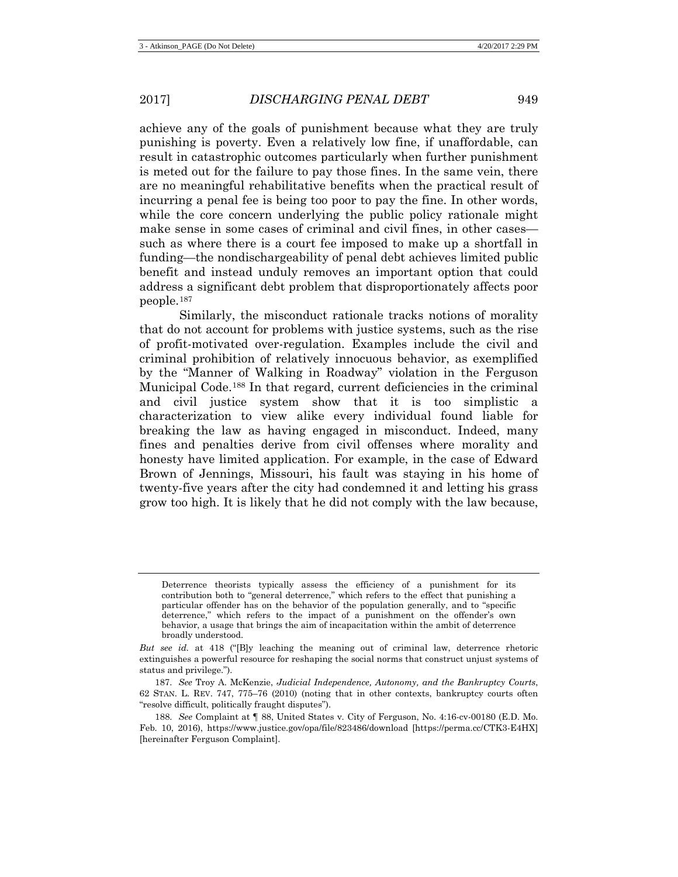achieve any of the goals of punishment because what they are truly punishing is poverty. Even a relatively low fine, if unaffordable, can result in catastrophic outcomes particularly when further punishment is meted out for the failure to pay those fines. In the same vein, there are no meaningful rehabilitative benefits when the practical result of incurring a penal fee is being too poor to pay the fine. In other words, while the core concern underlying the public policy rationale might make sense in some cases of criminal and civil fines, in other cases—such as where there is a court fee imposed to make up a shortfall in funding—the nondischargeability of penal debt achieves limited public benefit and instead unduly removes an important option that could address a significant debt problem that disproportionately affects poor people.[187]

Similarly, the misconduct rationale tracks notions of morality that do not account for problems with justice systems, such as the rise of profit-motivated over-regulation. Examples include the civil and criminal prohibition of relatively innocuous behavior, as exemplified by the "Manner of Walking in Roadway" violation in the Ferguson Municipal Code.[188] In that regard, current deficiencies in the criminal and civil justice system show that it is too simplistic a characterization to view alike every individual found liable for breaking the law as having engaged in misconduct. Indeed, many fines and penalties derive from civil offenses where morality and honesty have limited application. For example, in the case of Edward Brown of Jennings, Missouri, his fault was staying in his home of twenty-five years after the city had condemned it and letting his grass grow too high. It is likely that he did not comply with the law because,

---

> Deterrence theorists typically assess the efficiency of a punishment for its contribution both to "general deterrence," which refers to the effect that punishing a particular offender has on the behavior of the population generally, and to "specific deterrence," which refers to the impact of a punishment on the offender's own behavior, a usage that brings the aim of incapacitation within the ambit of deterrence broadly understood.

*But see id.* at 418 ("[B]y leaching the meaning out of criminal law, deterrence rhetoric extinguishes a powerful resource for reshaping the social norms that construct unjust systems of status and privilege.").

187. *See* Troy A. McKenzie, *Judicial Independence, Autonomy, and the Bankruptcy Courts*, 62 STAN. L. REV. 747, 775–76 (2010) (noting that in other contexts, bankruptcy courts often "resolve difficult, politically fraught disputes").

188. *See* Complaint at ¶ 88, United States v. City of Ferguson, No. 4:16-cv-00180 (E.D. Mo. Feb. 10, 2016), https://www.justice.gov/opa/file/823486/download [https://perma.cc/CTK3-E4HX] [hereinafter Ferguson Complaint].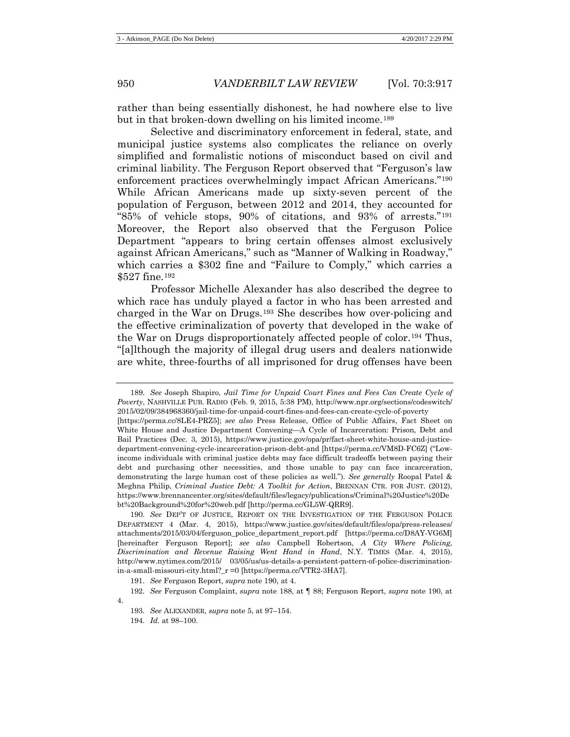rather than being essentially dishonest, he had nowhere else to live but in that broken-down dwelling on his limited income.[189]

Selective and discriminatory enforcement in federal, state, and municipal justice systems also complicates the reliance on overly simplified and formalistic notions of misconduct based on civil and criminal liability. The Ferguson Report observed that "Ferguson's law enforcement practices overwhelmingly impact African Americans."[190] While African Americans made up sixty-seven percent of the population of Ferguson, between 2012 and 2014, they accounted for "85% of vehicle stops, 90% of citations, and 93% of arrests."[191] Moreover, the Report also observed that the Ferguson Police Department "appears to bring certain offenses almost exclusively against African Americans," such as "Manner of Walking in Roadway," which carries a $302 fine and "Failure to Comply," which carries a $527 fine.[192]

Professor Michelle Alexander has also described the degree to which race has unduly played a factor in who has been arrested and charged in the War on Drugs.[193] She describes how over-policing and the effective criminalization of poverty that developed in the wake of the War on Drugs disproportionately affected people of color.[194] Thus, "[a]lthough the majority of illegal drug users and dealers nationwide are white, three-fourths of all imprisoned for drug offenses have been

---

189. *See* Joseph Shapiro, *Jail Time for Unpaid Court Fines and Fees Can Create Cycle of Poverty*, NASHVILLE PUB. RADIO (Feb. 9, 2015, 5:38 PM), http://www.npr.org/sections/codeswitch/2015/02/09/384968360/jail-time-for-unpaid-court-fines-and-fees-can-create-cycle-of-poverty [https://perma.cc/8LE4-PRZ5]; *see also* Press Release, Office of Public Affairs, Fact Sheet on White House and Justice Department Convening—A Cycle of Incarceration: Prison, Debt and Bail Practices (Dec. 3, 2015), https://www.justice.gov/opa/pr/fact-sheet-white-house-and-justice-department-convening-cycle-incarceration-prison-debt-and [https://perma.cc/VM8D-FC6Z] ("Low-income individuals with criminal justice debts may face difficult tradeoffs between paying their debt and purchasing other necessities, and those unable to pay can face incarceration, demonstrating the large human cost of these policies as well."). *See generally* Roopal Patel & Meghna Philip, *Criminal Justice Debt: A Toolkit for Action*, BRENNAN CTR. FOR JUST. (2012), https://www.brennancenter.org/sites/default/files/legacy/publications/Criminal%20Justice%20Debt%20Background%20for%20web.pdf [http://perma.cc/GL5W-QRR9].

190. *See* DEP'T OF JUSTICE, REPORT ON THE INVESTIGATION OF THE FERGUSON POLICE DEPARTMENT 4 (Mar. 4, 2015), https://www.justice.gov/sites/default/files/opa/press-releases/attachments/2015/03/04/ferguson_police_department_report.pdf [https://perma.cc/D8AY-VG6M] [hereinafter Ferguson Report]; *see also* Campbell Robertson, *A City Where Policing, Discrimination and Revenue Raising Went Hand in Hand*, N.Y. TIMES (Mar. 4, 2015), http://www.nytimes.com/2015/ 03/05/us/us-details-a-persistent-pattern-of-police-discrimination-in-a-small-missouri-city.html?_r =0 [https://perma.cc/VTR2-3HA7].

191. *See* Ferguson Report, *supra* note 190, at 4.

192. *See* Ferguson Complaint, *supra* note 188, at ¶ 88; Ferguson Report, *supra* note 190, at 4.

193. *See* ALEXANDER, *supra* note 5, at 97–154.

194. *Id.* at 98–100.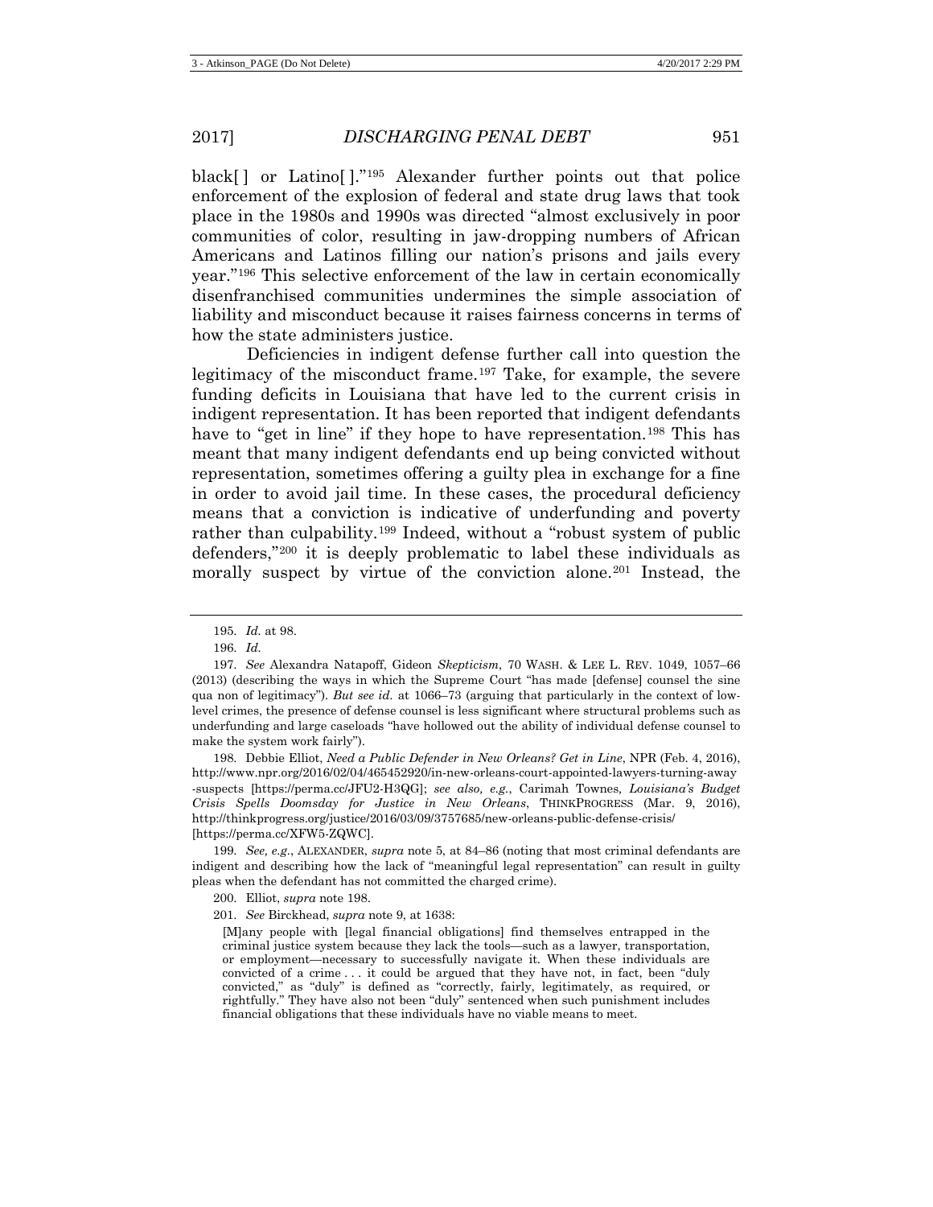black[ ] or Latino[ ]."[195] Alexander further points out that police enforcement of the explosion of federal and state drug laws that took place in the 1980s and 1990s was directed "almost exclusively in poor communities of color, resulting in jaw-dropping numbers of African Americans and Latinos filling our nation's prisons and jails every year."[196] This selective enforcement of the law in certain economically disenfranchised communities undermines the simple association of liability and misconduct because it raises fairness concerns in terms of how the state administers justice.

Deficiencies in indigent defense further call into question the legitimacy of the misconduct frame.[197] Take, for example, the severe funding deficits in Louisiana that have led to the current crisis in indigent representation. It has been reported that indigent defendants have to "get in line" if they hope to have representation.[198] This has meant that many indigent defendants end up being convicted without representation, sometimes offering a guilty plea in exchange for a fine in order to avoid jail time. In these cases, the procedural deficiency means that a conviction is indicative of underfunding and poverty rather than culpability.[199] Indeed, without a "robust system of public defenders,"[200] it is deeply problematic to label these individuals as morally suspect by virtue of the conviction alone.[201] Instead, the

---

195. *Id.* at 98.

196. *Id.*

197. *See* Alexandra Natapoff, Gideon *Skepticism*, 70 WASH. & LEE L. REV. 1049, 1057–66 (2013) (describing the ways in which the Supreme Court "has made [defense] counsel the sine qua non of legitimacy"). *But see id.* at 1066–73 (arguing that particularly in the context of low-level crimes, the presence of defense counsel is less significant where structural problems such as underfunding and large caseloads "have hollowed out the ability of individual defense counsel to make the system work fairly").

198. Debbie Elliot, *Need a Public Defender in New Orleans? Get in Line*, NPR (Feb. 4, 2016), http://www.npr.org/2016/02/04/465452920/in-new-orleans-court-appointed-lawyers-turning-away-suspects [https://perma.cc/JFU2-H3QG]; *see also, e.g.*, Carimah Townes, *Louisiana's Budget Crisis Spells Doomsday for Justice in New Orleans*, THINKPROGRESS (Mar. 9, 2016), http://thinkprogress.org/justice/2016/03/09/3757685/new-orleans-public-defense-crisis/ [https://perma.cc/XFW5-ZQWC].

199. *See, e.g.*, ALEXANDER, *supra* note 5, at 84–86 (noting that most criminal defendants are indigent and describing how the lack of "meaningful legal representation" can result in guilty pleas when the defendant has not committed the charged crime).

200. Elliot, *supra* note 198.

201. *See* Birckhead, *supra* note 9, at 1638:

> [M]any people with [legal financial obligations] find themselves entrapped in the criminal justice system because they lack the tools—such as a lawyer, transportation, or employment—necessary to successfully navigate it. When these individuals are convicted of a crime . . . it could be argued that they have not, in fact, been "duly convicted," as "duly" is defined as "correctly, fairly, legitimately, as required, or rightfully." They have also not been "duly" sentenced when such punishment includes financial obligations that these individuals have no viable means to meet.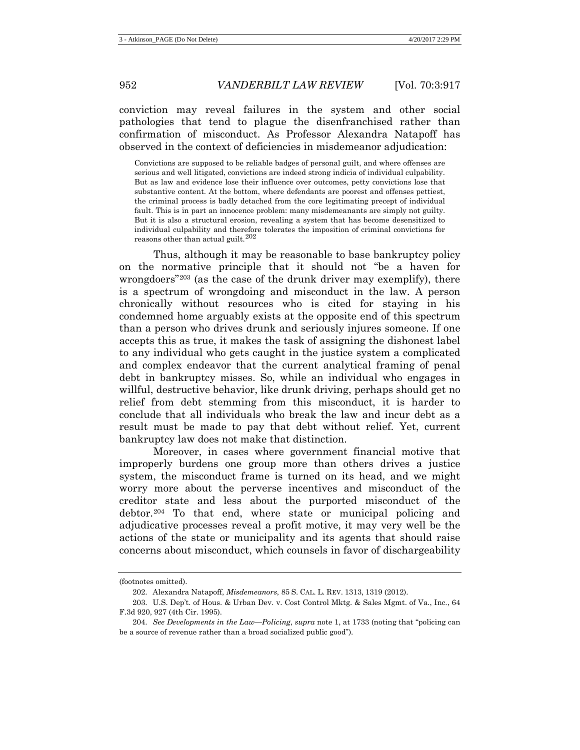conviction may reveal failures in the system and other social pathologies that tend to plague the disenfranchised rather than confirmation of misconduct. As Professor Alexandra Natapoff has observed in the context of deficiencies in misdemeanor adjudication:

> Convictions are supposed to be reliable badges of personal guilt, and where offenses are serious and well litigated, convictions are indeed strong indicia of individual culpability. But as law and evidence lose their influence over outcomes, petty convictions lose that substantive content. At the bottom, where defendants are poorest and offenses pettiest, the criminal process is badly detached from the core legitimating precept of individual fault. This is in part an innocence problem: many misdemeanants are simply not guilty. But it is also a structural erosion, revealing a system that has become desensitized to individual culpability and therefore tolerates the imposition of criminal convictions for reasons other than actual guilt.[202]

Thus, although it may be reasonable to base bankruptcy policy on the normative principle that it should not "be a haven for wrongdoers"[203] (as the case of the drunk driver may exemplify), there is a spectrum of wrongdoing and misconduct in the law. A person chronically without resources who is cited for staying in his condemned home arguably exists at the opposite end of this spectrum than a person who drives drunk and seriously injures someone. If one accepts this as true, it makes the task of assigning the dishonest label to any individual who gets caught in the justice system a complicated and complex endeavor that the current analytical framing of penal debt in bankruptcy misses. So, while an individual who engages in willful, destructive behavior, like drunk driving, perhaps should get no relief from debt stemming from this misconduct, it is harder to conclude that all individuals who break the law and incur debt as a result must be made to pay that debt without relief. Yet, current bankruptcy law does not make that distinction.

Moreover, in cases where government financial motive that improperly burdens one group more than others drives a justice system, the misconduct frame is turned on its head, and we might worry more about the perverse incentives and misconduct of the creditor state and less about the purported misconduct of the debtor.[204] To that end, where state or municipal policing and adjudicative processes reveal a profit motive, it may very well be the actions of the state or municipality and its agents that should raise concerns about misconduct, which counsels in favor of dischargeability

---

(footnotes omitted).

202. Alexandra Natapoff, *Misdemeanors*, 85 S. CAL. L. REV. 1313, 1319 (2012).

203. U.S. Dep't. of Hous. & Urban Dev. v. Cost Control Mktg. & Sales Mgmt. of Va., Inc., 64 F.3d 920, 927 (4th Cir. 1995).

204. *See Developments in the Law—Policing*, *supra* note 1, at 1733 (noting that "policing can be a source of revenue rather than a broad socialized public good").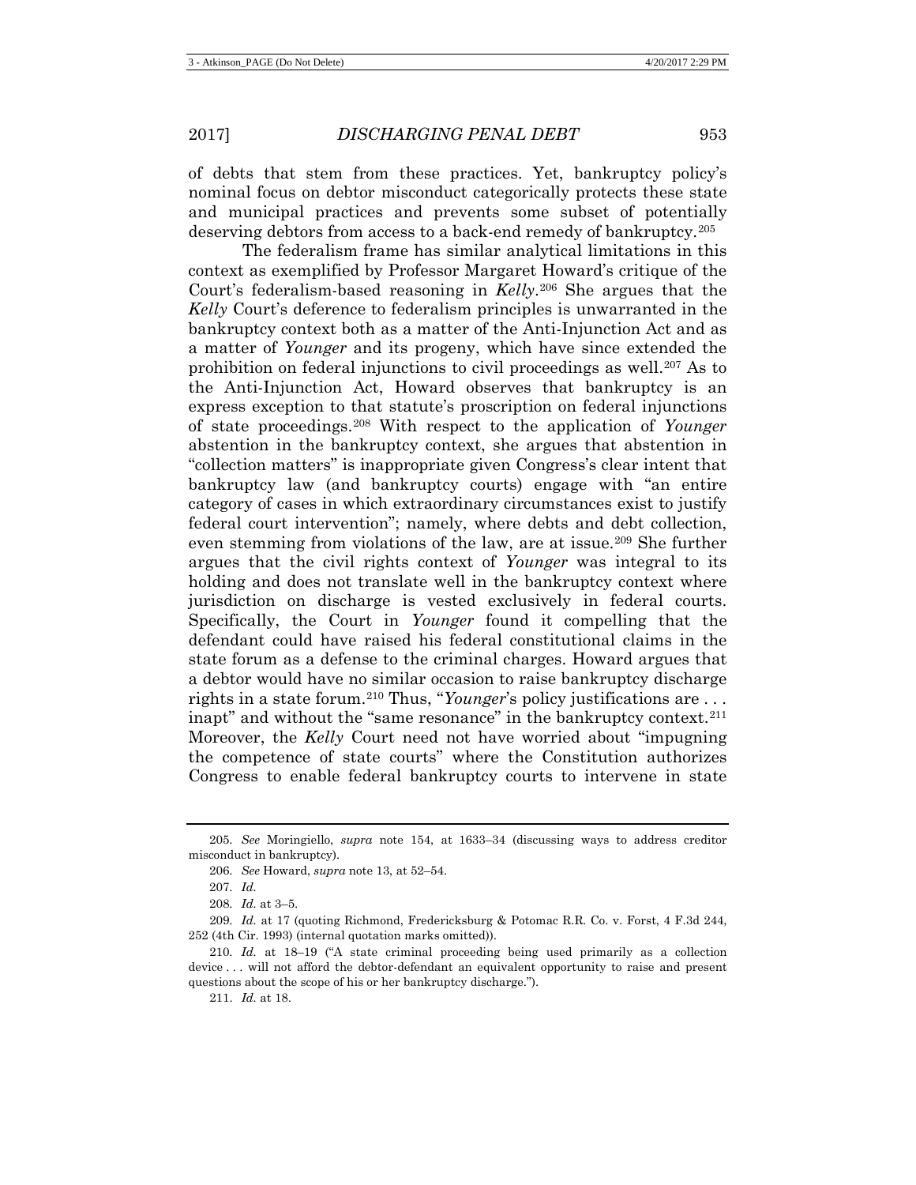of debts that stem from these practices. Yet, bankruptcy policy's nominal focus on debtor misconduct categorically protects these state and municipal practices and prevents some subset of potentially deserving debtors from access to a back-end remedy of bankruptcy.[205]

The federalism frame has similar analytical limitations in this context as exemplified by Professor Margaret Howard's critique of the Court's federalism-based reasoning in *Kelly*.[206] She argues that the *Kelly* Court's deference to federalism principles is unwarranted in the bankruptcy context both as a matter of the Anti-Injunction Act and as a matter of *Younger* and its progeny, which have since extended the prohibition on federal injunctions to civil proceedings as well.[207] As to the Anti-Injunction Act, Howard observes that bankruptcy is an express exception to that statute's proscription on federal injunctions of state proceedings.[208] With respect to the application of *Younger* abstention in the bankruptcy context, she argues that abstention in "collection matters" is inappropriate given Congress's clear intent that bankruptcy law (and bankruptcy courts) engage with "an entire category of cases in which extraordinary circumstances exist to justify federal court intervention"; namely, where debts and debt collection, even stemming from violations of the law, are at issue.[209] She further argues that the civil rights context of *Younger* was integral to its holding and does not translate well in the bankruptcy context where jurisdiction on discharge is vested exclusively in federal courts. Specifically, the Court in *Younger* found it compelling that the defendant could have raised his federal constitutional claims in the state forum as a defense to the criminal charges. Howard argues that a debtor would have no similar occasion to raise bankruptcy discharge rights in a state forum.[210] Thus, "*Younger*'s policy justifications are . . . inapt" and without the "same resonance" in the bankruptcy context.[211] Moreover, the *Kelly* Court need not have worried about "impugning the competence of state courts" where the Constitution authorizes Congress to enable federal bankruptcy courts to intervene in state

---

205. *See* Moringiello, *supra* note 154, at 1633–34 (discussing ways to address creditor misconduct in bankruptcy).

206. *See* Howard, *supra* note 13, at 52–54.

207. *Id.*

208. *Id.* at 3–5.

209. *Id.* at 17 (quoting Richmond, Fredericksburg & Potomac R.R. Co. v. Forst, 4 F.3d 244, 252 (4th Cir. 1993) (internal quotation marks omitted)).

210. *Id.* at 18–19 ("A state criminal proceeding being used primarily as a collection device . . . will not afford the debtor-defendant an equivalent opportunity to raise and present questions about the scope of his or her bankruptcy discharge.").

211. *Id.* at 18.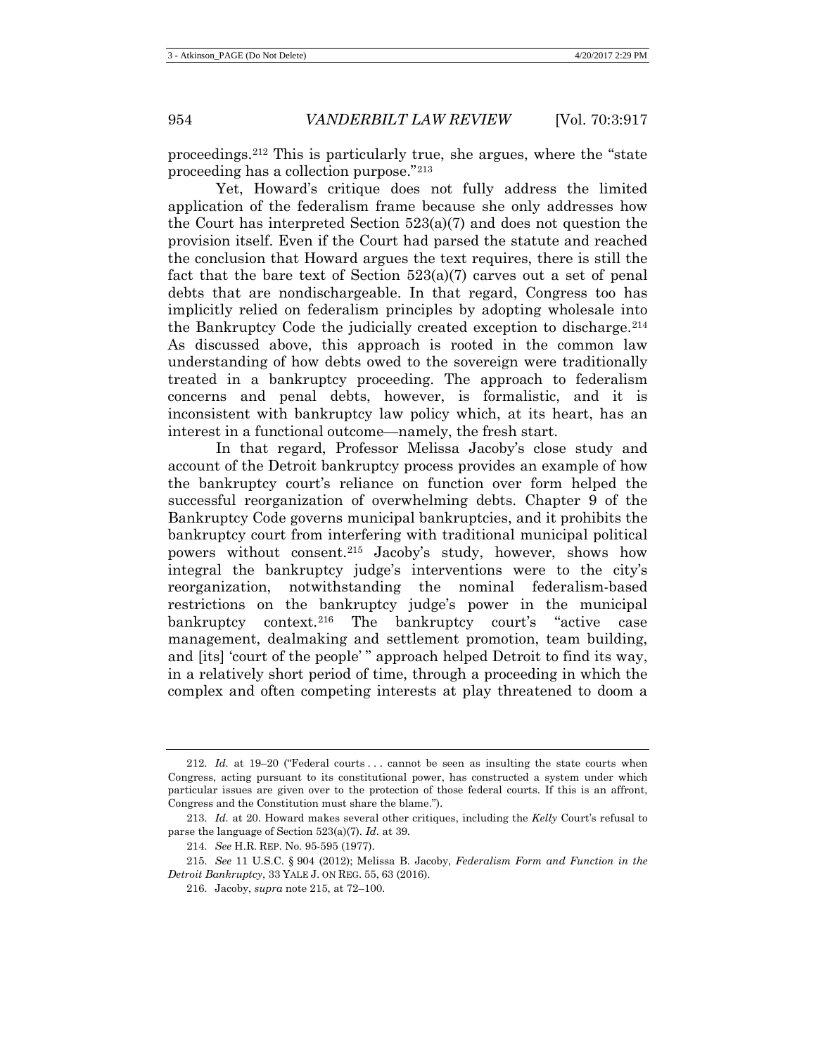proceedings.[212] This is particularly true, she argues, where the "state proceeding has a collection purpose."[213]

Yet, Howard's critique does not fully address the limited application of the federalism frame because she only addresses how the Court has interpreted Section 523(a)(7) and does not question the provision itself. Even if the Court had parsed the statute and reached the conclusion that Howard argues the text requires, there is still the fact that the bare text of Section 523(a)(7) carves out a set of penal debts that are nondischargeable. In that regard, Congress too has implicitly relied on federalism principles by adopting wholesale into the Bankruptcy Code the judicially created exception to discharge.[214] As discussed above, this approach is rooted in the common law understanding of how debts owed to the sovereign were traditionally treated in a bankruptcy proceeding. The approach to federalism concerns and penal debts, however, is formalistic, and it is inconsistent with bankruptcy law policy which, at its heart, has an interest in a functional outcome—namely, the fresh start.

In that regard, Professor Melissa Jacoby's close study and account of the Detroit bankruptcy process provides an example of how the bankruptcy court's reliance on function over form helped the successful reorganization of overwhelming debts. Chapter 9 of the Bankruptcy Code governs municipal bankruptcies, and it prohibits the bankruptcy court from interfering with traditional municipal political powers without consent.[215] Jacoby's study, however, shows how integral the bankruptcy judge's interventions were to the city's reorganization, notwithstanding the nominal federalism-based restrictions on the bankruptcy judge's power in the municipal bankruptcy context.[216] The bankruptcy court's "active case management, dealmaking and settlement promotion, team building, and [its] 'court of the people' " approach helped Detroit to find its way, in a relatively short period of time, through a proceeding in which the complex and often competing interests at play threatened to doom a

---

212. *Id.* at 19–20 ("Federal courts . . . cannot be seen as insulting the state courts when Congress, acting pursuant to its constitutional power, has constructed a system under which particular issues are given over to the protection of those federal courts. If this is an affront, Congress and the Constitution must share the blame.").

213. *Id.* at 20. Howard makes several other critiques, including the *Kelly* Court's refusal to parse the language of Section 523(a)(7). *Id.* at 39.

214. *See* H.R. REP. No. 95-595 (1977).

215. *See* 11 U.S.C. § 904 (2012); Melissa B. Jacoby, *Federalism Form and Function in the Detroit Bankruptcy*, 33 YALE J. ON REG. 55, 63 (2016).

216. Jacoby, *supra* note 215, at 72–100.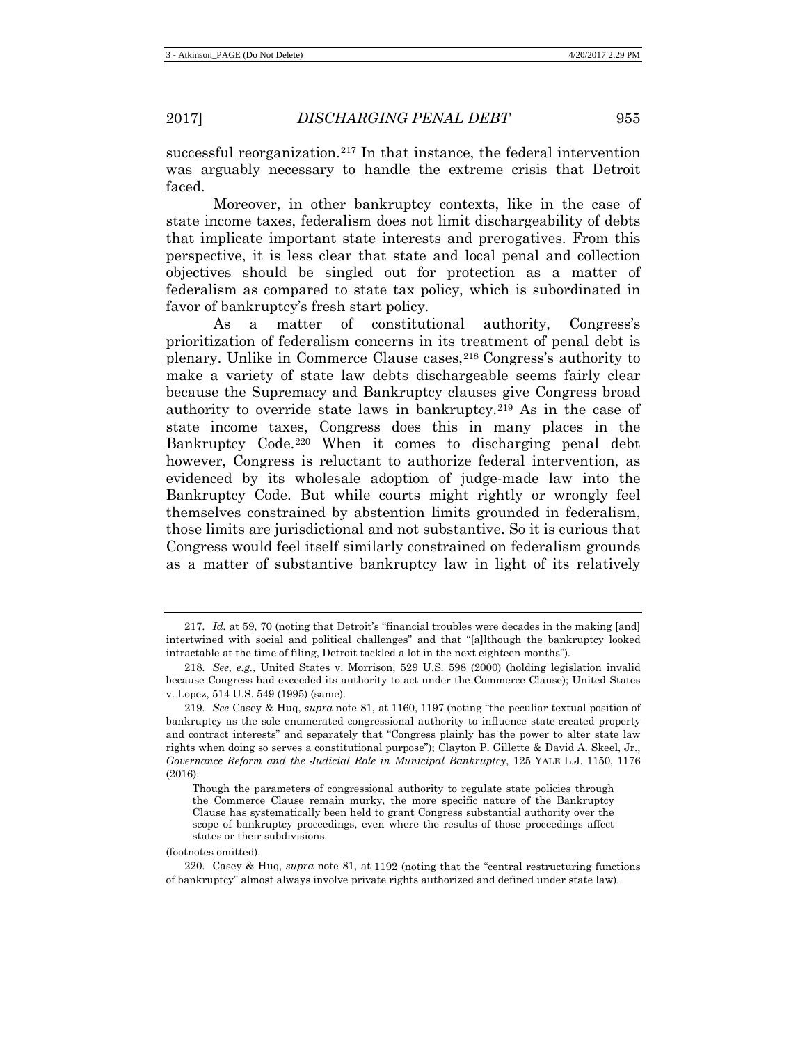successful reorganization.[217] In that instance, the federal intervention was arguably necessary to handle the extreme crisis that Detroit faced.

Moreover, in other bankruptcy contexts, like in the case of state income taxes, federalism does not limit dischargeability of debts that implicate important state interests and prerogatives. From this perspective, it is less clear that state and local penal and collection objectives should be singled out for protection as a matter of federalism as compared to state tax policy, which is subordinated in favor of bankruptcy's fresh start policy.

As a matter of constitutional authority, Congress's prioritization of federalism concerns in its treatment of penal debt is plenary. Unlike in Commerce Clause cases,[218] Congress's authority to make a variety of state law debts dischargeable seems fairly clear because the Supremacy and Bankruptcy clauses give Congress broad authority to override state laws in bankruptcy.[219] As in the case of state income taxes, Congress does this in many places in the Bankruptcy Code.[220] When it comes to discharging penal debt however, Congress is reluctant to authorize federal intervention, as evidenced by its wholesale adoption of judge-made law into the Bankruptcy Code. But while courts might rightly or wrongly feel themselves constrained by abstention limits grounded in federalism, those limits are jurisdictional and not substantive. So it is curious that Congress would feel itself similarly constrained on federalism grounds as a matter of substantive bankruptcy law in light of its relatively

---

217. *Id.* at 59, 70 (noting that Detroit's "financial troubles were decades in the making [and] intertwined with social and political challenges" and that "[a]lthough the bankruptcy looked intractable at the time of filing, Detroit tackled a lot in the next eighteen months").

218. *See, e.g.*, United States v. Morrison, 529 U.S. 598 (2000) (holding legislation invalid because Congress had exceeded its authority to act under the Commerce Clause); United States v. Lopez, 514 U.S. 549 (1995) (same).

219. *See* Casey & Huq, *supra* note 81, at 1160, 1197 (noting "the peculiar textual position of bankruptcy as the sole enumerated congressional authority to influence state-created property and contract interests" and separately that "Congress plainly has the power to alter state law rights when doing so serves a constitutional purpose"); Clayton P. Gillette & David A. Skeel, Jr., *Governance Reform and the Judicial Role in Municipal Bankruptcy*, 125 YALE L.J. 1150, 1176 (2016):

> Though the parameters of congressional authority to regulate state policies through the Commerce Clause remain murky, the more specific nature of the Bankruptcy Clause has systematically been held to grant Congress substantial authority over the scope of bankruptcy proceedings, even where the results of those proceedings affect states or their subdivisions.

(footnotes omitted).

220. Casey & Huq, *supra* note 81, at 1192 (noting that the "central restructuring functions of bankruptcy" almost always involve private rights authorized and defined under state law).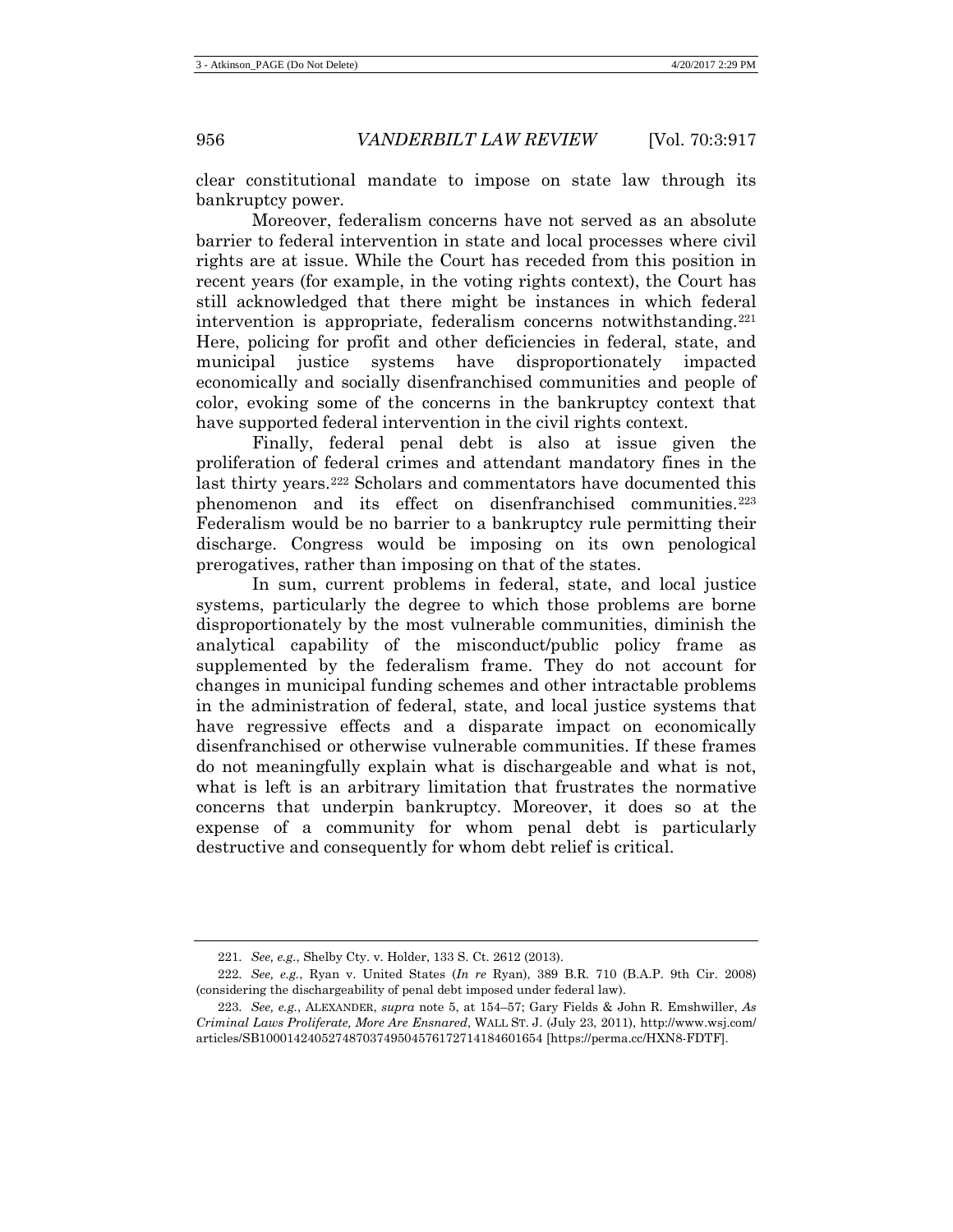clear constitutional mandate to impose on state law through its bankruptcy power.

Moreover, federalism concerns have not served as an absolute barrier to federal intervention in state and local processes where civil rights are at issue. While the Court has receded from this position in recent years (for example, in the voting rights context), the Court has still acknowledged that there might be instances in which federal intervention is appropriate, federalism concerns notwithstanding.[221] Here, policing for profit and other deficiencies in federal, state, and municipal justice systems have disproportionately impacted economically and socially disenfranchised communities and people of color, evoking some of the concerns in the bankruptcy context that have supported federal intervention in the civil rights context.

Finally, federal penal debt is also at issue given the proliferation of federal crimes and attendant mandatory fines in the last thirty years.[222] Scholars and commentators have documented this phenomenon and its effect on disenfranchised communities.[223] Federalism would be no barrier to a bankruptcy rule permitting their discharge. Congress would be imposing on its own penological prerogatives, rather than imposing on that of the states.

In sum, current problems in federal, state, and local justice systems, particularly the degree to which those problems are borne disproportionately by the most vulnerable communities, diminish the analytical capability of the misconduct/public policy frame as supplemented by the federalism frame. They do not account for changes in municipal funding schemes and other intractable problems in the administration of federal, state, and local justice systems that have regressive effects and a disparate impact on economically disenfranchised or otherwise vulnerable communities. If these frames do not meaningfully explain what is dischargeable and what is not, what is left is an arbitrary limitation that frustrates the normative concerns that underpin bankruptcy. Moreover, it does so at the expense of a community for whom penal debt is particularly destructive and consequently for whom debt relief is critical.

---

221. *See, e.g.*, Shelby Cty. v. Holder, 133 S. Ct. 2612 (2013).

222. *See, e.g.*, Ryan v. United States (*In re* Ryan), 389 B.R. 710 (B.A.P. 9th Cir. 2008) (considering the dischargeability of penal debt imposed under federal law).

223. *See, e.g.*, ALEXANDER, *supra* note 5, at 154–57; Gary Fields & John R. Emshwiller, *As Criminal Laws Proliferate, More Are Ensnared*, WALL ST. J. (July 23, 2011), http://www.wsj.com/articles/SB10001424052748703749504576172714184601654 [https://perma.cc/HXN8-FDTF].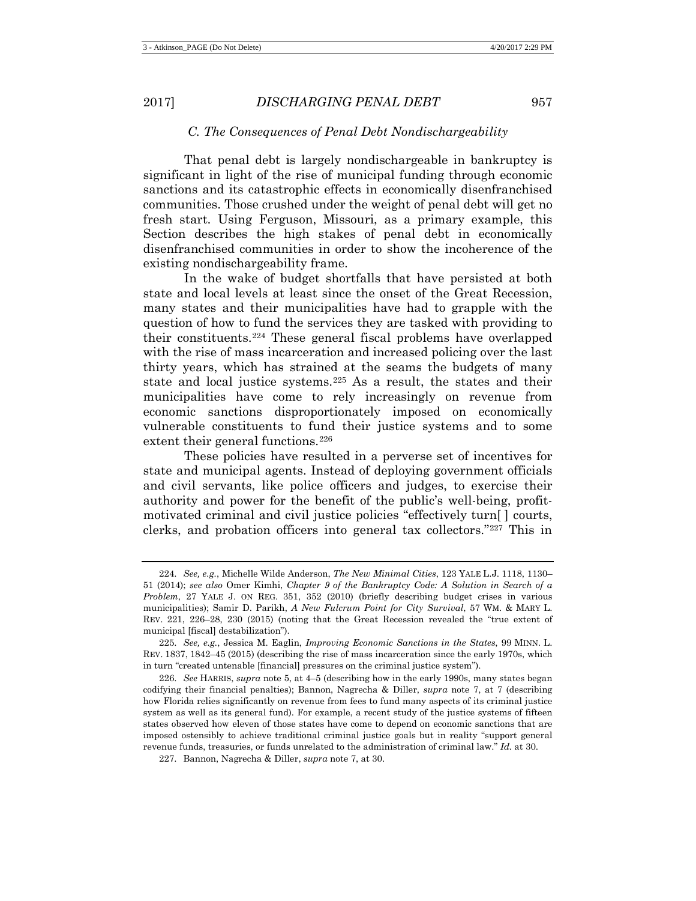### *C. The Consequences of Penal Debt Nondischargeability*

That penal debt is largely nondischargeable in bankruptcy is significant in light of the rise of municipal funding through economic sanctions and its catastrophic effects in economically disenfranchised communities. Those crushed under the weight of penal debt will get no fresh start. Using Ferguson, Missouri, as a primary example, this Section describes the high stakes of penal debt in economically disenfranchised communities in order to show the incoherence of the existing nondischargeability frame.

In the wake of budget shortfalls that have persisted at both state and local levels at least since the onset of the Great Recession, many states and their municipalities have had to grapple with the question of how to fund the services they are tasked with providing to their constituents.[224] These general fiscal problems have overlapped with the rise of mass incarceration and increased policing over the last thirty years, which has strained at the seams the budgets of many state and local justice systems.[225] As a result, the states and their municipalities have come to rely increasingly on revenue from economic sanctions disproportionately imposed on economically vulnerable constituents to fund their justice systems and to some extent their general functions.[226]

These policies have resulted in a perverse set of incentives for state and municipal agents. Instead of deploying government officials and civil servants, like police officers and judges, to exercise their authority and power for the benefit of the public's well-being, profit-motivated criminal and civil justice policies "effectively turn[ ] courts, clerks, and probation officers into general tax collectors."[227] This in

---

224. *See, e.g.*, Michelle Wilde Anderson, *The New Minimal Cities*, 123 YALE L.J. 1118, 1130–51 (2014); *see also* Omer Kimhi, *Chapter 9 of the Bankruptcy Code: A Solution in Search of a Problem*, 27 YALE J. ON REG. 351, 352 (2010) (briefly describing budget crises in various municipalities); Samir D. Parikh, *A New Fulcrum Point for City Survival*, 57 WM. & MARY L. REV. 221, 226–28, 230 (2015) (noting that the Great Recession revealed the "true extent of municipal [fiscal] destabilization").

225. *See, e.g.*, Jessica M. Eaglin, *Improving Economic Sanctions in the States*, 99 MINN. L. REV. 1837, 1842–45 (2015) (describing the rise of mass incarceration since the early 1970s, which in turn "created untenable [financial] pressures on the criminal justice system").

226. *See* HARRIS, *supra* note 5, at 4–5 (describing how in the early 1990s, many states began codifying their financial penalties); Bannon, Nagrecha & Diller, *supra* note 7, at 7 (describing how Florida relies significantly on revenue from fees to fund many aspects of its criminal justice system as well as its general fund). For example, a recent study of the justice systems of fifteen states observed how eleven of those states have come to depend on economic sanctions that are imposed ostensibly to achieve traditional criminal justice goals but in reality "support general revenue funds, treasuries, or funds unrelated to the administration of criminal law." *Id.* at 30.

227. Bannon, Nagrecha & Diller, *supra* note 7, at 30.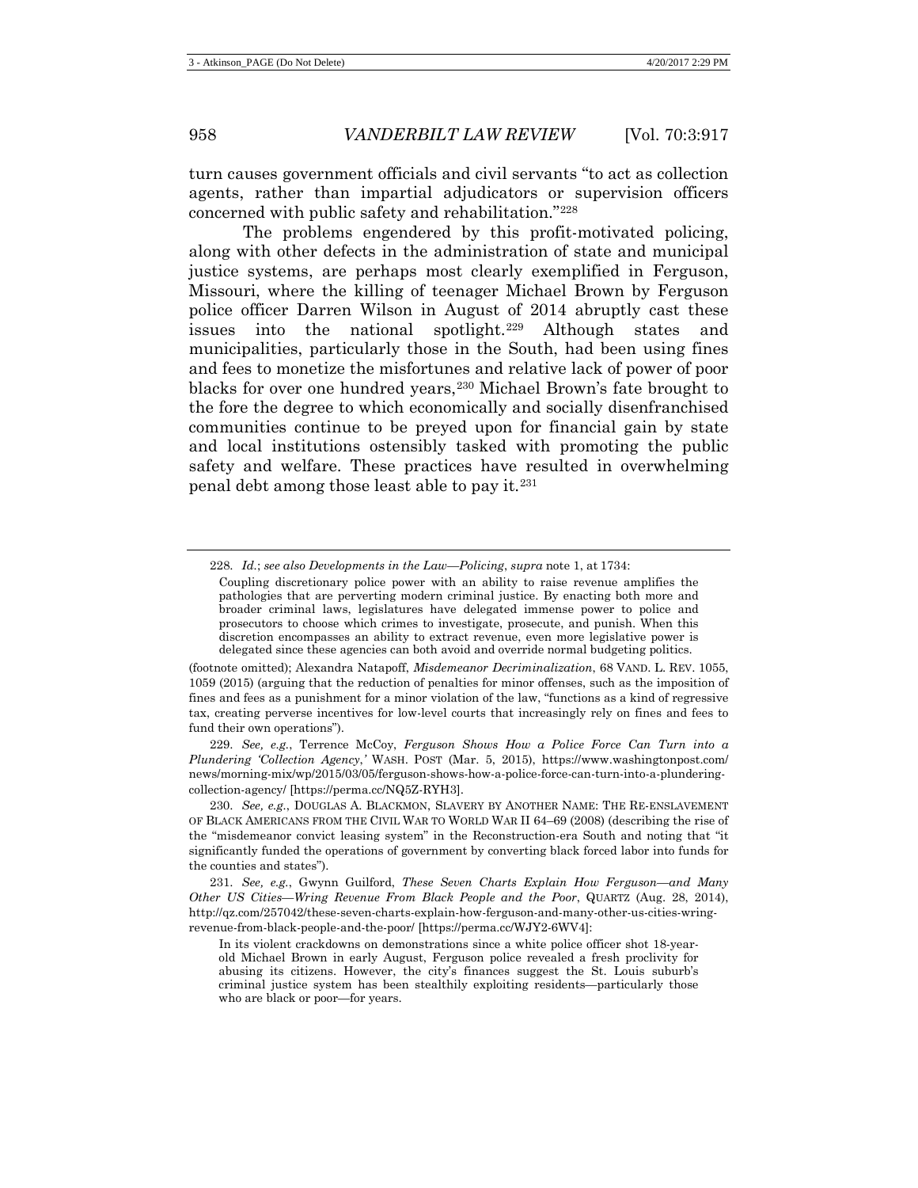turn causes government officials and civil servants "to act as collection agents, rather than impartial adjudicators or supervision officers concerned with public safety and rehabilitation."[228]

The problems engendered by this profit-motivated policing, along with other defects in the administration of state and municipal justice systems, are perhaps most clearly exemplified in Ferguson, Missouri, where the killing of teenager Michael Brown by Ferguson police officer Darren Wilson in August of 2014 abruptly cast these issues into the national spotlight.[229] Although states and municipalities, particularly those in the South, had been using fines and fees to monetize the misfortunes and relative lack of power of poor blacks for over one hundred years,[230] Michael Brown's fate brought to the fore the degree to which economically and socially disenfranchised communities continue to be preyed upon for financial gain by state and local institutions ostensibly tasked with promoting the public safety and welfare. These practices have resulted in overwhelming penal debt among those least able to pay it.[231]

---

228. *Id.*; *see also Developments in the Law—Policing*, *supra* note 1, at 1734:

> Coupling discretionary police power with an ability to raise revenue amplifies the pathologies that are perverting modern criminal justice. By enacting both more and broader criminal laws, legislatures have delegated immense power to police and prosecutors to choose which crimes to investigate, prosecute, and punish. When this discretion encompasses an ability to extract revenue, even more legislative power is delegated since these agencies can both avoid and override normal budgeting politics.

(footnote omitted); Alexandra Natapoff, *Misdemeanor Decriminalization*, 68 VAND. L. REV. 1055, 1059 (2015) (arguing that the reduction of penalties for minor offenses, such as the imposition of fines and fees as a punishment for a minor violation of the law, "functions as a kind of regressive tax, creating perverse incentives for low-level courts that increasingly rely on fines and fees to fund their own operations").

229. *See, e.g.*, Terrence McCoy, *Ferguson Shows How a Police Force Can Turn into a Plundering 'Collection Agency*,*'* WASH. POST (Mar. 5, 2015), https://www.washingtonpost.com/news/morning-mix/wp/2015/03/05/ferguson-shows-how-a-police-force-can-turn-into-a-plundering-collection-agency/ [https://perma.cc/NQ5Z-RYH3].

230. *See, e.g.*, DOUGLAS A. BLACKMON, SLAVERY BY ANOTHER NAME: THE RE-ENSLAVEMENT OF BLACK AMERICANS FROM THE CIVIL WAR TO WORLD WAR II 64–69 (2008) (describing the rise of the "misdemeanor convict leasing system" in the Reconstruction-era South and noting that "it significantly funded the operations of government by converting black forced labor into funds for the counties and states").

231. *See, e.g.*, Gwynn Guilford, *These Seven Charts Explain How Ferguson—and Many Other US Cities—Wring Revenue From Black People and the Poor*, QUARTZ (Aug. 28, 2014), http://qz.com/257042/these-seven-charts-explain-how-ferguson-and-many-other-us-cities-wring-revenue-from-black-people-and-the-poor/ [https://perma.cc/WJY2-6WV4]:

> In its violent crackdowns on demonstrations since a white police officer shot 18-year-old Michael Brown in early August, Ferguson police revealed a fresh proclivity for abusing its citizens. However, the city's finances suggest the St. Louis suburb's criminal justice system has been stealthily exploiting residents—particularly those who are black or poor—for years.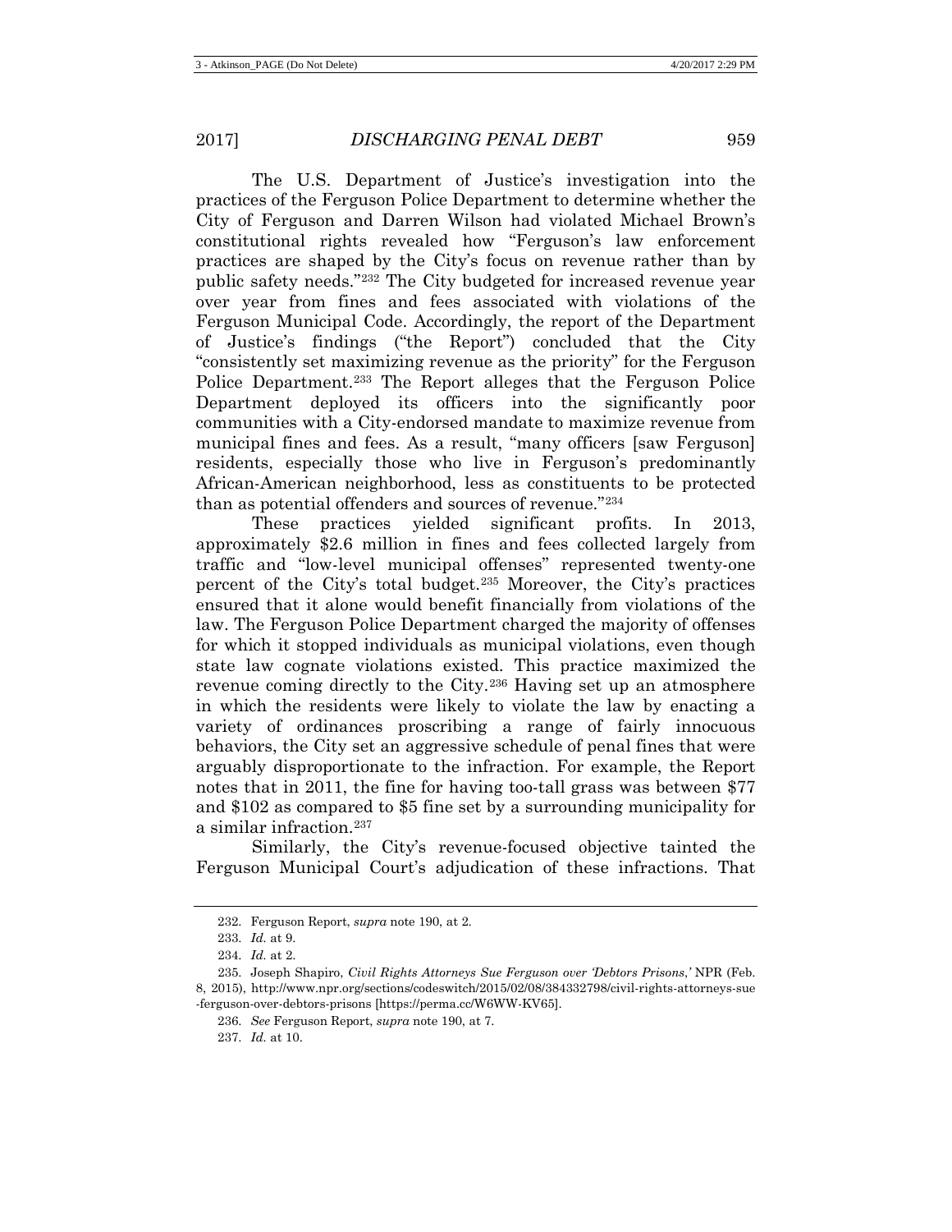The U.S. Department of Justice's investigation into the practices of the Ferguson Police Department to determine whether the City of Ferguson and Darren Wilson had violated Michael Brown's constitutional rights revealed how "Ferguson's law enforcement practices are shaped by the City's focus on revenue rather than by public safety needs."[232] The City budgeted for increased revenue year over year from fines and fees associated with violations of the Ferguson Municipal Code. Accordingly, the report of the Department of Justice's findings ("the Report") concluded that the City "consistently set maximizing revenue as the priority" for the Ferguson Police Department.[233] The Report alleges that the Ferguson Police Department deployed its officers into the significantly poor communities with a City-endorsed mandate to maximize revenue from municipal fines and fees. As a result, "many officers [saw Ferguson] residents, especially those who live in Ferguson's predominantly African-American neighborhood, less as constituents to be protected than as potential offenders and sources of revenue."[234]

These practices yielded significant profits. In 2013, approximately $2.6 million in fines and fees collected largely from traffic and "low-level municipal offenses" represented twenty-one percent of the City's total budget.[235] Moreover, the City's practices ensured that it alone would benefit financially from violations of the law. The Ferguson Police Department charged the majority of offenses for which it stopped individuals as municipal violations, even though state law cognate violations existed. This practice maximized the revenue coming directly to the City.[236] Having set up an atmosphere in which the residents were likely to violate the law by enacting a variety of ordinances proscribing a range of fairly innocuous behaviors, the City set an aggressive schedule of penal fines that were arguably disproportionate to the infraction. For example, the Report notes that in 2011, the fine for having too-tall grass was between $77 and $102 as compared to $5 fine set by a surrounding municipality for a similar infraction.[237]

Similarly, the City's revenue-focused objective tainted the Ferguson Municipal Court's adjudication of these infractions. That

---

232. Ferguson Report, *supra* note 190, at 2.

233. *Id.* at 9.

234. *Id.* at 2.

235. Joseph Shapiro, *Civil Rights Attorneys Sue Ferguson over 'Debtors Prisons,'* NPR (Feb. 8, 2015), http://www.npr.org/sections/codeswitch/2015/02/08/384332798/civil-rights-attorneys-sue-ferguson-over-debtors-prisons [https://perma.cc/W6WW-KV65].

236. *See* Ferguson Report, *supra* note 190, at 7.

237. *Id.* at 10.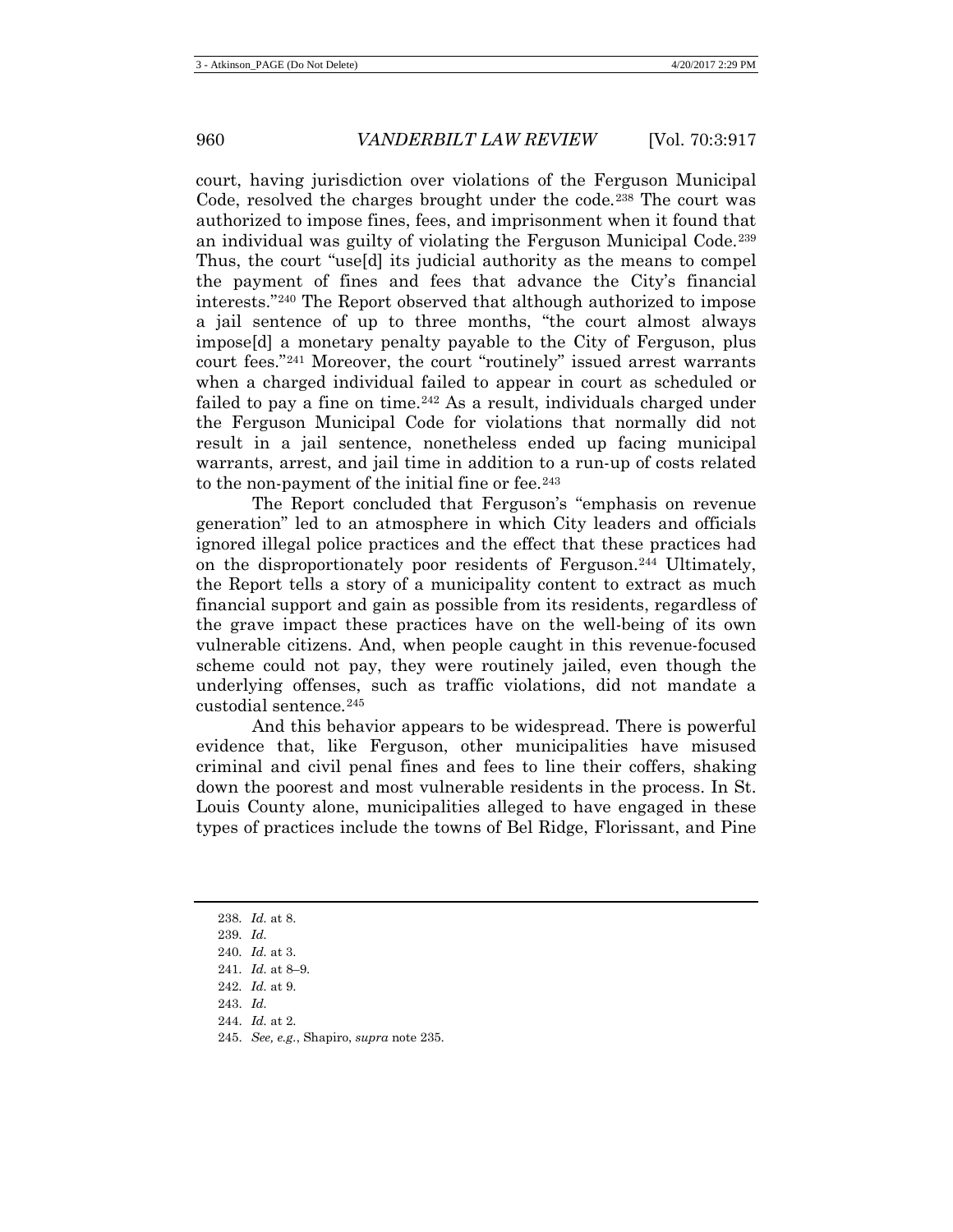court, having jurisdiction over violations of the Ferguson Municipal Code, resolved the charges brought under the code.[238] The court was authorized to impose fines, fees, and imprisonment when it found that an individual was guilty of violating the Ferguson Municipal Code.[239] Thus, the court "use[d] its judicial authority as the means to compel the payment of fines and fees that advance the City's financial interests."[240] The Report observed that although authorized to impose a jail sentence of up to three months, "the court almost always impose[d] a monetary penalty payable to the City of Ferguson, plus court fees."[241] Moreover, the court "routinely" issued arrest warrants when a charged individual failed to appear in court as scheduled or failed to pay a fine on time.[242] As a result, individuals charged under the Ferguson Municipal Code for violations that normally did not result in a jail sentence, nonetheless ended up facing municipal warrants, arrest, and jail time in addition to a run-up of costs related to the non-payment of the initial fine or fee.[243]

The Report concluded that Ferguson's "emphasis on revenue generation" led to an atmosphere in which City leaders and officials ignored illegal police practices and the effect that these practices had on the disproportionately poor residents of Ferguson.[244] Ultimately, the Report tells a story of a municipality content to extract as much financial support and gain as possible from its residents, regardless of the grave impact these practices have on the well-being of its own vulnerable citizens. And, when people caught in this revenue-focused scheme could not pay, they were routinely jailed, even though the underlying offenses, such as traffic violations, did not mandate a custodial sentence.[245]

And this behavior appears to be widespread. There is powerful evidence that, like Ferguson, other municipalities have misused criminal and civil penal fines and fees to line their coffers, shaking down the poorest and most vulnerable residents in the process. In St. Louis County alone, municipalities alleged to have engaged in these types of practices include the towns of Bel Ridge, Florissant, and Pine

---

238. *Id.* at 8.

239. *Id.*

240. *Id.* at 3.

241. *Id.* at 8–9.

242. *Id.* at 9.

243. *Id.*

244. *Id.* at 2.

245. *See, e.g.*, Shapiro, *supra* note 235.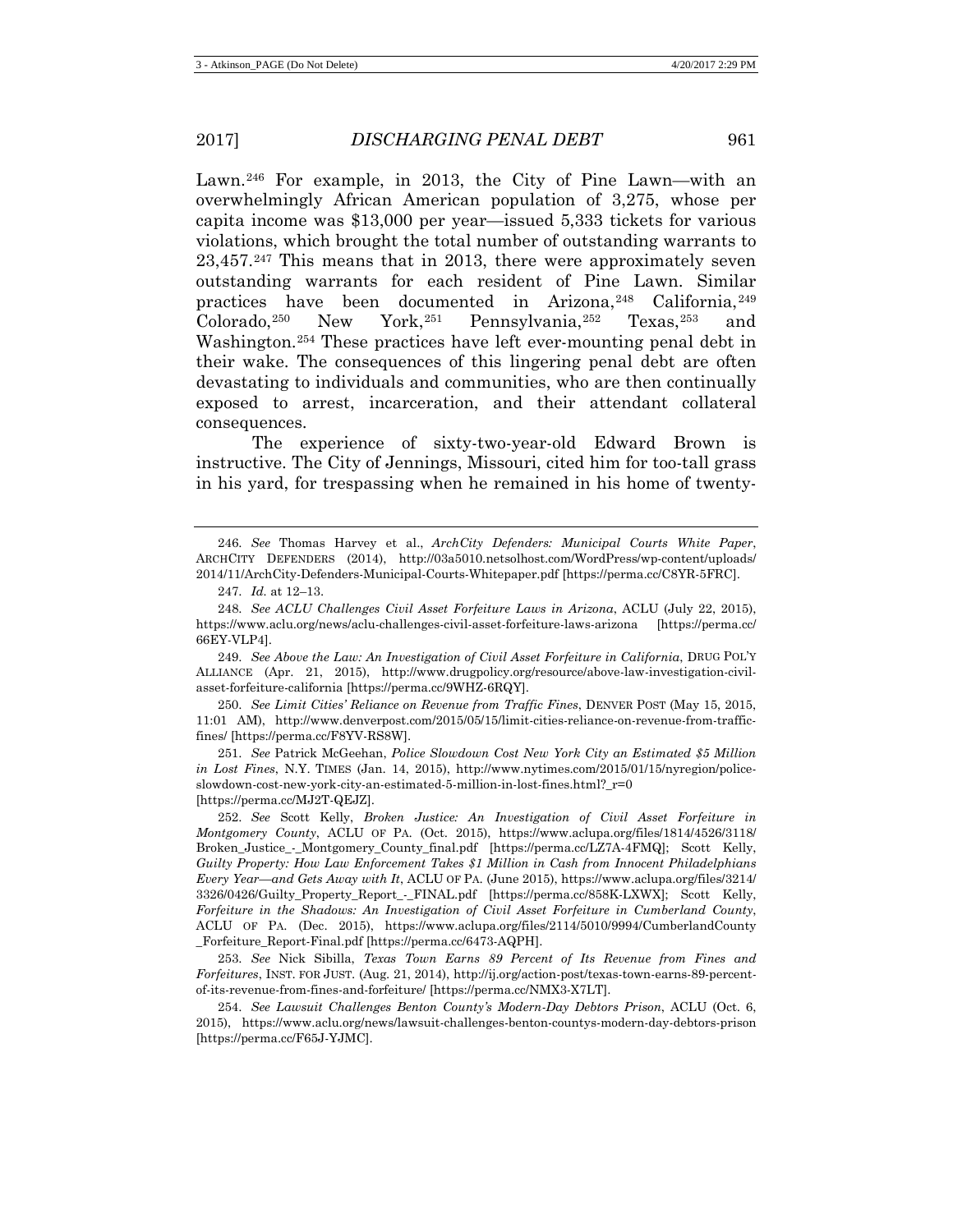Lawn.[246] For example, in 2013, the City of Pine Lawn—with an overwhelmingly African American population of 3,275, whose per capita income was $13,000 per year—issued 5,333 tickets for various violations, which brought the total number of outstanding warrants to 23,457.[247] This means that in 2013, there were approximately seven outstanding warrants for each resident of Pine Lawn. Similar practices have been documented in Arizona,[248] California,[249] Colorado,[250] New York,[251] Pennsylvania,[252] Texas,[253] and Washington.[254] These practices have left ever-mounting penal debt in their wake. The consequences of this lingering penal debt are often devastating to individuals and communities, who are then continually exposed to arrest, incarceration, and their attendant collateral consequences.

The experience of sixty-two-year-old Edward Brown is instructive. The City of Jennings, Missouri, cited him for too-tall grass in his yard, for trespassing when he remained in his home of twenty-

---

246. *See* Thomas Harvey et al., *ArchCity Defenders: Municipal Courts White Paper*, ARCHCITY DEFENDERS (2014), http://03a5010.netsolhost.com/WordPress/wp-content/uploads/2014/11/ArchCity-Defenders-Municipal-Courts-Whitepaper.pdf [https://perma.cc/C8YR-5FRC].

247. *Id.* at 12–13.

248. *See ACLU Challenges Civil Asset Forfeiture Laws in Arizona*, ACLU (July 22, 2015), https://www.aclu.org/news/aclu-challenges-civil-asset-forfeiture-laws-arizona [https://perma.cc/66EY-VLP4].

249. *See Above the Law: An Investigation of Civil Asset Forfeiture in California*, DRUG POL'Y ALLIANCE (Apr. 21, 2015), http://www.drugpolicy.org/resource/above-law-investigation-civil-asset-forfeiture-california [https://perma.cc/9WHZ-6RQY].

250. *See Limit Cities' Reliance on Revenue from Traffic Fines*, DENVER POST (May 15, 2015, 11:01 AM), http://www.denverpost.com/2015/05/15/limit-cities-reliance-on-revenue-from-traffic-fines/ [https://perma.cc/F8YV-RS8W].

251. *See* Patrick McGeehan, *Police Slowdown Cost New York City an Estimated $5 Million in Lost Fines*, N.Y. TIMES (Jan. 14, 2015), http://www.nytimes.com/2015/01/15/nyregion/police-slowdown-cost-new-york-city-an-estimated-5-million-in-lost-fines.html?_r=0 [https://perma.cc/MJ2T-QEJZ].

252. *See* Scott Kelly, *Broken Justice: An Investigation of Civil Asset Forfeiture in Montgomery County*, ACLU OF PA. (Oct. 2015), https://www.aclupa.org/files/1814/4526/3118/Broken_Justice_-_Montgomery_County_final.pdf [https://perma.cc/LZ7A-4FMQ]; Scott Kelly, *Guilty Property: How Law Enforcement Takes $1 Million in Cash from Innocent Philadelphians Every Year—and Gets Away with It*, ACLU OF PA. (June 2015), https://www.aclupa.org/files/3214/3326/0426/Guilty_Property_Report_-_FINAL.pdf [https://perma.cc/858K-LXWX]; Scott Kelly, *Forfeiture in the Shadows: An Investigation of Civil Asset Forfeiture in Cumberland County*, ACLU OF PA. (Dec. 2015), https://www.aclupa.org/files/2114/5010/9994/CumberlandCounty_Forfeiture_Report-Final.pdf [https://perma.cc/6473-AQPH].

253. *See* Nick Sibilla, *Texas Town Earns 89 Percent of Its Revenue from Fines and Forfeitures*, INST. FOR JUST. (Aug. 21, 2014), http://ij.org/action-post/texas-town-earns-89-percent-of-its-revenue-from-fines-and-forfeiture/ [https://perma.cc/NMX3-X7LT].

254. *See Lawsuit Challenges Benton County's Modern-Day Debtors Prison*, ACLU (Oct. 6, 2015), https://www.aclu.org/news/lawsuit-challenges-benton-countys-modern-day-debtors-prison [https://perma.cc/F65J-YJMC].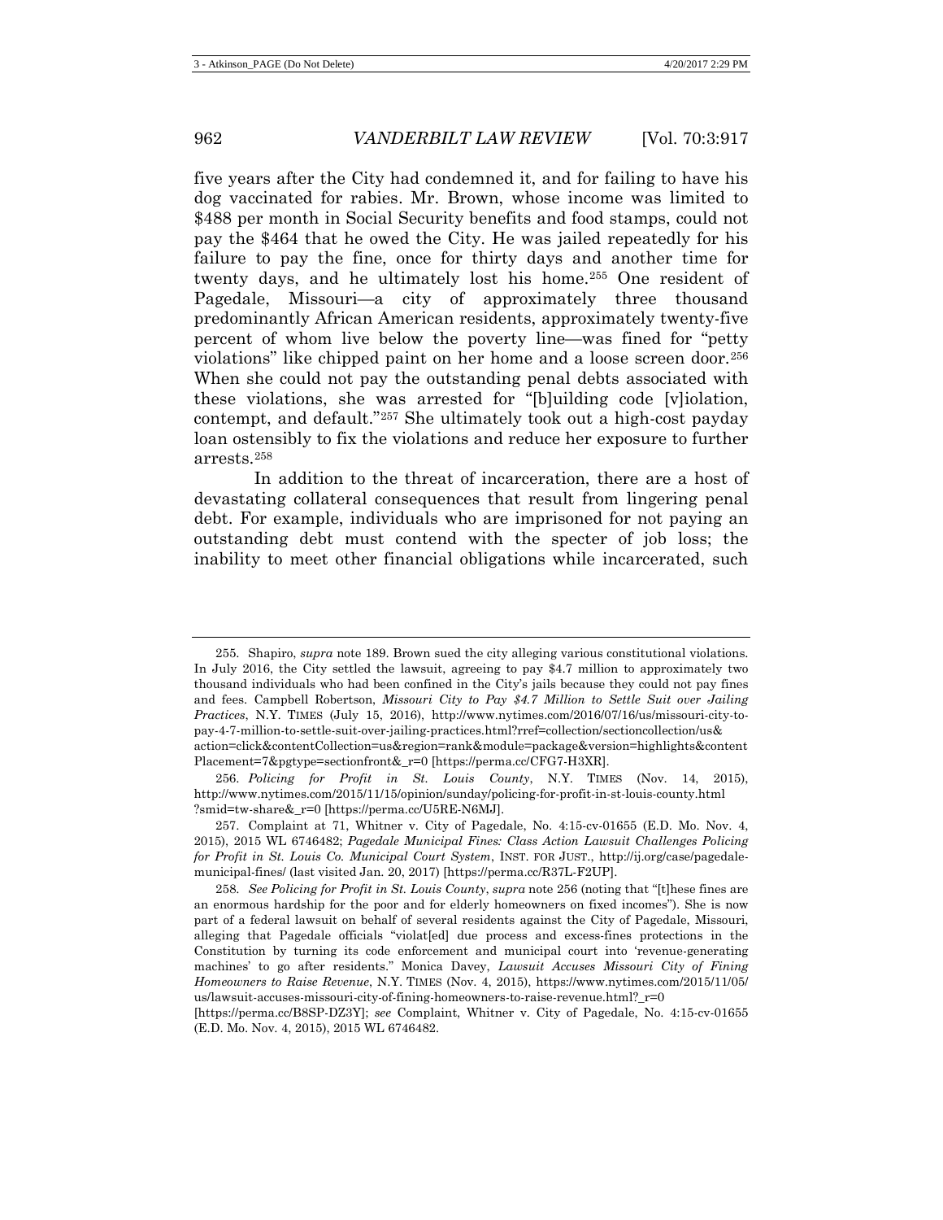five years after the City had condemned it, and for failing to have his dog vaccinated for rabies. Mr. Brown, whose income was limited to $488 per month in Social Security benefits and food stamps, could not pay the $464 that he owed the City. He was jailed repeatedly for his failure to pay the fine, once for thirty days and another time for twenty days, and he ultimately lost his home.[255] One resident of Pagedale, Missouri—a city of approximately three thousand predominantly African American residents, approximately twenty-five percent of whom live below the poverty line—was fined for "petty violations" like chipped paint on her home and a loose screen door.[256] When she could not pay the outstanding penal debts associated with these violations, she was arrested for "[b]uilding code [v]iolation, contempt, and default."[257] She ultimately took out a high-cost payday loan ostensibly to fix the violations and reduce her exposure to further arrests.[258]

In addition to the threat of incarceration, there are a host of devastating collateral consequences that result from lingering penal debt. For example, individuals who are imprisoned for not paying an outstanding debt must contend with the specter of job loss; the inability to meet other financial obligations while incarcerated, such

---

255. Shapiro, *supra* note 189. Brown sued the city alleging various constitutional violations. In July 2016, the City settled the lawsuit, agreeing to pay $4.7 million to approximately two thousand individuals who had been confined in the City's jails because they could not pay fines and fees. Campbell Robertson, *Missouri City to Pay $4.7 Million to Settle Suit over Jailing Practices*, N.Y. TIMES (July 15, 2016), http://www.nytimes.com/2016/07/16/us/missouri-city-to-pay-4-7-million-to-settle-suit-over-jailing-practices.html?rref=collection/sectioncollection/us&action=click&contentCollection=us&region=rank&module=package&version=highlights&contentPlacement=7&pgtype=sectionfront&_r=0 [https://perma.cc/CFG7-H3XR].

256. *Policing for Profit in St. Louis County*, N.Y. TIMES (Nov. 14, 2015), http://www.nytimes.com/2015/11/15/opinion/sunday/policing-for-profit-in-st-louis-county.html?smid=tw-share&_r=0 [https://perma.cc/U5RE-N6MJ].

257. Complaint at 71, Whitner v. City of Pagedale, No. 4:15-cv-01655 (E.D. Mo. Nov. 4, 2015), 2015 WL 6746482; *Pagedale Municipal Fines: Class Action Lawsuit Challenges Policing for Profit in St. Louis Co. Municipal Court System*, INST. FOR JUST., http://ij.org/case/pagedale-municipal-fines/ (last visited Jan. 20, 2017) [https://perma.cc/R37L-F2UP].

258. *See Policing for Profit in St. Louis County*, *supra* note 256 (noting that "[t]hese fines are an enormous hardship for the poor and for elderly homeowners on fixed incomes"). She is now part of a federal lawsuit on behalf of several residents against the City of Pagedale, Missouri, alleging that Pagedale officials "violat[ed] due process and excess-fines protections in the Constitution by turning its code enforcement and municipal court into 'revenue-generating machines' to go after residents." Monica Davey, *Lawsuit Accuses Missouri City of Fining Homeowners to Raise Revenue*, N.Y. TIMES (Nov. 4, 2015), https://www.nytimes.com/2015/11/05/us/lawsuit-accuses-missouri-city-of-fining-homeowners-to-raise-revenue.html?_r=0 [https://perma.cc/B8SP-DZ3Y]; *see* Complaint, Whitner v. City of Pagedale, No. 4:15-cv-01655 (E.D. Mo. Nov. 4, 2015), 2015 WL 6746482.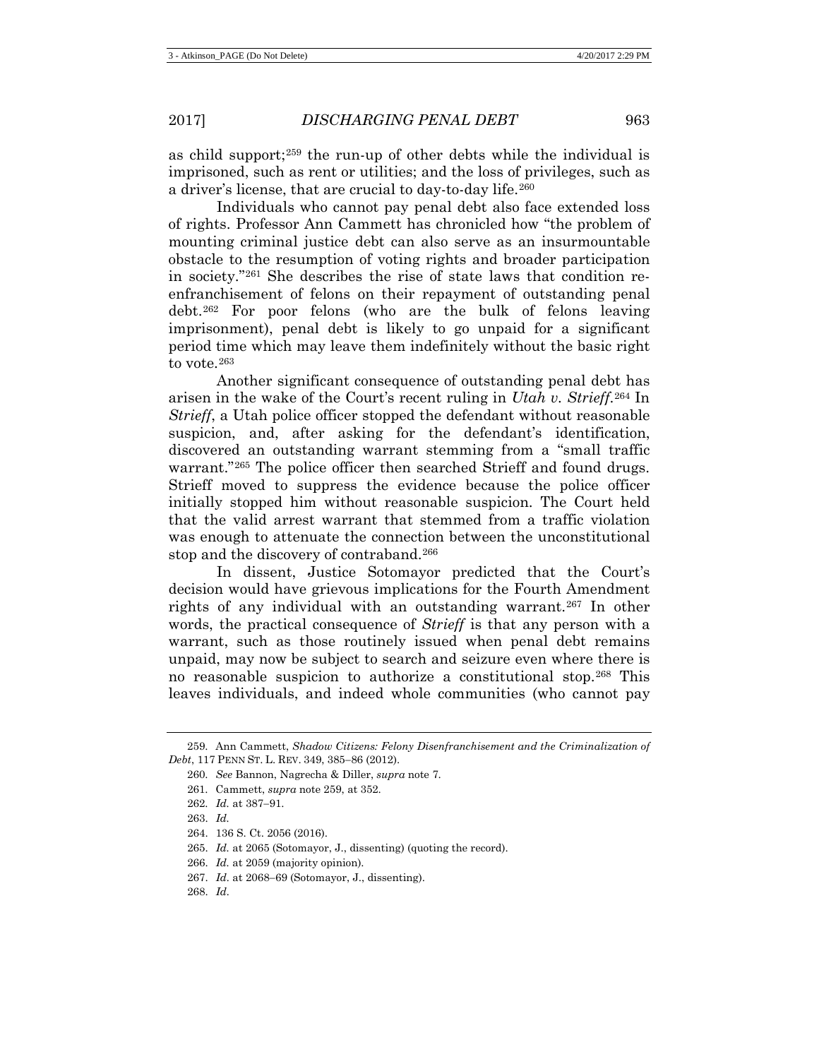as child support;[259] the run-up of other debts while the individual is imprisoned, such as rent or utilities; and the loss of privileges, such as a driver's license, that are crucial to day-to-day life.[260]

Individuals who cannot pay penal debt also face extended loss of rights. Professor Ann Cammett has chronicled how "the problem of mounting criminal justice debt can also serve as an insurmountable obstacle to the resumption of voting rights and broader participation in society."[261] She describes the rise of state laws that condition re-enfranchisement of felons on their repayment of outstanding penal debt.[262] For poor felons (who are the bulk of felons leaving imprisonment), penal debt is likely to go unpaid for a significant period time which may leave them indefinitely without the basic right to vote.[263]

Another significant consequence of outstanding penal debt has arisen in the wake of the Court's recent ruling in *Utah v. Strieff*.[264] In *Strieff*, a Utah police officer stopped the defendant without reasonable suspicion, and, after asking for the defendant's identification, discovered an outstanding warrant stemming from a "small traffic warrant."[265] The police officer then searched Strieff and found drugs. Strieff moved to suppress the evidence because the police officer initially stopped him without reasonable suspicion. The Court held that the valid arrest warrant that stemmed from a traffic violation was enough to attenuate the connection between the unconstitutional stop and the discovery of contraband.[266]

In dissent, Justice Sotomayor predicted that the Court's decision would have grievous implications for the Fourth Amendment rights of any individual with an outstanding warrant.[267] In other words, the practical consequence of *Strieff* is that any person with a warrant, such as those routinely issued when penal debt remains unpaid, may now be subject to search and seizure even where there is no reasonable suspicion to authorize a constitutional stop.[268] This leaves individuals, and indeed whole communities (who cannot pay

---

259. Ann Cammett, *Shadow Citizens: Felony Disenfranchisement and the Criminalization of Debt*, 117 PENN ST. L. REV. 349, 385–86 (2012).

260. *See* Bannon, Nagrecha & Diller, *supra* note 7.

261. Cammett, *supra* note 259, at 352.

262. *Id.* at 387–91.

263. *Id.*

264. 136 S. Ct. 2056 (2016).

265. *Id.* at 2065 (Sotomayor, J., dissenting) (quoting the record).

266. *Id.* at 2059 (majority opinion).

267. *Id.* at 2068–69 (Sotomayor, J., dissenting).

268. *Id.*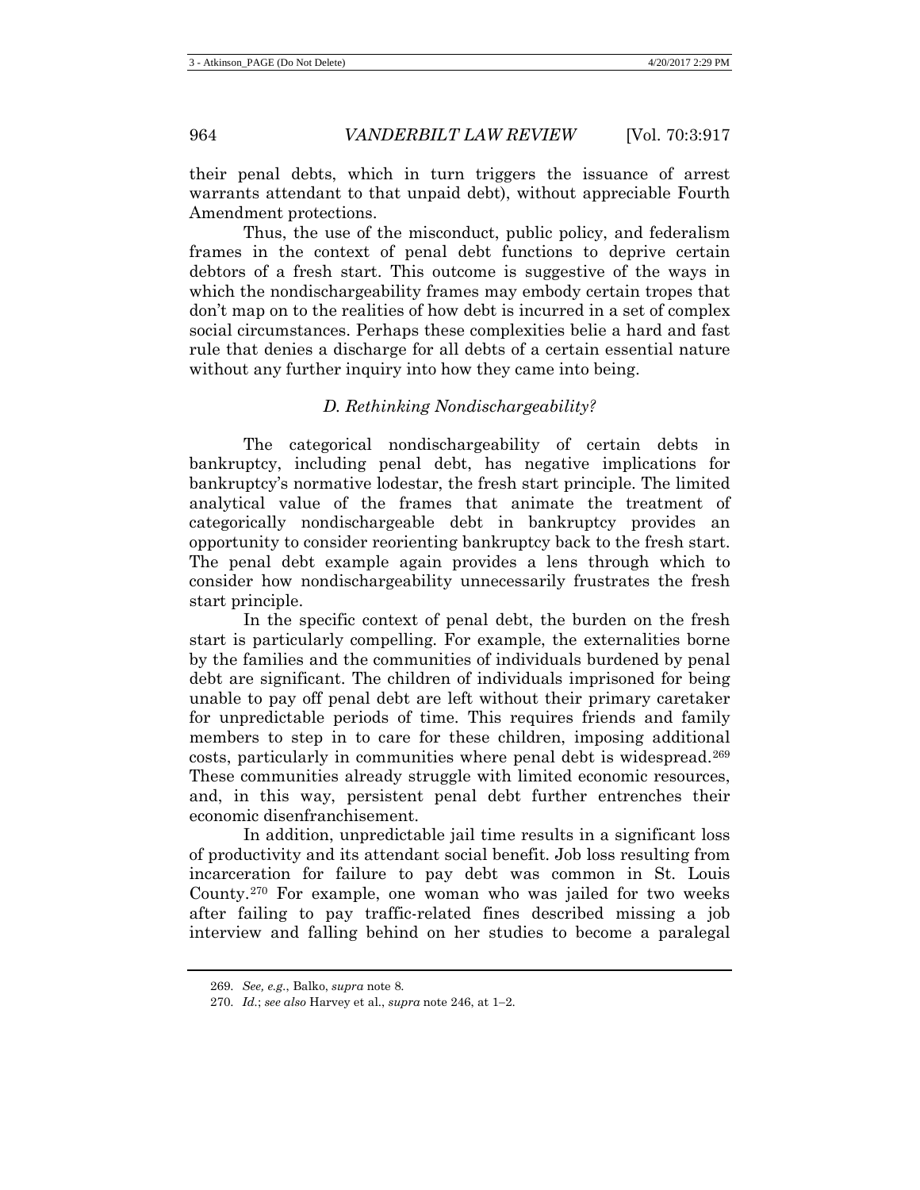their penal debts, which in turn triggers the issuance of arrest warrants attendant to that unpaid debt), without appreciable Fourth Amendment protections.

Thus, the use of the misconduct, public policy, and federalism frames in the context of penal debt functions to deprive certain debtors of a fresh start. This outcome is suggestive of the ways in which the nondischargeability frames may embody certain tropes that don't map on to the realities of how debt is incurred in a set of complex social circumstances. Perhaps these complexities belie a hard and fast rule that denies a discharge for all debts of a certain essential nature without any further inquiry into how they came into being.

### *D. Rethinking Nondischargeability?*

The categorical nondischargeability of certain debts in bankruptcy, including penal debt, has negative implications for bankruptcy's normative lodestar, the fresh start principle. The limited analytical value of the frames that animate the treatment of categorically nondischargeable debt in bankruptcy provides an opportunity to consider reorienting bankruptcy back to the fresh start. The penal debt example again provides a lens through which to consider how nondischargeability unnecessarily frustrates the fresh start principle.

In the specific context of penal debt, the burden on the fresh start is particularly compelling. For example, the externalities borne by the families and the communities of individuals burdened by penal debt are significant. The children of individuals imprisoned for being unable to pay off penal debt are left without their primary caretaker for unpredictable periods of time. This requires friends and family members to step in to care for these children, imposing additional costs, particularly in communities where penal debt is widespread.[269] These communities already struggle with limited economic resources, and, in this way, persistent penal debt further entrenches their economic disenfranchisement.

In addition, unpredictable jail time results in a significant loss of productivity and its attendant social benefit. Job loss resulting from incarceration for failure to pay debt was common in St. Louis County.[270] For example, one woman who was jailed for two weeks after failing to pay traffic-related fines described missing a job interview and falling behind on her studies to become a paralegal

---

269. *See, e.g.*, Balko, *supra* note 8.

270. *Id.*; *see also* Harvey et al., *supra* note 246, at 1–2.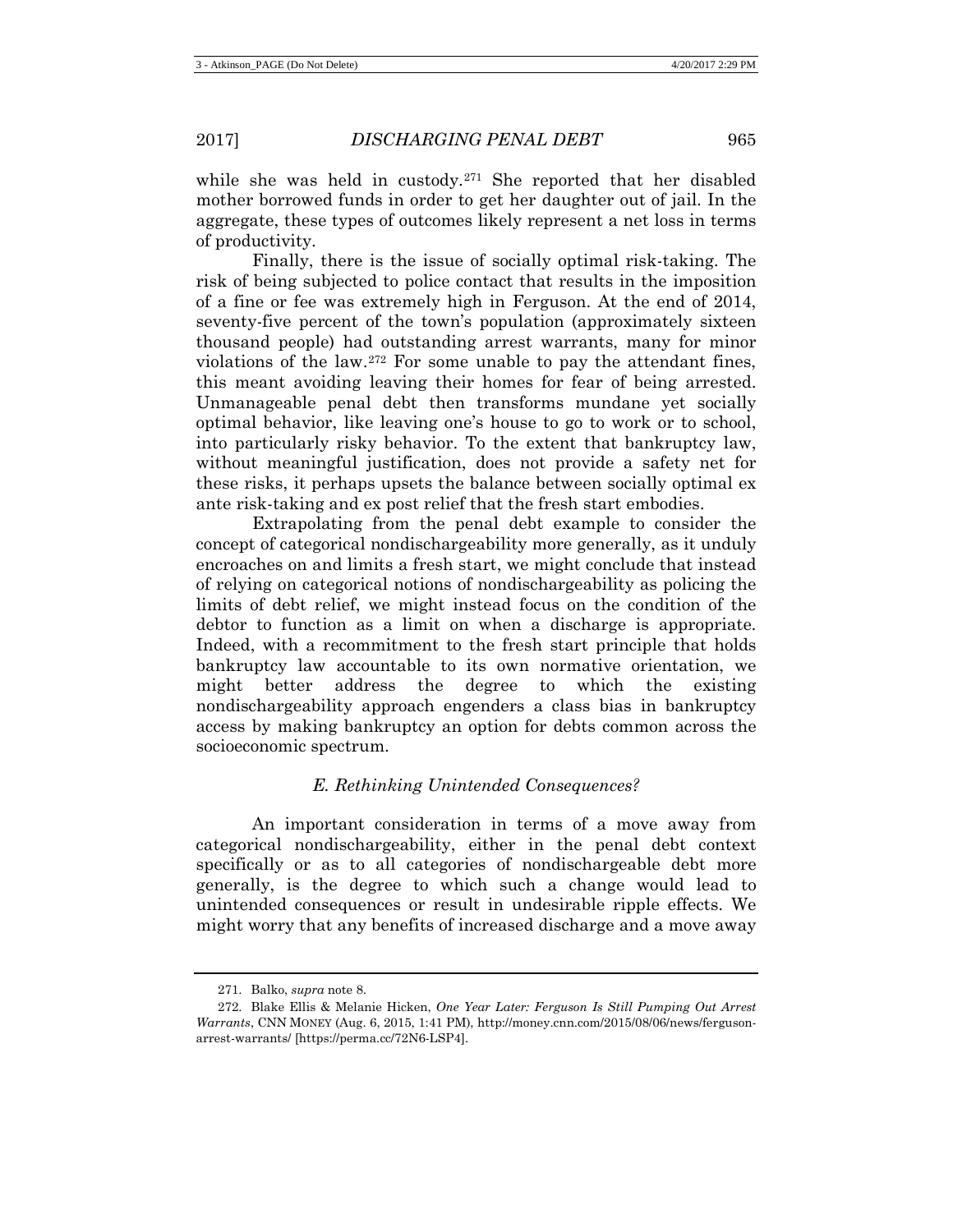while she was held in custody.[271] She reported that her disabled mother borrowed funds in order to get her daughter out of jail. In the aggregate, these types of outcomes likely represent a net loss in terms of productivity.

Finally, there is the issue of socially optimal risk-taking. The risk of being subjected to police contact that results in the imposition of a fine or fee was extremely high in Ferguson. At the end of 2014, seventy-five percent of the town's population (approximately sixteen thousand people) had outstanding arrest warrants, many for minor violations of the law.[272] For some unable to pay the attendant fines, this meant avoiding leaving their homes for fear of being arrested. Unmanageable penal debt then transforms mundane yet socially optimal behavior, like leaving one's house to go to work or to school, into particularly risky behavior. To the extent that bankruptcy law, without meaningful justification, does not provide a safety net for these risks, it perhaps upsets the balance between socially optimal ex ante risk-taking and ex post relief that the fresh start embodies.

Extrapolating from the penal debt example to consider the concept of categorical nondischargeability more generally, as it unduly encroaches on and limits a fresh start, we might conclude that instead of relying on categorical notions of nondischargeability as policing the limits of debt relief, we might instead focus on the condition of the debtor to function as a limit on when a discharge is appropriate. Indeed, with a recommitment to the fresh start principle that holds bankruptcy law accountable to its own normative orientation, we might better address the degree to which the existing nondischargeability approach engenders a class bias in bankruptcy access by making bankruptcy an option for debts common across the socioeconomic spectrum.

### *E. Rethinking Unintended Consequences?*

An important consideration in terms of a move away from categorical nondischargeability, either in the penal debt context specifically or as to all categories of nondischargeable debt more generally, is the degree to which such a change would lead to unintended consequences or result in undesirable ripple effects. We might worry that any benefits of increased discharge and a move away

---

271. Balko, *supra* note 8.

272. Blake Ellis & Melanie Hicken, *One Year Later: Ferguson Is Still Pumping Out Arrest Warrants*, CNN MONEY (Aug. 6, 2015, 1:41 PM), http://money.cnn.com/2015/08/06/news/ferguson-arrest-warrants/ [https://perma.cc/72N6-LSP4].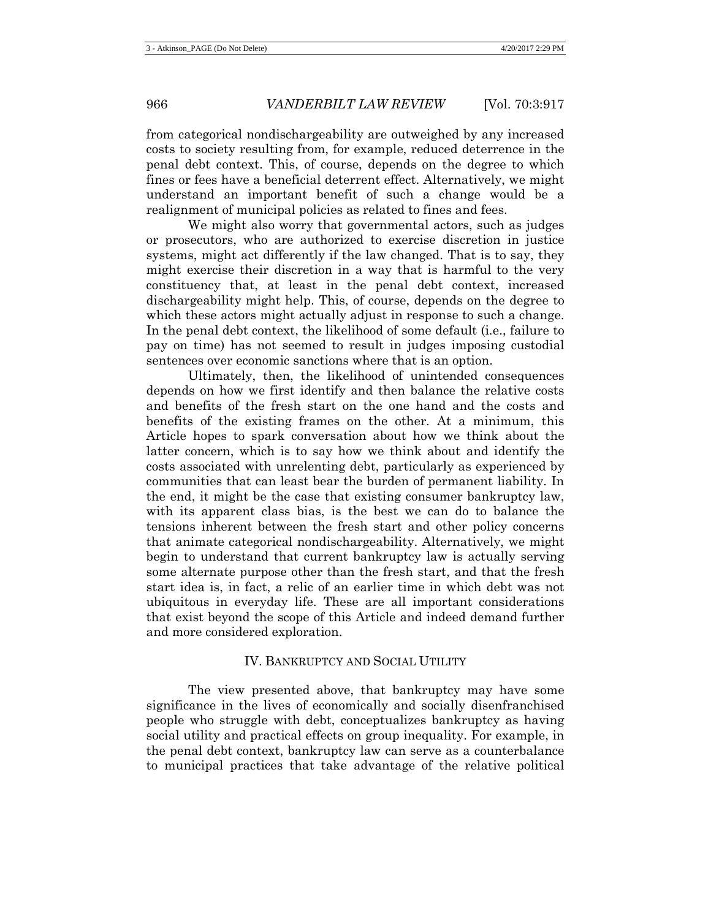from categorical nondischargeability are outweighed by any increased costs to society resulting from, for example, reduced deterrence in the penal debt context. This, of course, depends on the degree to which fines or fees have a beneficial deterrent effect. Alternatively, we might understand an important benefit of such a change would be a realignment of municipal policies as related to fines and fees.

We might also worry that governmental actors, such as judges or prosecutors, who are authorized to exercise discretion in justice systems, might act differently if the law changed. That is to say, they might exercise their discretion in a way that is harmful to the very constituency that, at least in the penal debt context, increased dischargeability might help. This, of course, depends on the degree to which these actors might actually adjust in response to such a change. In the penal debt context, the likelihood of some default (i.e., failure to pay on time) has not seemed to result in judges imposing custodial sentences over economic sanctions where that is an option.

Ultimately, then, the likelihood of unintended consequences depends on how we first identify and then balance the relative costs and benefits of the fresh start on the one hand and the costs and benefits of the existing frames on the other. At a minimum, this Article hopes to spark conversation about how we think about the latter concern, which is to say how we think about and identify the costs associated with unrelenting debt, particularly as experienced by communities that can least bear the burden of permanent liability. In the end, it might be the case that existing consumer bankruptcy law, with its apparent class bias, is the best we can do to balance the tensions inherent between the fresh start and other policy concerns that animate categorical nondischargeability. Alternatively, we might begin to understand that current bankruptcy law is actually serving some alternate purpose other than the fresh start, and that the fresh start idea is, in fact, a relic of an earlier time in which debt was not ubiquitous in everyday life. These are all important considerations that exist beyond the scope of this Article and indeed demand further and more considered exploration.

## IV. BANKRUPTCY AND SOCIAL UTILITY

The view presented above, that bankruptcy may have some significance in the lives of economically and socially disenfranchised people who struggle with debt, conceptualizes bankruptcy as having social utility and practical effects on group inequality. For example, in the penal debt context, bankruptcy law can serve as a counterbalance to municipal practices that take advantage of the relative political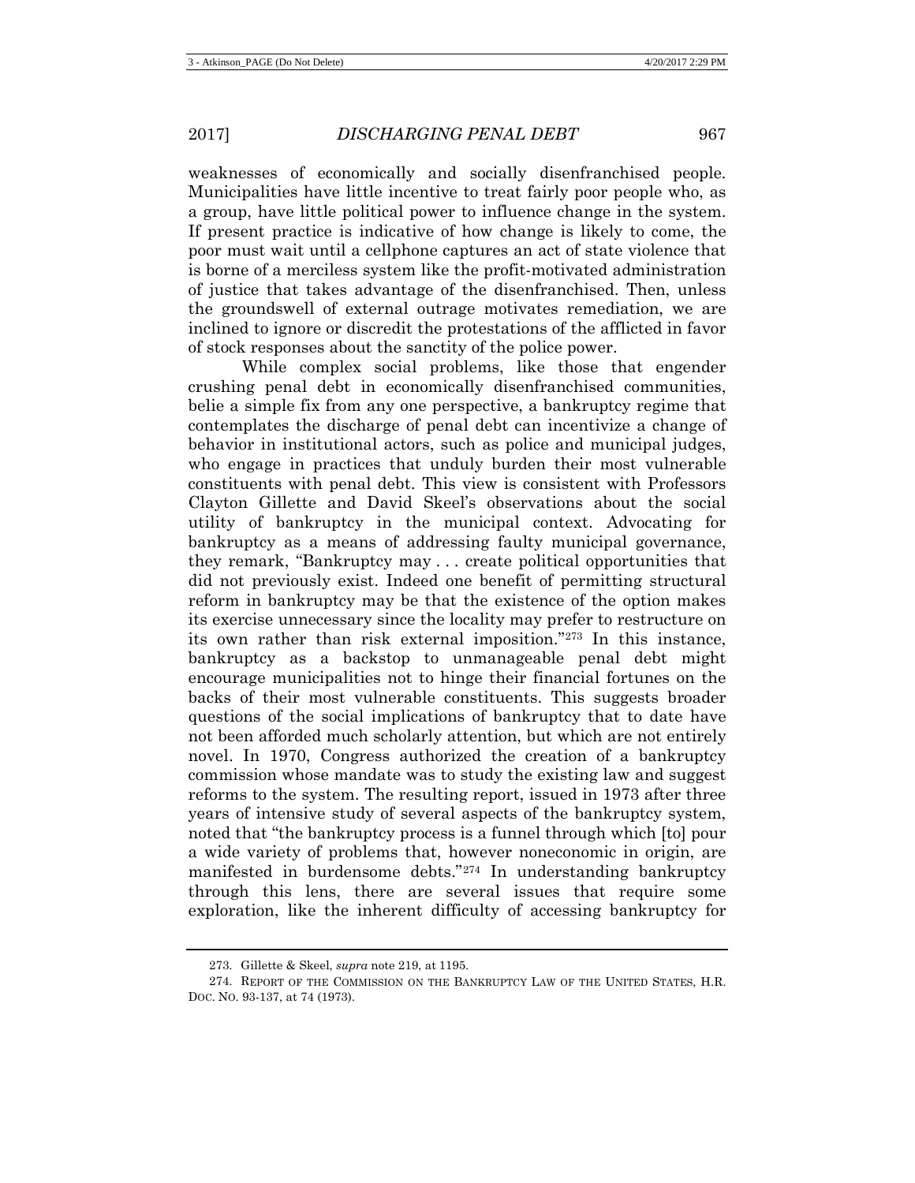weaknesses of economically and socially disenfranchised people. Municipalities have little incentive to treat fairly poor people who, as a group, have little political power to influence change in the system. If present practice is indicative of how change is likely to come, the poor must wait until a cellphone captures an act of state violence that is borne of a merciless system like the profit-motivated administration of justice that takes advantage of the disenfranchised. Then, unless the groundswell of external outrage motivates remediation, we are inclined to ignore or discredit the protestations of the afflicted in favor of stock responses about the sanctity of the police power.

While complex social problems, like those that engender crushing penal debt in economically disenfranchised communities, belie a simple fix from any one perspective, a bankruptcy regime that contemplates the discharge of penal debt can incentivize a change of behavior in institutional actors, such as police and municipal judges, who engage in practices that unduly burden their most vulnerable constituents with penal debt. This view is consistent with Professors Clayton Gillette and David Skeel's observations about the social utility of bankruptcy in the municipal context. Advocating for bankruptcy as a means of addressing faulty municipal governance, they remark, "Bankruptcy may . . . create political opportunities that did not previously exist. Indeed one benefit of permitting structural reform in bankruptcy may be that the existence of the option makes its exercise unnecessary since the locality may prefer to restructure on its own rather than risk external imposition."[273] In this instance, bankruptcy as a backstop to unmanageable penal debt might encourage municipalities not to hinge their financial fortunes on the backs of their most vulnerable constituents. This suggests broader questions of the social implications of bankruptcy that to date have not been afforded much scholarly attention, but which are not entirely novel. In 1970, Congress authorized the creation of a bankruptcy commission whose mandate was to study the existing law and suggest reforms to the system. The resulting report, issued in 1973 after three years of intensive study of several aspects of the bankruptcy system, noted that "the bankruptcy process is a funnel through which [to] pour a wide variety of problems that, however noneconomic in origin, are manifested in burdensome debts."[274] In understanding bankruptcy through this lens, there are several issues that require some exploration, like the inherent difficulty of accessing bankruptcy for

---

273. Gillette & Skeel, *supra* note 219, at 1195.

274. REPORT OF THE COMMISSION ON THE BANKRUPTCY LAW OF THE UNITED STATES, H.R. DOC. NO. 93-137, at 74 (1973).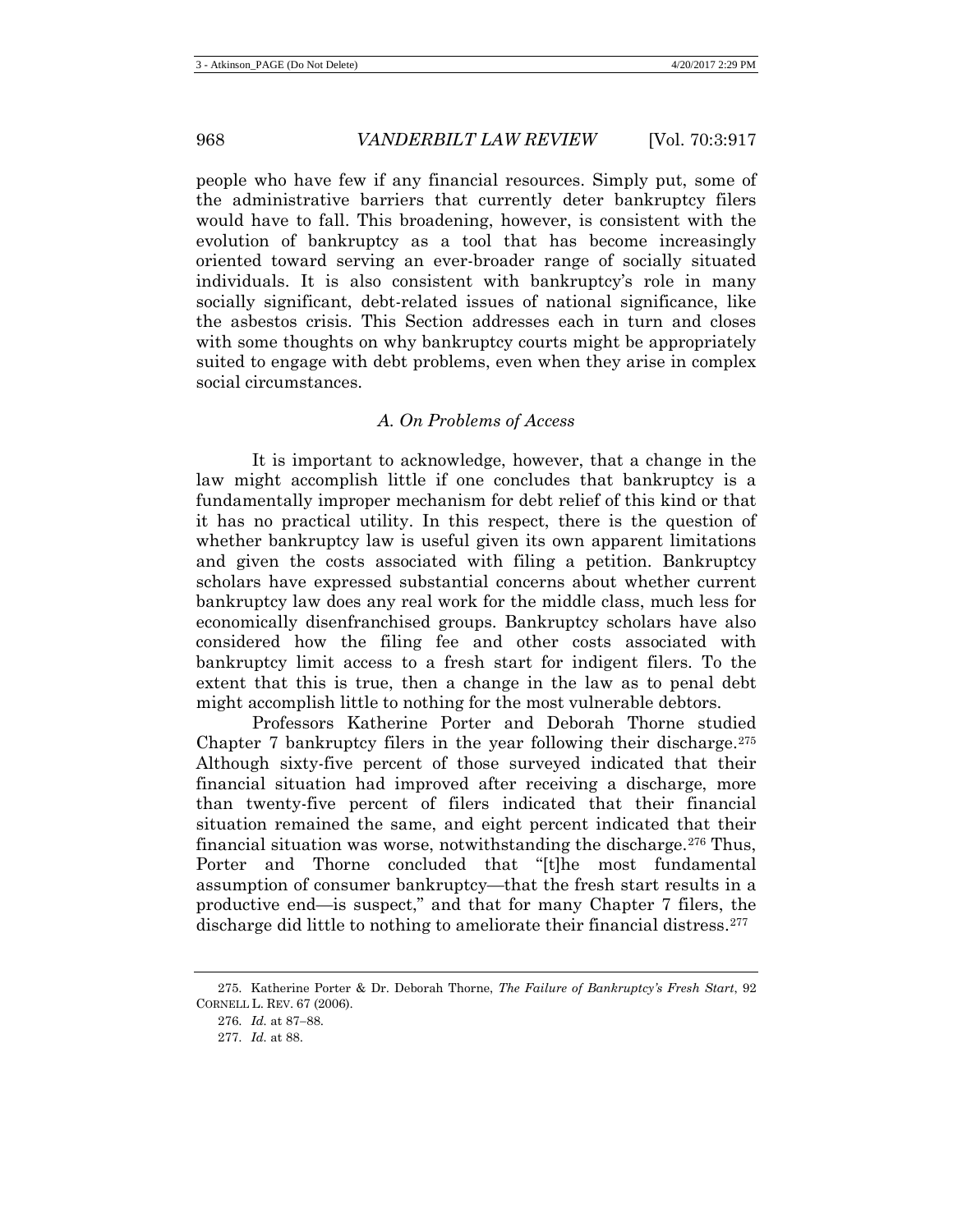people who have few if any financial resources. Simply put, some of the administrative barriers that currently deter bankruptcy filers would have to fall. This broadening, however, is consistent with the evolution of bankruptcy as a tool that has become increasingly oriented toward serving an ever-broader range of socially situated individuals. It is also consistent with bankruptcy's role in many socially significant, debt-related issues of national significance, like the asbestos crisis. This Section addresses each in turn and closes with some thoughts on why bankruptcy courts might be appropriately suited to engage with debt problems, even when they arise in complex social circumstances.

### *A. On Problems of Access*

It is important to acknowledge, however, that a change in the law might accomplish little if one concludes that bankruptcy is a fundamentally improper mechanism for debt relief of this kind or that it has no practical utility. In this respect, there is the question of whether bankruptcy law is useful given its own apparent limitations and given the costs associated with filing a petition. Bankruptcy scholars have expressed substantial concerns about whether current bankruptcy law does any real work for the middle class, much less for economically disenfranchised groups. Bankruptcy scholars have also considered how the filing fee and other costs associated with bankruptcy limit access to a fresh start for indigent filers. To the extent that this is true, then a change in the law as to penal debt might accomplish little to nothing for the most vulnerable debtors.

Professors Katherine Porter and Deborah Thorne studied Chapter 7 bankruptcy filers in the year following their discharge.[275] Although sixty-five percent of those surveyed indicated that their financial situation had improved after receiving a discharge, more than twenty-five percent of filers indicated that their financial situation remained the same, and eight percent indicated that their financial situation was worse, notwithstanding the discharge.[276] Thus, Porter and Thorne concluded that "[t]he most fundamental assumption of consumer bankruptcy—that the fresh start results in a productive end—is suspect," and that for many Chapter 7 filers, the discharge did little to nothing to ameliorate their financial distress.[277]

---

275. Katherine Porter & Dr. Deborah Thorne, *The Failure of Bankruptcy's Fresh Start*, 92 CORNELL L. REV. 67 (2006).

276. *Id.* at 87–88.

277. *Id.* at 88.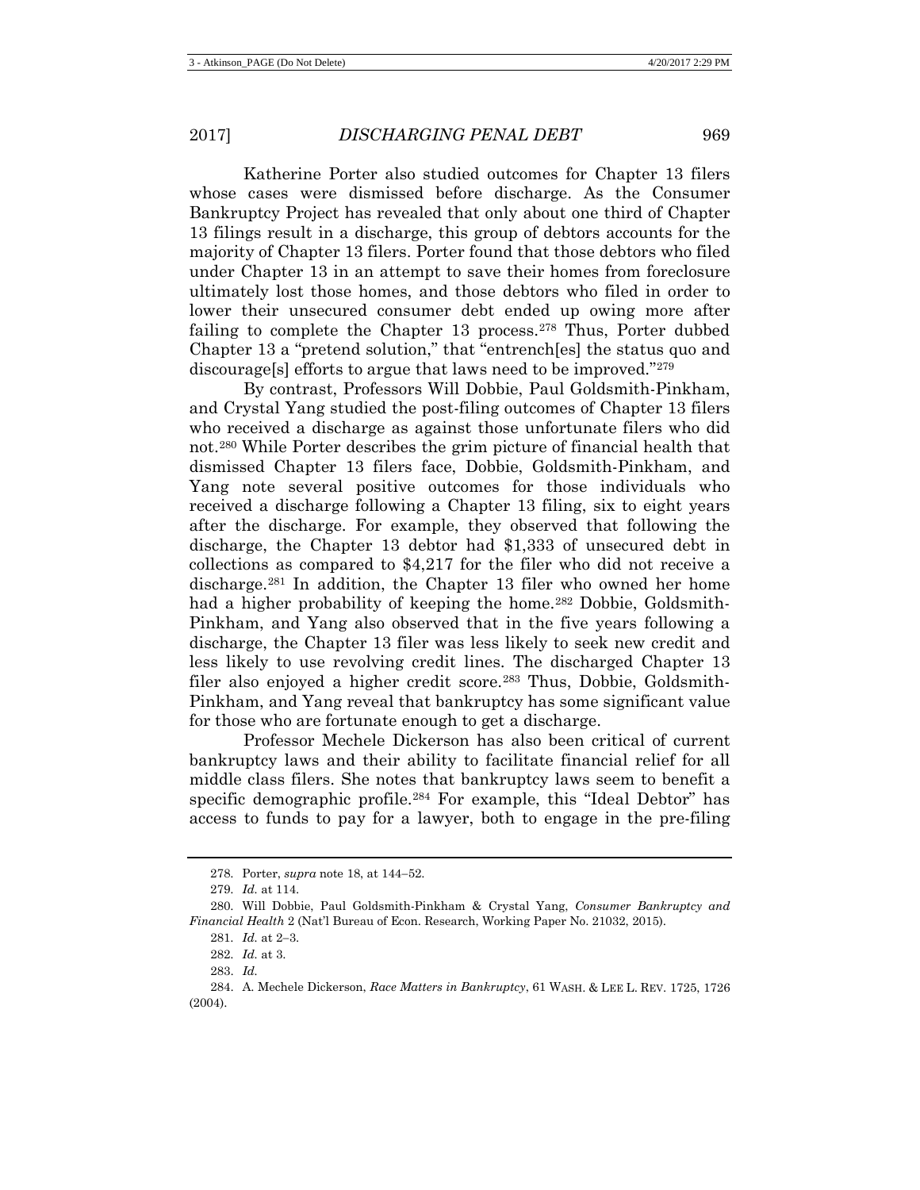Katherine Porter also studied outcomes for Chapter 13 filers whose cases were dismissed before discharge. As the Consumer Bankruptcy Project has revealed that only about one third of Chapter 13 filings result in a discharge, this group of debtors accounts for the majority of Chapter 13 filers. Porter found that those debtors who filed under Chapter 13 in an attempt to save their homes from foreclosure ultimately lost those homes, and those debtors who filed in order to lower their unsecured consumer debt ended up owing more after failing to complete the Chapter 13 process.[278] Thus, Porter dubbed Chapter 13 a "pretend solution," that "entrench[es] the status quo and discourage[s] efforts to argue that laws need to be improved."[279]

By contrast, Professors Will Dobbie, Paul Goldsmith-Pinkham, and Crystal Yang studied the post-filing outcomes of Chapter 13 filers who received a discharge as against those unfortunate filers who did not.[280] While Porter describes the grim picture of financial health that dismissed Chapter 13 filers face, Dobbie, Goldsmith-Pinkham, and Yang note several positive outcomes for those individuals who received a discharge following a Chapter 13 filing, six to eight years after the discharge. For example, they observed that following the discharge, the Chapter 13 debtor had $1,333 of unsecured debt in collections as compared to $4,217 for the filer who did not receive a discharge.[281] In addition, the Chapter 13 filer who owned her home had a higher probability of keeping the home.[282] Dobbie, Goldsmith-Pinkham, and Yang also observed that in the five years following a discharge, the Chapter 13 filer was less likely to seek new credit and less likely to use revolving credit lines. The discharged Chapter 13 filer also enjoyed a higher credit score.[283] Thus, Dobbie, Goldsmith-Pinkham, and Yang reveal that bankruptcy has some significant value for those who are fortunate enough to get a discharge.

Professor Mechele Dickerson has also been critical of current bankruptcy laws and their ability to facilitate financial relief for all middle class filers. She notes that bankruptcy laws seem to benefit a specific demographic profile.[284] For example, this "Ideal Debtor" has access to funds to pay for a lawyer, both to engage in the pre-filing

---

278. Porter, *supra* note 18, at 144–52.

279. *Id.* at 114.

280. Will Dobbie, Paul Goldsmith-Pinkham & Crystal Yang, *Consumer Bankruptcy and Financial Health* 2 (Nat'l Bureau of Econ. Research, Working Paper No. 21032, 2015).

281. *Id.* at 2–3.

282. *Id.* at 3.

283. *Id.*

284. A. Mechele Dickerson, *Race Matters in Bankruptcy*, 61 WASH. & LEE L. REV. 1725, 1726 (2004).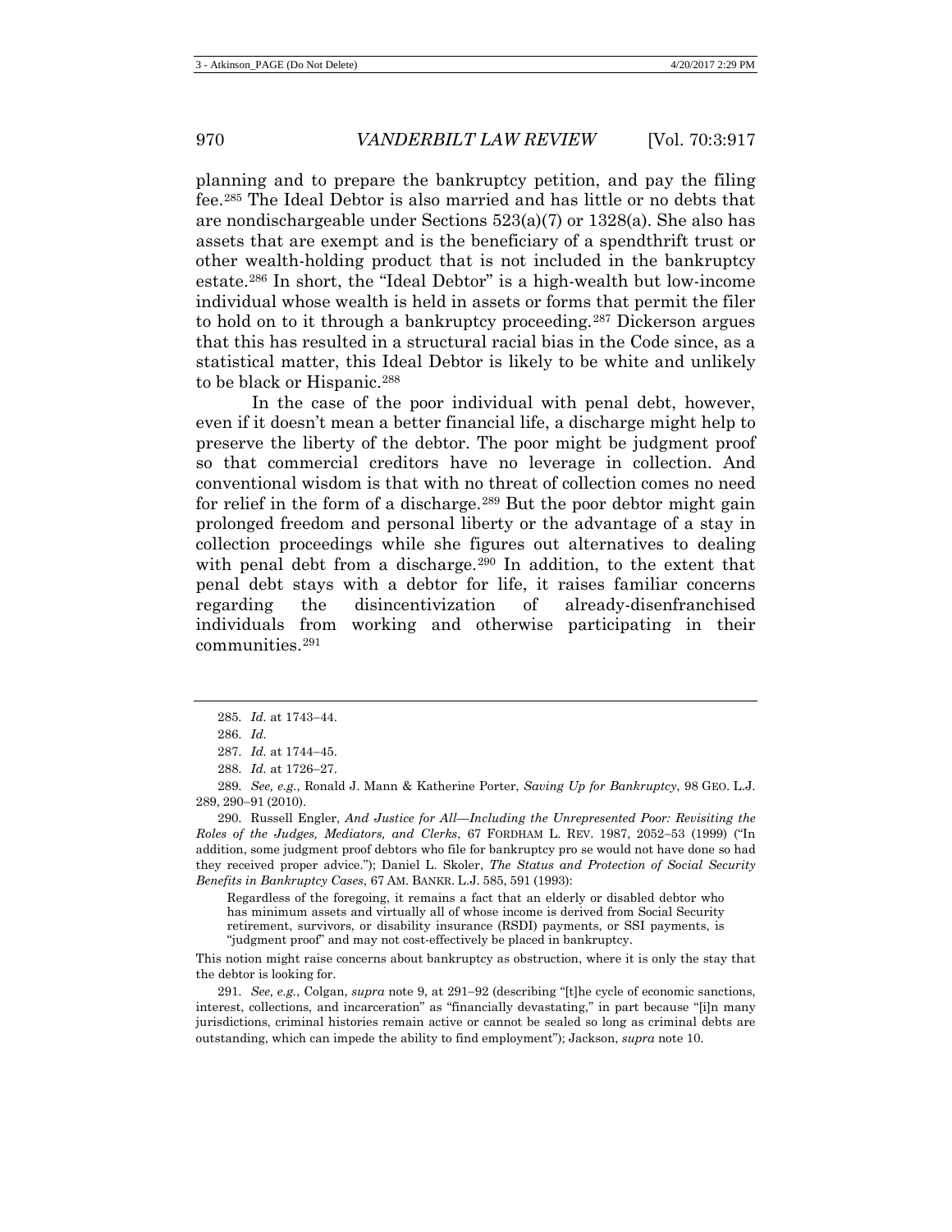planning and to prepare the bankruptcy petition, and pay the filing fee.[285] The Ideal Debtor is also married and has little or no debts that are nondischargeable under Sections 523(a)(7) or 1328(a). She also has assets that are exempt and is the beneficiary of a spendthrift trust or other wealth-holding product that is not included in the bankruptcy estate.[286] In short, the "Ideal Debtor" is a high-wealth but low-income individual whose wealth is held in assets or forms that permit the filer to hold on to it through a bankruptcy proceeding.[287] Dickerson argues that this has resulted in a structural racial bias in the Code since, as a statistical matter, this Ideal Debtor is likely to be white and unlikely to be black or Hispanic.[288]

In the case of the poor individual with penal debt, however, even if it doesn't mean a better financial life, a discharge might help to preserve the liberty of the debtor. The poor might be judgment proof so that commercial creditors have no leverage in collection. And conventional wisdom is that with no threat of collection comes no need for relief in the form of a discharge.[289] But the poor debtor might gain prolonged freedom and personal liberty or the advantage of a stay in collection proceedings while she figures out alternatives to dealing with penal debt from a discharge.[290] In addition, to the extent that penal debt stays with a debtor for life, it raises familiar concerns regarding the disincentivization of already-disenfranchised individuals from working and otherwise participating in their communities.[291]

---

285. *Id.* at 1743–44.

286. *Id.*

287. *Id.* at 1744–45.

288. *Id.* at 1726–27.

289. *See, e.g.*, Ronald J. Mann & Katherine Porter, *Saving Up for Bankruptcy*, 98 GEO. L.J. 289, 290–91 (2010).

290. Russell Engler, *And Justice for All—Including the Unrepresented Poor: Revisiting the Roles of the Judges, Mediators, and Clerks*, 67 FORDHAM L. REV. 1987, 2052–53 (1999) ("In addition, some judgment proof debtors who file for bankruptcy pro se would not have done so had they received proper advice."); Daniel L. Skoler, *The Status and Protection of Social Security Benefits in Bankruptcy Cases*, 67 AM. BANKR. L.J. 585, 591 (1993):

> Regardless of the foregoing, it remains a fact that an elderly or disabled debtor who has minimum assets and virtually all of whose income is derived from Social Security retirement, survivors, or disability insurance (RSDI) payments, or SSI payments, is "judgment proof" and may not cost-effectively be placed in bankruptcy.

This notion might raise concerns about bankruptcy as obstruction, where it is only the stay that the debtor is looking for.

291. *See, e.g.*, Colgan, *supra* note 9, at 291–92 (describing "[t]he cycle of economic sanctions, interest, collections, and incarceration" as "financially devastating," in part because "[i]n many jurisdictions, criminal histories remain active or cannot be sealed so long as criminal debts are outstanding, which can impede the ability to find employment"); Jackson, *supra* note 10.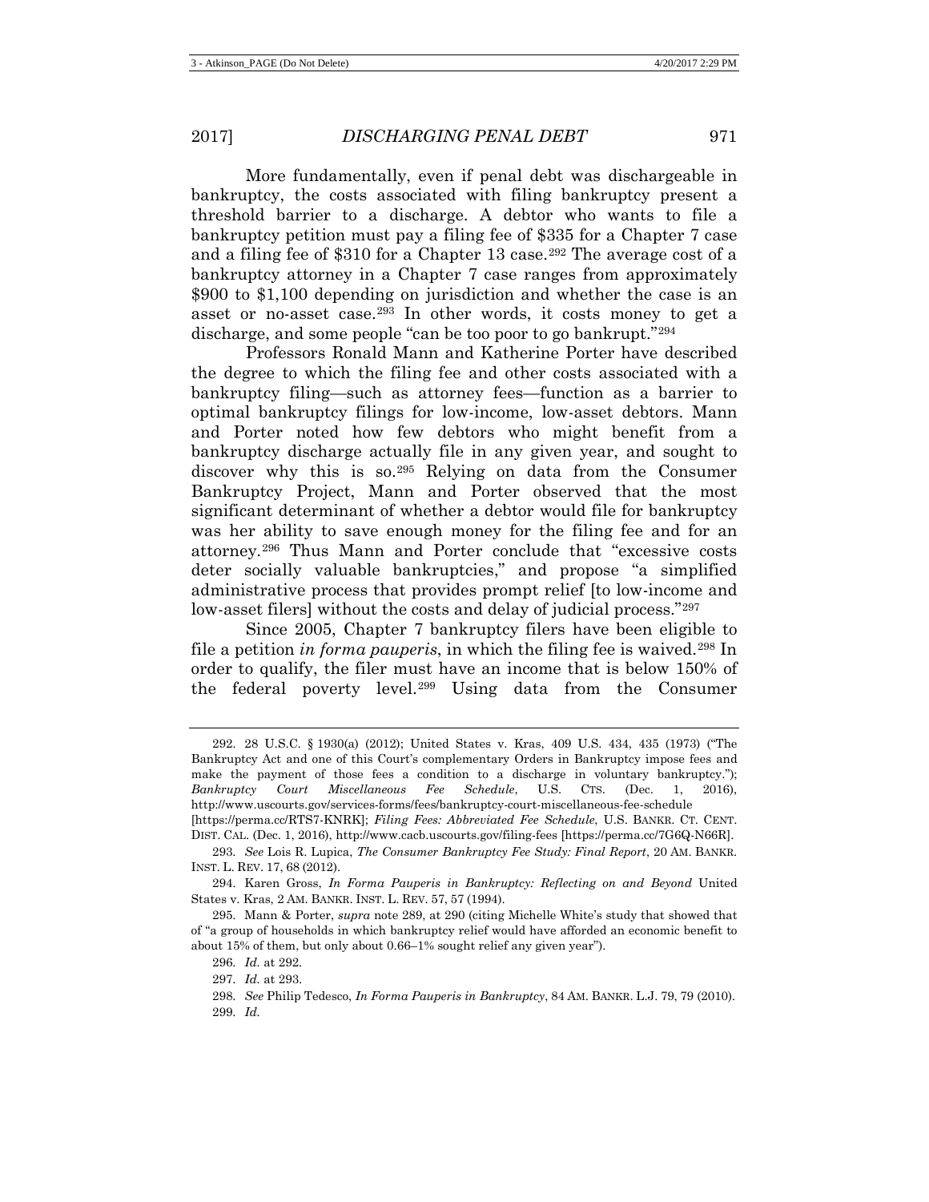More fundamentally, even if penal debt was dischargeable in bankruptcy, the costs associated with filing bankruptcy present a threshold barrier to a discharge. A debtor who wants to file a bankruptcy petition must pay a filing fee of $335 for a Chapter 7 case and a filing fee of $310 for a Chapter 13 case.[292] The average cost of a bankruptcy attorney in a Chapter 7 case ranges from approximately $900 to $1,100 depending on jurisdiction and whether the case is an asset or no-asset case.[293] In other words, it costs money to get a discharge, and some people "can be too poor to go bankrupt."[294]

Professors Ronald Mann and Katherine Porter have described the degree to which the filing fee and other costs associated with a bankruptcy filing—such as attorney fees—function as a barrier to optimal bankruptcy filings for low-income, low-asset debtors. Mann and Porter noted how few debtors who might benefit from a bankruptcy discharge actually file in any given year, and sought to discover why this is so.[295] Relying on data from the Consumer Bankruptcy Project, Mann and Porter observed that the most significant determinant of whether a debtor would file for bankruptcy was her ability to save enough money for the filing fee and for an attorney.[296] Thus Mann and Porter conclude that "excessive costs deter socially valuable bankruptcies," and propose "a simplified administrative process that provides prompt relief [to low-income and low-asset filers] without the costs and delay of judicial process."[297]

Since 2005, Chapter 7 bankruptcy filers have been eligible to file a petition *in forma pauperis*, in which the filing fee is waived.[298] In order to qualify, the filer must have an income that is below 150% of the federal poverty level.[299] Using data from the Consumer

---

292. 28 U.S.C. § 1930(a) (2012); United States v. Kras, 409 U.S. 434, 435 (1973) ("The Bankruptcy Act and one of this Court's complementary Orders in Bankruptcy impose fees and make the payment of those fees a condition to a discharge in voluntary bankruptcy."); *Bankruptcy Court Miscellaneous Fee Schedule*, U.S. CTS. (Dec. 1, 2016), http://www.uscourts.gov/services-forms/fees/bankruptcy-court-miscellaneous-fee-schedule [https://perma.cc/RTS7-KNRK]; *Filing Fees: Abbreviated Fee Schedule*, U.S. BANKR. CT. CENT. DIST. CAL. (Dec. 1, 2016), http://www.cacb.uscourts.gov/filing-fees [https://perma.cc/7G6Q-N66R].

293. *See* Lois R. Lupica, *The Consumer Bankruptcy Fee Study: Final Report*, 20 AM. BANKR. INST. L. REV. 17, 68 (2012).

294. Karen Gross, *In Forma Pauperis in Bankruptcy: Reflecting on and Beyond* United States v. Kras, 2 AM. BANKR. INST. L. REV. 57, 57 (1994).

295. Mann & Porter, *supra* note 289, at 290 (citing Michelle White's study that showed that of "a group of households in which bankruptcy relief would have afforded an economic benefit to about 15% of them, but only about 0.66–1% sought relief any given year").

296. *Id.* at 292.

297. *Id.* at 293.

298. *See* Philip Tedesco, *In Forma Pauperis in Bankruptcy*, 84 AM. BANKR. L.J. 79, 79 (2010).

299. *Id.*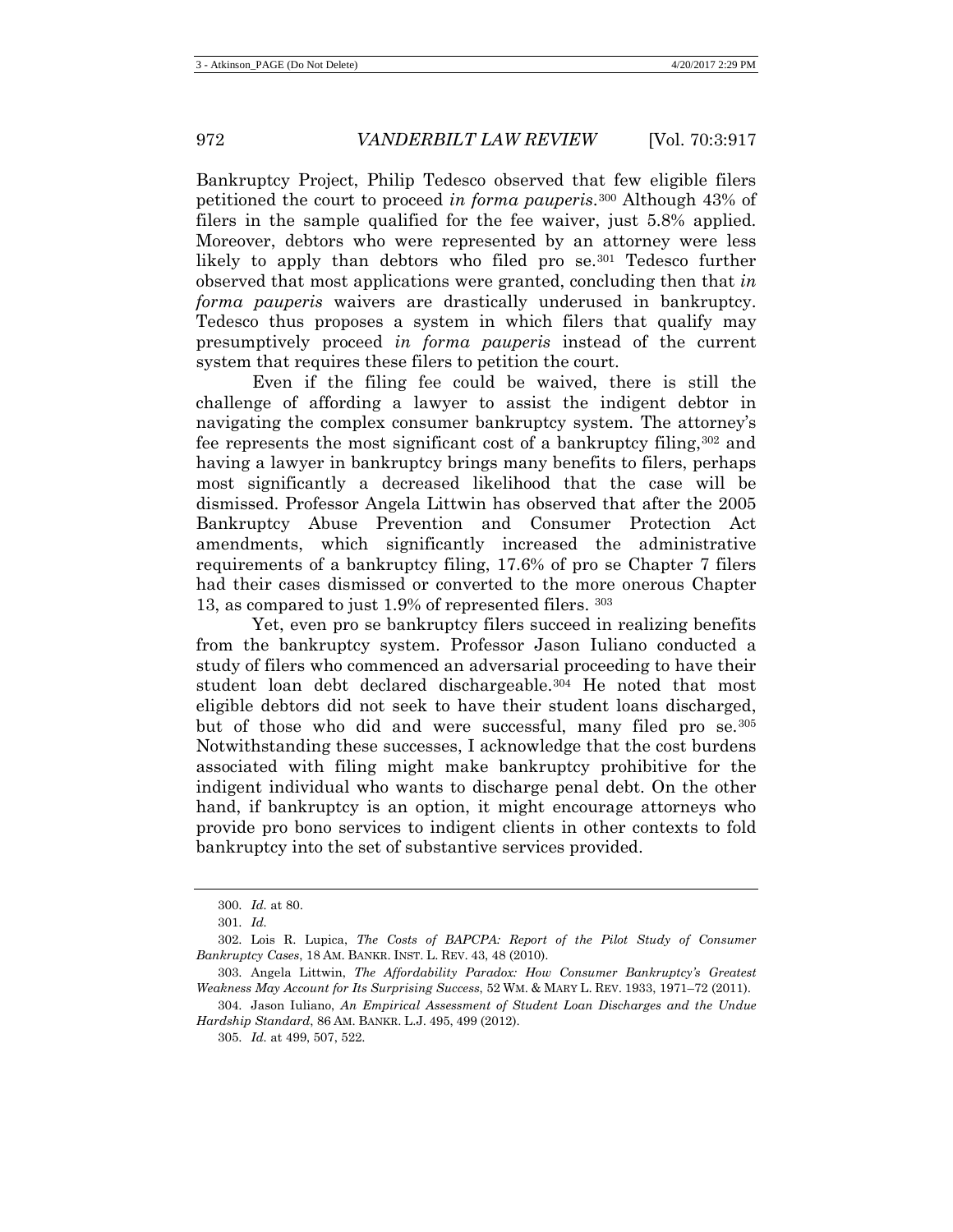Bankruptcy Project, Philip Tedesco observed that few eligible filers petitioned the court to proceed *in forma pauperis*.[300] Although 43% of filers in the sample qualified for the fee waiver, just 5.8% applied. Moreover, debtors who were represented by an attorney were less likely to apply than debtors who filed pro se.[301] Tedesco further observed that most applications were granted, concluding then that *in forma pauperis* waivers are drastically underused in bankruptcy. Tedesco thus proposes a system in which filers that qualify may presumptively proceed *in forma pauperis* instead of the current system that requires these filers to petition the court.

Even if the filing fee could be waived, there is still the challenge of affording a lawyer to assist the indigent debtor in navigating the complex consumer bankruptcy system. The attorney's fee represents the most significant cost of a bankruptcy filing,[302] and having a lawyer in bankruptcy brings many benefits to filers, perhaps most significantly a decreased likelihood that the case will be dismissed. Professor Angela Littwin has observed that after the 2005 Bankruptcy Abuse Prevention and Consumer Protection Act amendments, which significantly increased the administrative requirements of a bankruptcy filing, 17.6% of pro se Chapter 7 filers had their cases dismissed or converted to the more onerous Chapter 13, as compared to just 1.9% of represented filers. [303]

Yet, even pro se bankruptcy filers succeed in realizing benefits from the bankruptcy system. Professor Jason Iuliano conducted a study of filers who commenced an adversarial proceeding to have their student loan debt declared dischargeable.[304] He noted that most eligible debtors did not seek to have their student loans discharged, but of those who did and were successful, many filed pro se.[305] Notwithstanding these successes, I acknowledge that the cost burdens associated with filing might make bankruptcy prohibitive for the indigent individual who wants to discharge penal debt. On the other hand, if bankruptcy is an option, it might encourage attorneys who provide pro bono services to indigent clients in other contexts to fold bankruptcy into the set of substantive services provided.

---

300. *Id.* at 80.

301. *Id.*

302. Lois R. Lupica, *The Costs of BAPCPA: Report of the Pilot Study of Consumer Bankruptcy Cases*, 18 AM. BANKR. INST. L. REV. 43, 48 (2010).

303. Angela Littwin, *The Affordability Paradox: How Consumer Bankruptcy's Greatest Weakness May Account for Its Surprising Success*, 52 WM. & MARY L. REV. 1933, 1971–72 (2011).

304. Jason Iuliano, *An Empirical Assessment of Student Loan Discharges and the Undue Hardship Standard*, 86 AM. BANKR. L.J. 495, 499 (2012).

305. *Id.* at 499, 507, 522.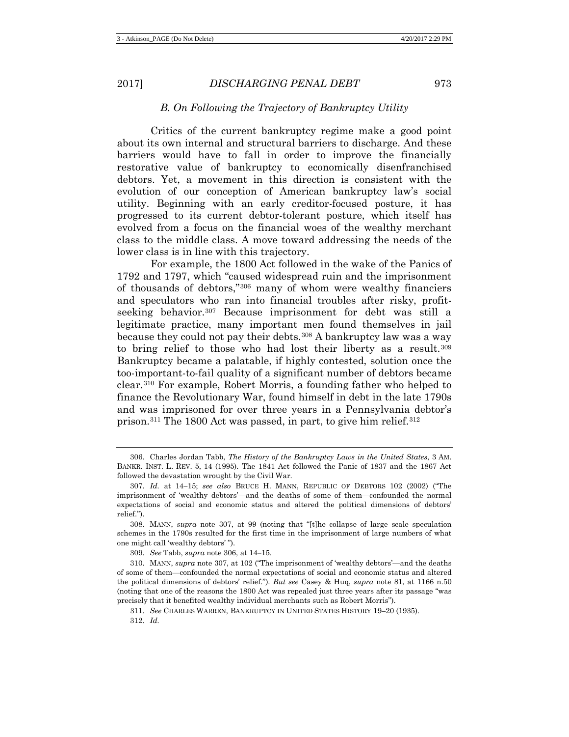### *B. On Following the Trajectory of Bankruptcy Utility*

Critics of the current bankruptcy regime make a good point about its own internal and structural barriers to discharge. And these barriers would have to fall in order to improve the financially restorative value of bankruptcy to economically disenfranchised debtors. Yet, a movement in this direction is consistent with the evolution of our conception of American bankruptcy law's social utility. Beginning with an early creditor-focused posture, it has progressed to its current debtor-tolerant posture, which itself has evolved from a focus on the financial woes of the wealthy merchant class to the middle class. A move toward addressing the needs of the lower class is in line with this trajectory.

For example, the 1800 Act followed in the wake of the Panics of 1792 and 1797, which "caused widespread ruin and the imprisonment of thousands of debtors,"[306] many of whom were wealthy financiers and speculators who ran into financial troubles after risky, profit-seeking behavior.[307] Because imprisonment for debt was still a legitimate practice, many important men found themselves in jail because they could not pay their debts.[308] A bankruptcy law was a way to bring relief to those who had lost their liberty as a result.[309] Bankruptcy became a palatable, if highly contested, solution once the too-important-to-fail quality of a significant number of debtors became clear.[310] For example, Robert Morris, a founding father who helped to finance the Revolutionary War, found himself in debt in the late 1790s and was imprisoned for over three years in a Pennsylvania debtor's prison.[311] The 1800 Act was passed, in part, to give him relief.[312]

---

306. Charles Jordan Tabb, *The History of the Bankruptcy Laws in the United States*, 3 AM. BANKR. INST. L. REV. 5, 14 (1995). The 1841 Act followed the Panic of 1837 and the 1867 Act followed the devastation wrought by the Civil War.

307. *Id.* at 14–15; *see also* BRUCE H. MANN, REPUBLIC OF DEBTORS 102 (2002) ("The imprisonment of 'wealthy debtors'—and the deaths of some of them—confounded the normal expectations of social and economic status and altered the political dimensions of debtors' relief.").

308. MANN, *supra* note 307, at 99 (noting that "[t]he collapse of large scale speculation schemes in the 1790s resulted for the first time in the imprisonment of large numbers of what one might call 'wealthy debtors' ").

309. *See* Tabb, *supra* note 306, at 14–15.

310. MANN, *supra* note 307, at 102 ("The imprisonment of 'wealthy debtors'—and the deaths of some of them—confounded the normal expectations of social and economic status and altered the political dimensions of debtors' relief."). *But see* Casey & Huq, *supra* note 81, at 1166 n.50 (noting that one of the reasons the 1800 Act was repealed just three years after its passage "was precisely that it benefited wealthy individual merchants such as Robert Morris").

311. *See* CHARLES WARREN, BANKRUPTCY IN UNITED STATES HISTORY 19–20 (1935).

312. *Id.*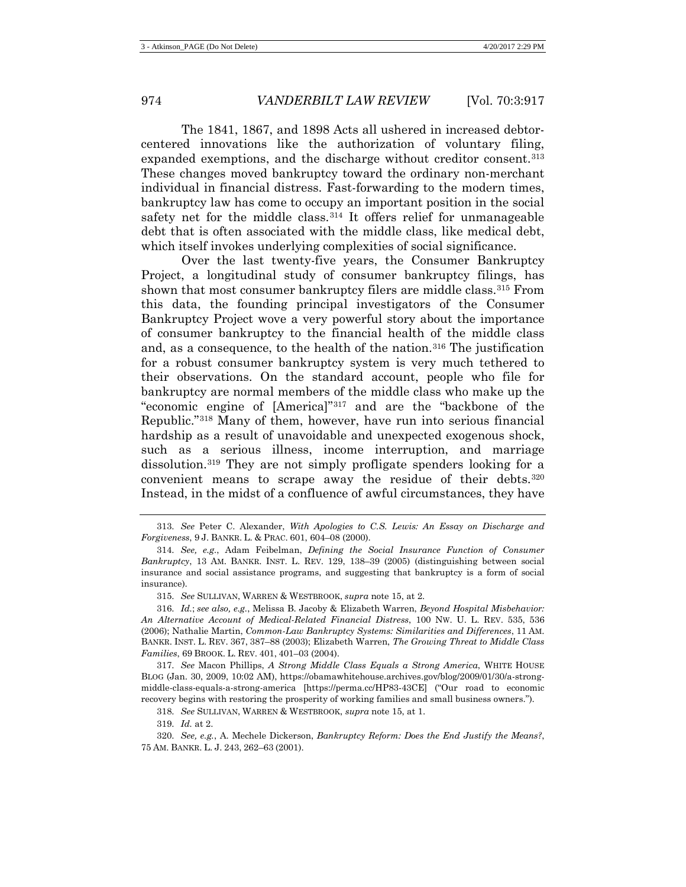The 1841, 1867, and 1898 Acts all ushered in increased debtor-centered innovations like the authorization of voluntary filing, expanded exemptions, and the discharge without creditor consent.[313] These changes moved bankruptcy toward the ordinary non-merchant individual in financial distress. Fast-forwarding to the modern times, bankruptcy law has come to occupy an important position in the social safety net for the middle class.[314] It offers relief for unmanageable debt that is often associated with the middle class, like medical debt, which itself invokes underlying complexities of social significance.

Over the last twenty-five years, the Consumer Bankruptcy Project, a longitudinal study of consumer bankruptcy filings, has shown that most consumer bankruptcy filers are middle class.[315] From this data, the founding principal investigators of the Consumer Bankruptcy Project wove a very powerful story about the importance of consumer bankruptcy to the financial health of the middle class and, as a consequence, to the health of the nation.[316] The justification for a robust consumer bankruptcy system is very much tethered to their observations. On the standard account, people who file for bankruptcy are normal members of the middle class who make up the "economic engine of [America]"[317] and are the "backbone of the Republic."[318] Many of them, however, have run into serious financial hardship as a result of unavoidable and unexpected exogenous shock, such as a serious illness, income interruption, and marriage dissolution.[319] They are not simply profligate spenders looking for a convenient means to scrape away the residue of their debts.[320] Instead, in the midst of a confluence of awful circumstances, they have

---

313. *See* Peter C. Alexander, *With Apologies to C.S. Lewis: An Essay on Discharge and Forgiveness*, 9 J. BANKR. L. & PRAC. 601, 604–08 (2000).

314. *See, e.g.*, Adam Feibelman, *Defining the Social Insurance Function of Consumer Bankruptcy*, 13 AM. BANKR. INST. L. REV. 129, 138–39 (2005) (distinguishing between social insurance and social assistance programs, and suggesting that bankruptcy is a form of social insurance).

315. *See* SULLIVAN, WARREN & WESTBROOK, *supra* note 15, at 2.

316. *Id.*; *see also, e.g.*, Melissa B. Jacoby & Elizabeth Warren, *Beyond Hospital Misbehavior: An Alternative Account of Medical-Related Financial Distress*, 100 NW. U. L. REV. 535, 536 (2006); Nathalie Martin, *Common-Law Bankruptcy Systems: Similarities and Differences*, 11 AM. BANKR. INST. L. REV. 367, 387–88 (2003); Elizabeth Warren, *The Growing Threat to Middle Class Families*, 69 BROOK. L. REV. 401, 401–03 (2004).

317. *See* Macon Phillips, *A Strong Middle Class Equals a Strong America*, WHITE HOUSE BLOG (Jan. 30, 2009, 10:02 AM), https://obamawhitehouse.archives.gov/blog/2009/01/30/a-strong-middle-class-equals-a-strong-america [https://perma.cc/HP83-43CE] ("Our road to economic recovery begins with restoring the prosperity of working families and small business owners.").

318. *See* SULLIVAN, WARREN & WESTBROOK, *supra* note 15, at 1.

319. *Id.* at 2.

320. *See, e.g.*, A. Mechele Dickerson, *Bankruptcy Reform: Does the End Justify the Means?*, 75 AM. BANKR. L. J. 243, 262–63 (2001).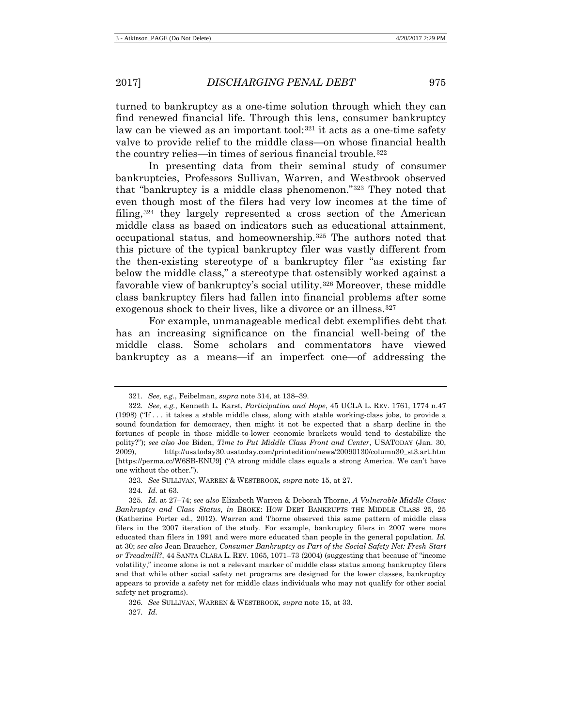turned to bankruptcy as a one-time solution through which they can find renewed financial life. Through this lens, consumer bankruptcy law can be viewed as an important tool:[321] it acts as a one-time safety valve to provide relief to the middle class—on whose financial health the country relies—in times of serious financial trouble.[322]

In presenting data from their seminal study of consumer bankruptcies, Professors Sullivan, Warren, and Westbrook observed that "bankruptcy is a middle class phenomenon."[323] They noted that even though most of the filers had very low incomes at the time of filing,[324] they largely represented a cross section of the American middle class as based on indicators such as educational attainment, occupational status, and homeownership.[325] The authors noted that this picture of the typical bankruptcy filer was vastly different from the then-existing stereotype of a bankruptcy filer "as existing far below the middle class," a stereotype that ostensibly worked against a favorable view of bankruptcy's social utility.[326] Moreover, these middle class bankruptcy filers had fallen into financial problems after some exogenous shock to their lives, like a divorce or an illness.[327]

For example, unmanageable medical debt exemplifies debt that has an increasing significance on the financial well-being of the middle class. Some scholars and commentators have viewed bankruptcy as a means—if an imperfect one—of addressing the

---

321. *See, e.g.*, Feibelman, *supra* note 314, at 138–39.

322. *See, e.g.*, Kenneth L. Karst, *Participation and Hope*, 45 UCLA L. REV. 1761, 1774 n.47 (1998) ("If . . . it takes a stable middle class, along with stable working-class jobs, to provide a sound foundation for democracy, then might it not be expected that a sharp decline in the fortunes of people in those middle-to-lower economic brackets would tend to destabilize the polity?"); *see also* Joe Biden, *Time to Put Middle Class Front and Center*, USATODAY (Jan. 30, 2009), http://usatoday30.usatoday.com/printedition/news/20090130/column30_st3.art.htm [https://perma.cc/W6SB-ENU9] ("A strong middle class equals a strong America. We can't have one without the other.").

323. *See* SULLIVAN, WARREN & WESTBROOK, *supra* note 15, at 27.

324. *Id.* at 63.

325. *Id.* at 27–74; *see also* Elizabeth Warren & Deborah Thorne, *A Vulnerable Middle Class: Bankruptcy and Class Status*, *in* BROKE: HOW DEBT BANKRUPTS THE MIDDLE CLASS 25, 25 (Katherine Porter ed., 2012). Warren and Thorne observed this same pattern of middle class filers in the 2007 iteration of the study. For example, bankruptcy filers in 2007 were more educated than filers in 1991 and were more educated than people in the general population. *Id.* at 30; *see also* Jean Braucher, *Consumer Bankruptcy as Part of the Social Safety Net: Fresh Start or Treadmill?*, 44 SANTA CLARA L. REV. 1065, 1071–73 (2004) (suggesting that because of "income volatility," income alone is not a relevant marker of middle class status among bankruptcy filers and that while other social safety net programs are designed for the lower classes, bankruptcy appears to provide a safety net for middle class individuals who may not qualify for other social safety net programs).

326. *See* SULLIVAN, WARREN & WESTBROOK, *supra* note 15, at 33.

327. *Id.*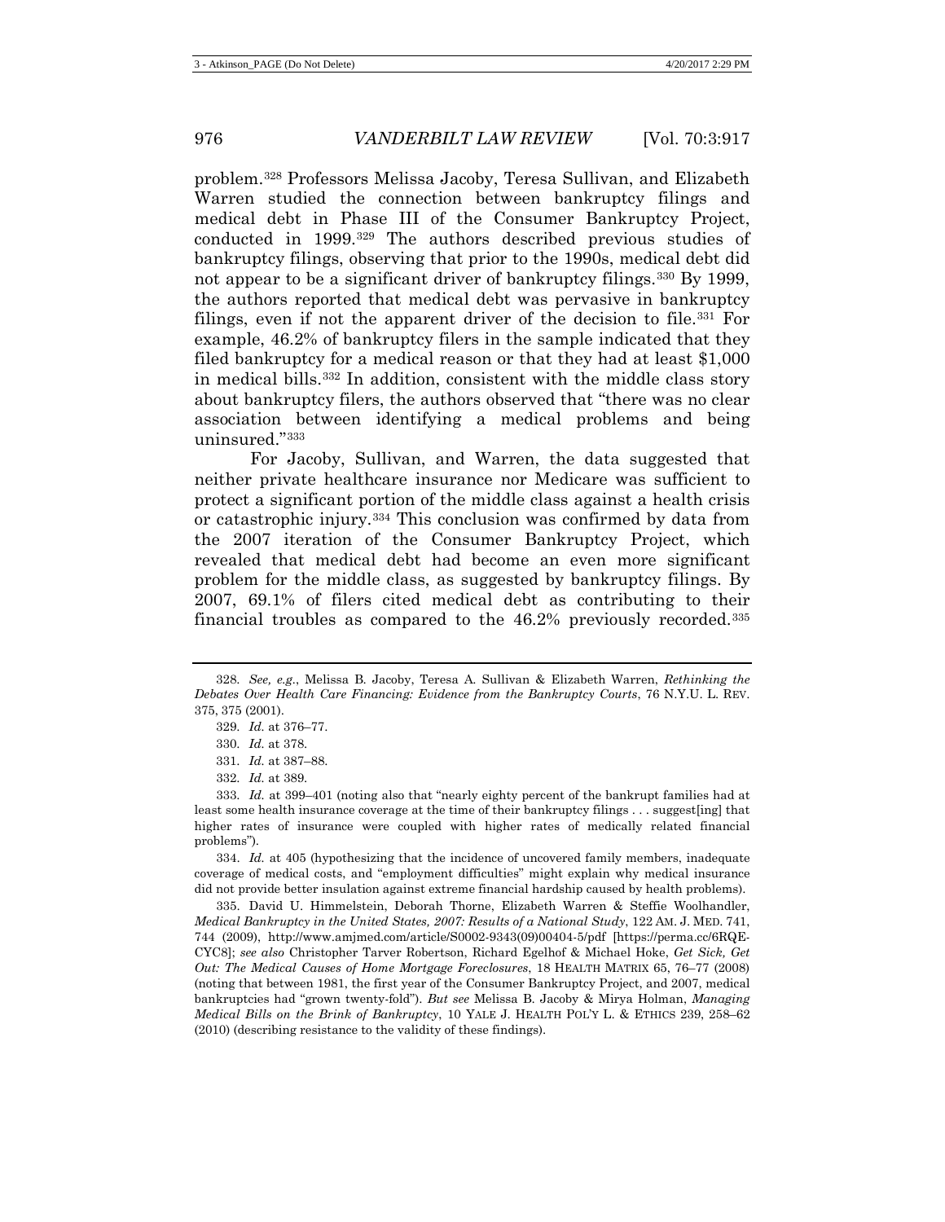problem.[328] Professors Melissa Jacoby, Teresa Sullivan, and Elizabeth Warren studied the connection between bankruptcy filings and medical debt in Phase III of the Consumer Bankruptcy Project, conducted in 1999.[329] The authors described previous studies of bankruptcy filings, observing that prior to the 1990s, medical debt did not appear to be a significant driver of bankruptcy filings.[330] By 1999, the authors reported that medical debt was pervasive in bankruptcy filings, even if not the apparent driver of the decision to file.[331] For example, 46.2% of bankruptcy filers in the sample indicated that they filed bankruptcy for a medical reason or that they had at least $1,000 in medical bills.[332] In addition, consistent with the middle class story about bankruptcy filers, the authors observed that "there was no clear association between identifying a medical problems and being uninsured."[333]

For Jacoby, Sullivan, and Warren, the data suggested that neither private healthcare insurance nor Medicare was sufficient to protect a significant portion of the middle class against a health crisis or catastrophic injury.[334] This conclusion was confirmed by data from the 2007 iteration of the Consumer Bankruptcy Project, which revealed that medical debt had become an even more significant problem for the middle class, as suggested by bankruptcy filings. By 2007, 69.1% of filers cited medical debt as contributing to their financial troubles as compared to the 46.2% previously recorded.[335]

---

328. *See, e.g.*, Melissa B. Jacoby, Teresa A. Sullivan & Elizabeth Warren, *Rethinking the Debates Over Health Care Financing: Evidence from the Bankruptcy Courts*, 76 N.Y.U. L. REV. 375, 375 (2001).

329. *Id.* at 376–77.

330. *Id.* at 378.

331. *Id.* at 387–88.

332. *Id.* at 389.

333. *Id.* at 399–401 (noting also that "nearly eighty percent of the bankrupt families had at least some health insurance coverage at the time of their bankruptcy filings . . . suggest[ing] that higher rates of insurance were coupled with higher rates of medically related financial problems").

334. *Id.* at 405 (hypothesizing that the incidence of uncovered family members, inadequate coverage of medical costs, and "employment difficulties" might explain why medical insurance did not provide better insulation against extreme financial hardship caused by health problems).

335. David U. Himmelstein, Deborah Thorne, Elizabeth Warren & Steffie Woolhandler, *Medical Bankruptcy in the United States, 2007: Results of a National Study*, 122 AM. J. MED. 741, 744 (2009), http://www.amjmed.com/article/S0002-9343(09)00404-5/pdf [https://perma.cc/6RQE-CYC8]; *see also* Christopher Tarver Robertson, Richard Egelhof & Michael Hoke, *Get Sick, Get Out: The Medical Causes of Home Mortgage Foreclosures*, 18 HEALTH MATRIX 65, 76–77 (2008) (noting that between 1981, the first year of the Consumer Bankruptcy Project, and 2007, medical bankruptcies had "grown twenty-fold"). *But see* Melissa B. Jacoby & Mirya Holman, *Managing Medical Bills on the Brink of Bankruptcy*, 10 YALE J. HEALTH POL'Y L. & ETHICS 239, 258–62 (2010) (describing resistance to the validity of these findings).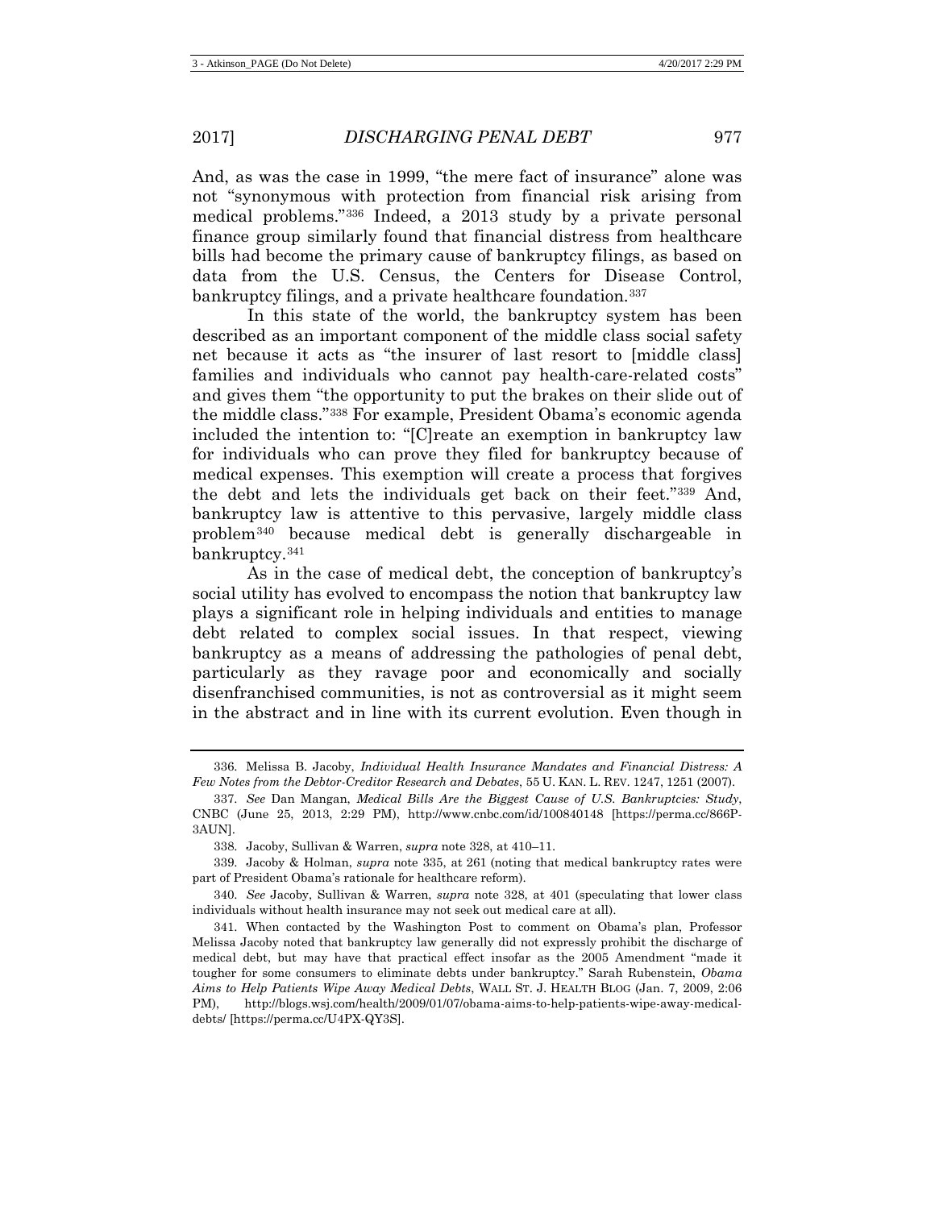And, as was the case in 1999, "the mere fact of insurance" alone was not "synonymous with protection from financial risk arising from medical problems."[336] Indeed, a 2013 study by a private personal finance group similarly found that financial distress from healthcare bills had become the primary cause of bankruptcy filings, as based on data from the U.S. Census, the Centers for Disease Control, bankruptcy filings, and a private healthcare foundation.[337]

In this state of the world, the bankruptcy system has been described as an important component of the middle class social safety net because it acts as "the insurer of last resort to [middle class] families and individuals who cannot pay health-care-related costs" and gives them "the opportunity to put the brakes on their slide out of the middle class."[338] For example, President Obama's economic agenda included the intention to: "[C]reate an exemption in bankruptcy law for individuals who can prove they filed for bankruptcy because of medical expenses. This exemption will create a process that forgives the debt and lets the individuals get back on their feet."[339] And, bankruptcy law is attentive to this pervasive, largely middle class problem[340] because medical debt is generally dischargeable in bankruptcy.[341]

As in the case of medical debt, the conception of bankruptcy's social utility has evolved to encompass the notion that bankruptcy law plays a significant role in helping individuals and entities to manage debt related to complex social issues. In that respect, viewing bankruptcy as a means of addressing the pathologies of penal debt, particularly as they ravage poor and economically and socially disenfranchised communities, is not as controversial as it might seem in the abstract and in line with its current evolution. Even though in

---

336. Melissa B. Jacoby, *Individual Health Insurance Mandates and Financial Distress: A Few Notes from the Debtor-Creditor Research and Debates*, 55 U. KAN. L. REV. 1247, 1251 (2007).

337. *See* Dan Mangan, *Medical Bills Are the Biggest Cause of U.S. Bankruptcies: Study*, CNBC (June 25, 2013, 2:29 PM), http://www.cnbc.com/id/100840148 [https://perma.cc/866P-3AUN].

338. Jacoby, Sullivan & Warren, *supra* note 328, at 410–11.

339. Jacoby & Holman, *supra* note 335, at 261 (noting that medical bankruptcy rates were part of President Obama's rationale for healthcare reform).

340. *See* Jacoby, Sullivan & Warren, *supra* note 328, at 401 (speculating that lower class individuals without health insurance may not seek out medical care at all).

341. When contacted by the Washington Post to comment on Obama's plan, Professor Melissa Jacoby noted that bankruptcy law generally did not expressly prohibit the discharge of medical debt, but may have that practical effect insofar as the 2005 Amendment "made it tougher for some consumers to eliminate debts under bankruptcy." Sarah Rubenstein, *Obama Aims to Help Patients Wipe Away Medical Debts*, WALL ST. J. HEALTH BLOG (Jan. 7, 2009, 2:06 PM), http://blogs.wsj.com/health/2009/01/07/obama-aims-to-help-patients-wipe-away-medical-debts/ [https://perma.cc/U4PX-QY3S].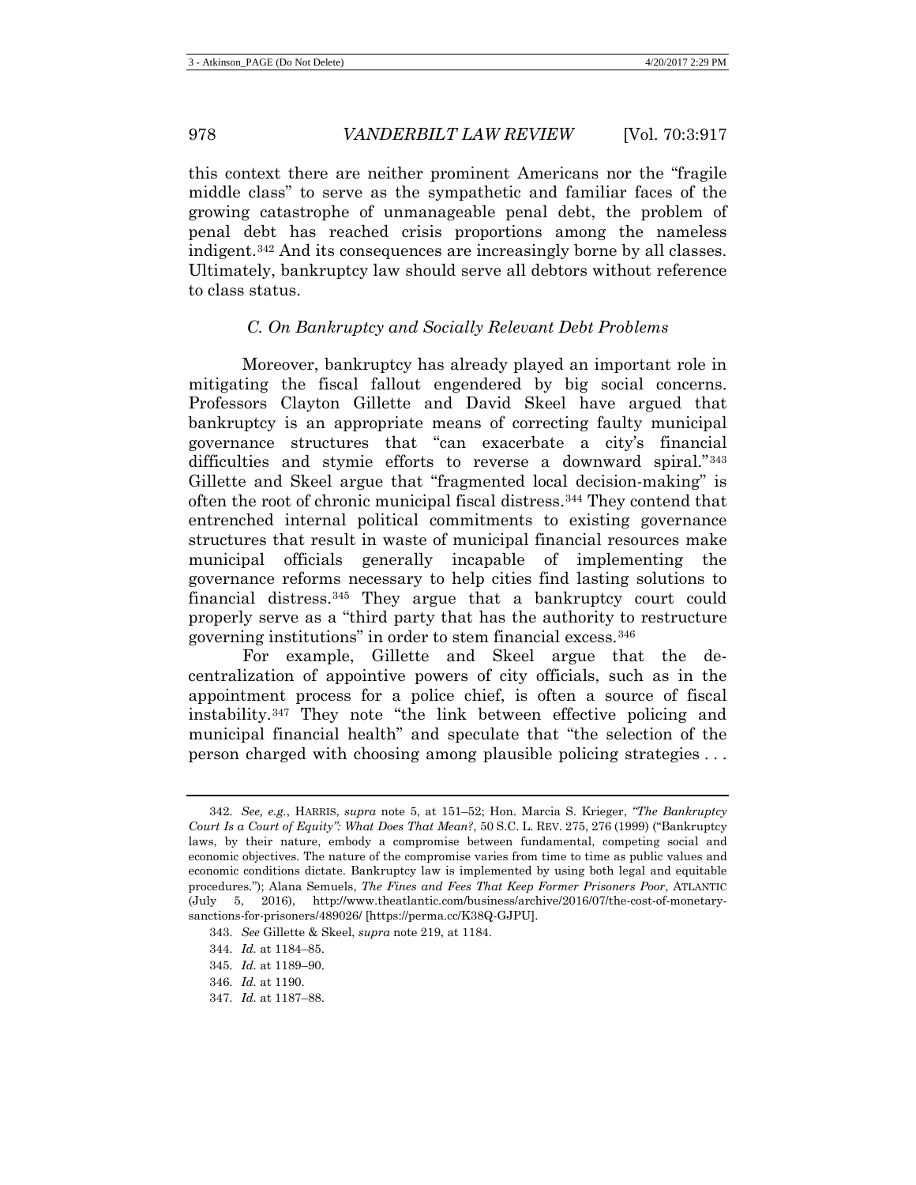this context there are neither prominent Americans nor the "fragile middle class" to serve as the sympathetic and familiar faces of the growing catastrophe of unmanageable penal debt, the problem of penal debt has reached crisis proportions among the nameless indigent.[342] And its consequences are increasingly borne by all classes. Ultimately, bankruptcy law should serve all debtors without reference to class status.

### *C. On Bankruptcy and Socially Relevant Debt Problems*

Moreover, bankruptcy has already played an important role in mitigating the fiscal fallout engendered by big social concerns. Professors Clayton Gillette and David Skeel have argued that bankruptcy is an appropriate means of correcting faulty municipal governance structures that "can exacerbate a city's financial difficulties and stymie efforts to reverse a downward spiral."[343] Gillette and Skeel argue that "fragmented local decision-making" is often the root of chronic municipal fiscal distress.[344] They contend that entrenched internal political commitments to existing governance structures that result in waste of municipal financial resources make municipal officials generally incapable of implementing the governance reforms necessary to help cities find lasting solutions to financial distress.[345] They argue that a bankruptcy court could properly serve as a "third party that has the authority to restructure governing institutions" in order to stem financial excess.[346]

For example, Gillette and Skeel argue that the decentralization of appointive powers of city officials, such as in the appointment process for a police chief, is often a source of fiscal instability.[347] They note "the link between effective policing and municipal financial health" and speculate that "the selection of the person charged with choosing among plausible policing strategies . . .

---

342. *See, e.g.*, HARRIS, *supra* note 5, at 151–52; Hon. Marcia S. Krieger, *"The Bankruptcy Court Is a Court of Equity": What Does That Mean?*, 50 S.C. L. REV. 275, 276 (1999) ("Bankruptcy laws, by their nature, embody a compromise between fundamental, competing social and economic objectives. The nature of the compromise varies from time to time as public values and economic conditions dictate. Bankruptcy law is implemented by using both legal and equitable procedures."); Alana Semuels, *The Fines and Fees That Keep Former Prisoners Poor*, ATLANTIC (July 5, 2016), http://www.theatlantic.com/business/archive/2016/07/the-cost-of-monetary-sanctions-for-prisoners/489026/ [https://perma.cc/K38Q-GJPU].

343. *See* Gillette & Skeel, *supra* note 219, at 1184.

344. *Id.* at 1184–85.

345. *Id.* at 1189–90.

346. *Id.* at 1190.

347. *Id.* at 1187–88.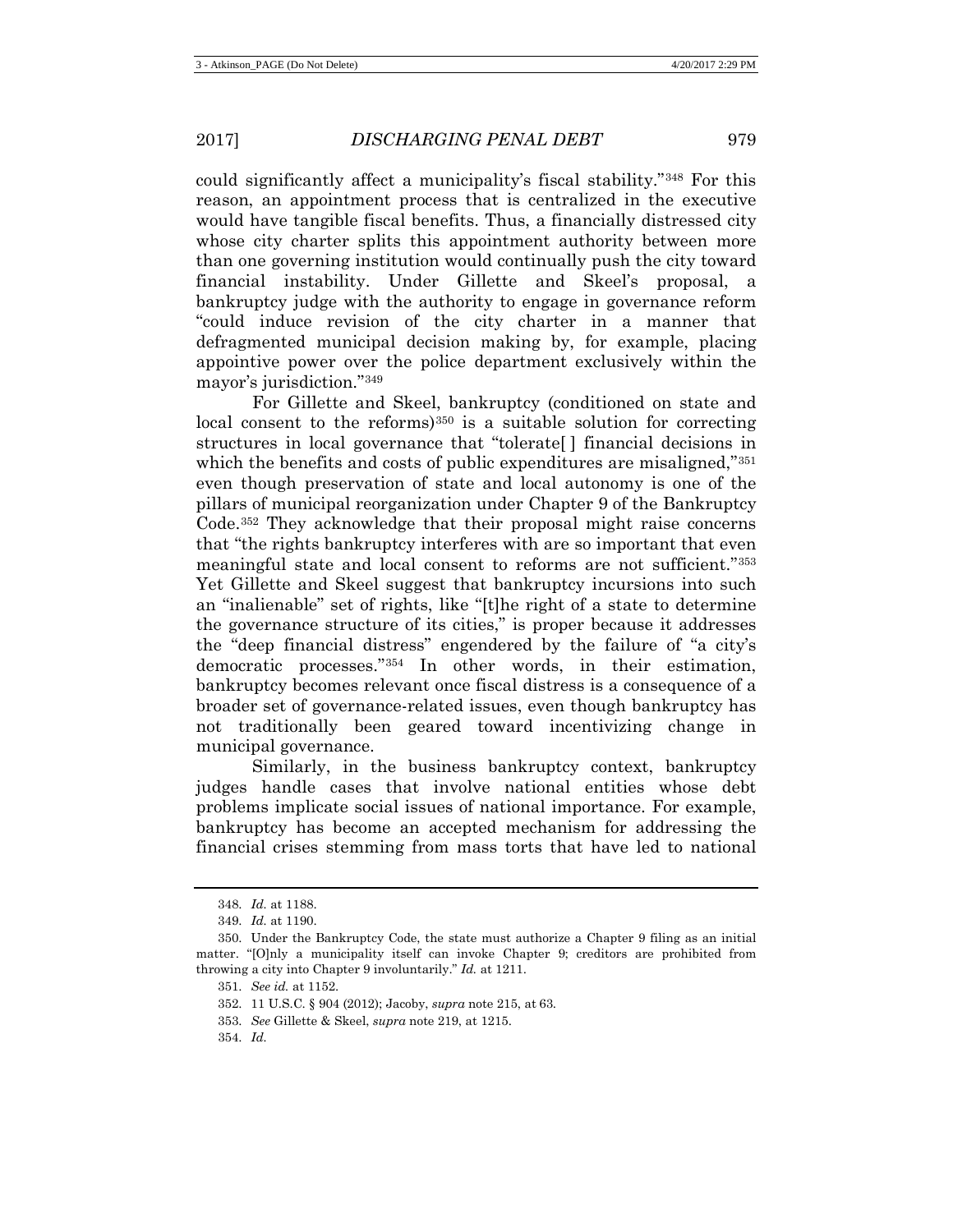could significantly affect a municipality's fiscal stability."[348] For this reason, an appointment process that is centralized in the executive would have tangible fiscal benefits. Thus, a financially distressed city whose city charter splits this appointment authority between more than one governing institution would continually push the city toward financial instability. Under Gillette and Skeel's proposal, a bankruptcy judge with the authority to engage in governance reform "could induce revision of the city charter in a manner that defragmented municipal decision making by, for example, placing appointive power over the police department exclusively within the mayor's jurisdiction."[349]

For Gillette and Skeel, bankruptcy (conditioned on state and local consent to the reforms)[350] is a suitable solution for correcting structures in local governance that "tolerate[ ] financial decisions in which the benefits and costs of public expenditures are misaligned,"[351] even though preservation of state and local autonomy is one of the pillars of municipal reorganization under Chapter 9 of the Bankruptcy Code.[352] They acknowledge that their proposal might raise concerns that "the rights bankruptcy interferes with are so important that even meaningful state and local consent to reforms are not sufficient."[353] Yet Gillette and Skeel suggest that bankruptcy incursions into such an "inalienable" set of rights, like "[t]he right of a state to determine the governance structure of its cities," is proper because it addresses the "deep financial distress" engendered by the failure of "a city's democratic processes."[354] In other words, in their estimation, bankruptcy becomes relevant once fiscal distress is a consequence of a broader set of governance-related issues, even though bankruptcy has not traditionally been geared toward incentivizing change in municipal governance.

Similarly, in the business bankruptcy context, bankruptcy judges handle cases that involve national entities whose debt problems implicate social issues of national importance. For example, bankruptcy has become an accepted mechanism for addressing the financial crises stemming from mass torts that have led to national

---

348. *Id.* at 1188.

349. *Id.* at 1190.

350. Under the Bankruptcy Code, the state must authorize a Chapter 9 filing as an initial matter. "[O]nly a municipality itself can invoke Chapter 9; creditors are prohibited from throwing a city into Chapter 9 involuntarily." *Id.* at 1211.

351. *See id.* at 1152.

352. 11 U.S.C. § 904 (2012); Jacoby, *supra* note 215, at 63.

353. *See* Gillette & Skeel, *supra* note 219, at 1215.

354. *Id.*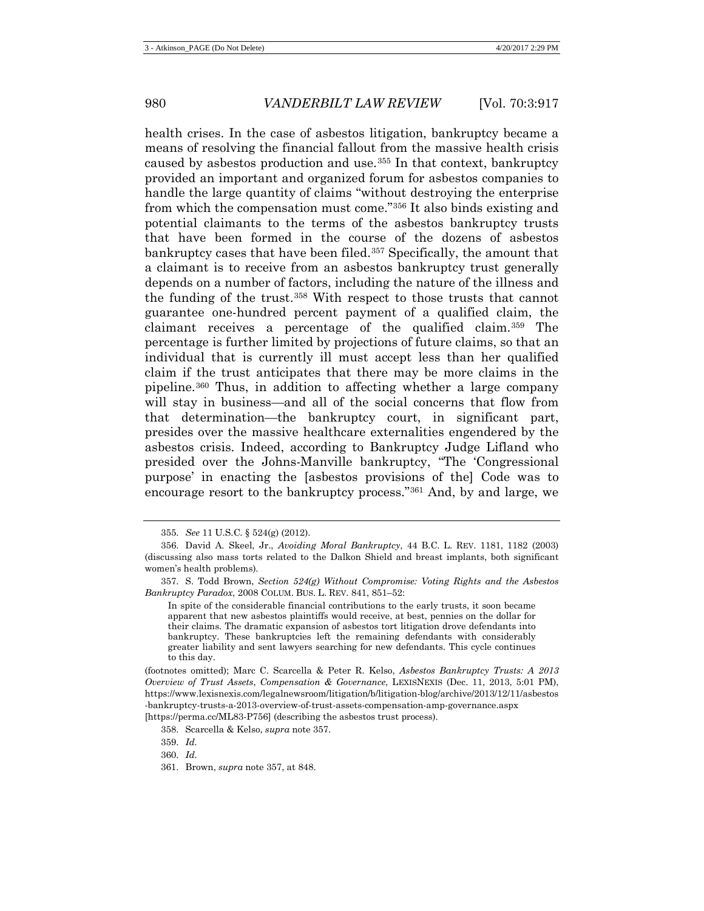health crises. In the case of asbestos litigation, bankruptcy became a means of resolving the financial fallout from the massive health crisis caused by asbestos production and use.[355] In that context, bankruptcy provided an important and organized forum for asbestos companies to handle the large quantity of claims "without destroying the enterprise from which the compensation must come."[356] It also binds existing and potential claimants to the terms of the asbestos bankruptcy trusts that have been formed in the course of the dozens of asbestos bankruptcy cases that have been filed.[357] Specifically, the amount that a claimant is to receive from an asbestos bankruptcy trust generally depends on a number of factors, including the nature of the illness and the funding of the trust.[358] With respect to those trusts that cannot guarantee one-hundred percent payment of a qualified claim, the claimant receives a percentage of the qualified claim.[359] The percentage is further limited by projections of future claims, so that an individual that is currently ill must accept less than her qualified claim if the trust anticipates that there may be more claims in the pipeline.[360] Thus, in addition to affecting whether a large company will stay in business—and all of the social concerns that flow from that determination—the bankruptcy court, in significant part, presides over the massive healthcare externalities engendered by the asbestos crisis. Indeed, according to Bankruptcy Judge Lifland who presided over the Johns-Manville bankruptcy, "The 'Congressional purpose' in enacting the [asbestos provisions of the] Code was to encourage resort to the bankruptcy process."[361] And, by and large, we

---

355. *See* 11 U.S.C. § 524(g) (2012).

356. David A. Skeel, Jr., *Avoiding Moral Bankruptcy*, 44 B.C. L. REV. 1181, 1182 (2003) (discussing also mass torts related to the Dalkon Shield and breast implants, both significant women's health problems).

357. S. Todd Brown, *Section 524(g) Without Compromise: Voting Rights and the Asbestos Bankruptcy Paradox*, 2008 COLUM. BUS. L. REV. 841, 851–52:

> In spite of the considerable financial contributions to the early trusts, it soon became apparent that new asbestos plaintiffs would receive, at best, pennies on the dollar for their claims. The dramatic expansion of asbestos tort litigation drove defendants into bankruptcy. These bankruptcies left the remaining defendants with considerably greater liability and sent lawyers searching for new defendants. This cycle continues to this day.

(footnotes omitted); Marc C. Scarcella & Peter R. Kelso, *Asbestos Bankruptcy Trusts: A 2013 Overview of Trust Assets, Compensation & Governance*, LEXISNEXIS (Dec. 11, 2013, 5:01 PM), https://www.lexisnexis.com/legalnewsroom/litigation/b/litigation-blog/archive/2013/12/11/asbestos-bankruptcy-trusts-a-2013-overview-of-trust-assets-compensation-amp-governance.aspx [https://perma.cc/ML83-P756] (describing the asbestos trust process).

358. Scarcella & Kelso, *supra* note 357.

359. *Id.*

360. *Id.*

361. Brown, *supra* note 357, at 848.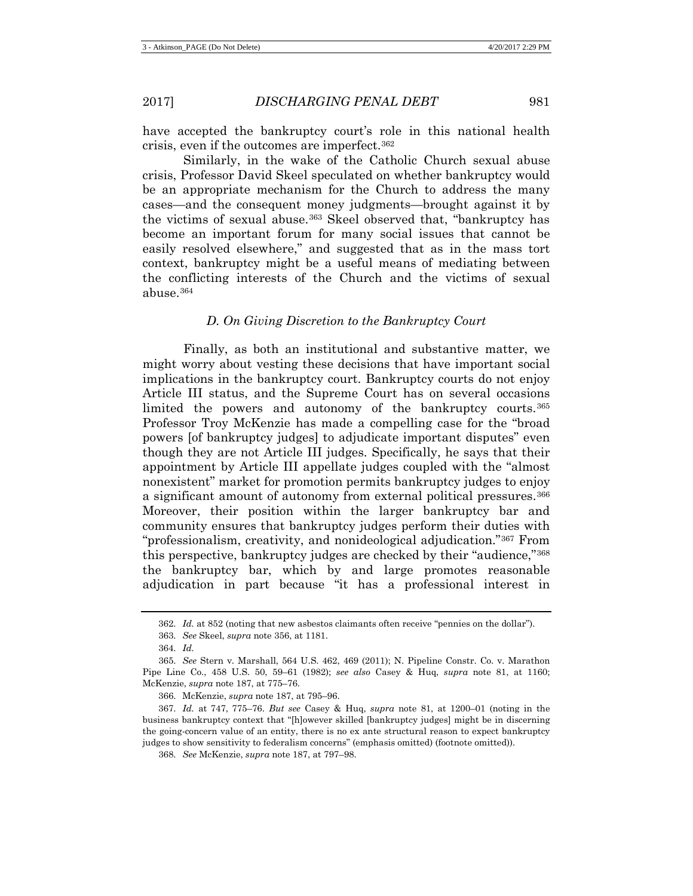have accepted the bankruptcy court's role in this national health crisis, even if the outcomes are imperfect.[362]

Similarly, in the wake of the Catholic Church sexual abuse crisis, Professor David Skeel speculated on whether bankruptcy would be an appropriate mechanism for the Church to address the many cases—and the consequent money judgments—brought against it by the victims of sexual abuse.[363] Skeel observed that, "bankruptcy has become an important forum for many social issues that cannot be easily resolved elsewhere," and suggested that as in the mass tort context, bankruptcy might be a useful means of mediating between the conflicting interests of the Church and the victims of sexual abuse.[364]

### *D. On Giving Discretion to the Bankruptcy Court*

Finally, as both an institutional and substantive matter, we might worry about vesting these decisions that have important social implications in the bankruptcy court. Bankruptcy courts do not enjoy Article III status, and the Supreme Court has on several occasions limited the powers and autonomy of the bankruptcy courts.[365] Professor Troy McKenzie has made a compelling case for the "broad powers [of bankruptcy judges] to adjudicate important disputes" even though they are not Article III judges. Specifically, he says that their appointment by Article III appellate judges coupled with the "almost nonexistent" market for promotion permits bankruptcy judges to enjoy a significant amount of autonomy from external political pressures.[366] Moreover, their position within the larger bankruptcy bar and community ensures that bankruptcy judges perform their duties with "professionalism, creativity, and nonideological adjudication."[367] From this perspective, bankruptcy judges are checked by their "audience,"[368] the bankruptcy bar, which by and large promotes reasonable adjudication in part because "it has a professional interest in

---

362. *Id.* at 852 (noting that new asbestos claimants often receive "pennies on the dollar").

363. *See* Skeel, *supra* note 356, at 1181.

364. *Id.*

365. *See* Stern v. Marshall, 564 U.S. 462, 469 (2011); N. Pipeline Constr. Co. v. Marathon Pipe Line Co., 458 U.S. 50, 59–61 (1982); *see also* Casey & Huq, *supra* note 81, at 1160; McKenzie, *supra* note 187, at 775–76.

366. McKenzie, *supra* note 187, at 795–96.

367. *Id.* at 747, 775–76. *But see* Casey & Huq, *supra* note 81, at 1200–01 (noting in the business bankruptcy context that "[h]owever skilled [bankruptcy judges] might be in discerning the going-concern value of an entity, there is no ex ante structural reason to expect bankruptcy judges to show sensitivity to federalism concerns" (emphasis omitted) (footnote omitted)).

368. *See* McKenzie, *supra* note 187, at 797–98.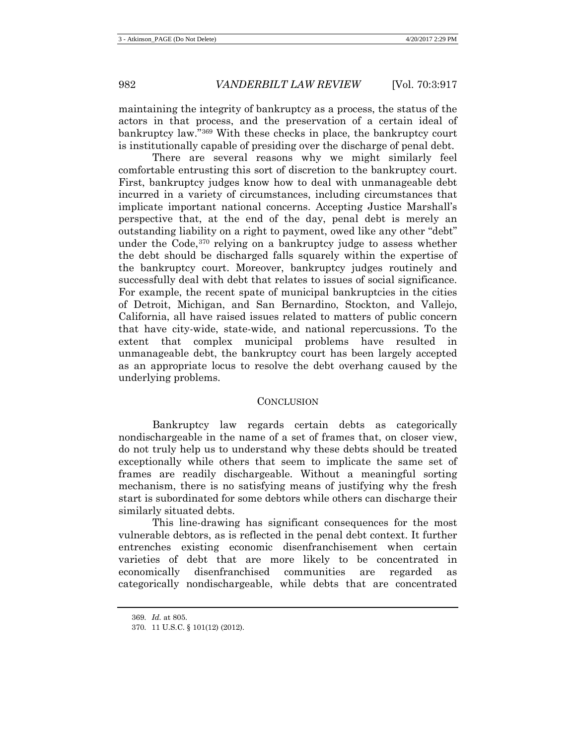maintaining the integrity of bankruptcy as a process, the status of the actors in that process, and the preservation of a certain ideal of bankruptcy law."[369] With these checks in place, the bankruptcy court is institutionally capable of presiding over the discharge of penal debt.

There are several reasons why we might similarly feel comfortable entrusting this sort of discretion to the bankruptcy court. First, bankruptcy judges know how to deal with unmanageable debt incurred in a variety of circumstances, including circumstances that implicate important national concerns. Accepting Justice Marshall's perspective that, at the end of the day, penal debt is merely an outstanding liability on a right to payment, owed like any other "debt" under the Code,[370] relying on a bankruptcy judge to assess whether the debt should be discharged falls squarely within the expertise of the bankruptcy court. Moreover, bankruptcy judges routinely and successfully deal with debt that relates to issues of social significance. For example, the recent spate of municipal bankruptcies in the cities of Detroit, Michigan, and San Bernardino, Stockton, and Vallejo, California, all have raised issues related to matters of public concern that have city-wide, state-wide, and national repercussions. To the extent that complex municipal problems have resulted in unmanageable debt, the bankruptcy court has been largely accepted as an appropriate locus to resolve the debt overhang caused by the underlying problems.

## CONCLUSION

Bankruptcy law regards certain debts as categorically nondischargeable in the name of a set of frames that, on closer view, do not truly help us to understand why these debts should be treated exceptionally while others that seem to implicate the same set of frames are readily dischargeable. Without a meaningful sorting mechanism, there is no satisfying means of justifying why the fresh start is subordinated for some debtors while others can discharge their similarly situated debts.

This line-drawing has significant consequences for the most vulnerable debtors, as is reflected in the penal debt context. It further entrenches existing economic disenfranchisement when certain varieties of debt that are more likely to be concentrated in economically disenfranchised communities are regarded as categorically nondischargeable, while debts that are concentrated

---

369. *Id.* at 805.

370. 11 U.S.C. § 101(12) (2012).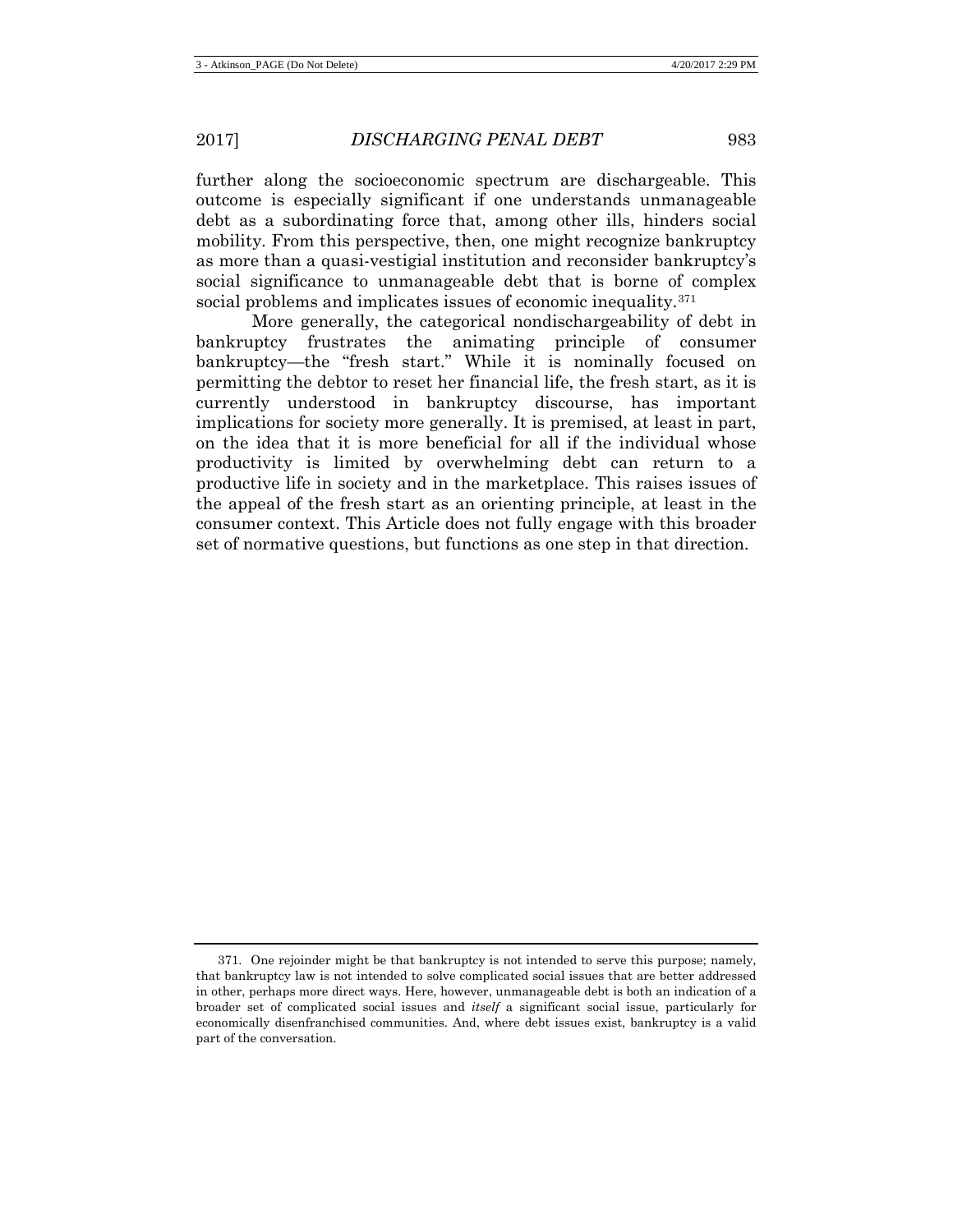further along the socioeconomic spectrum are dischargeable. This outcome is especially significant if one understands unmanageable debt as a subordinating force that, among other ills, hinders social mobility. From this perspective, then, one might recognize bankruptcy as more than a quasi-vestigial institution and reconsider bankruptcy's social significance to unmanageable debt that is borne of complex social problems and implicates issues of economic inequality.[371]

More generally, the categorical nondischargeability of debt in bankruptcy frustrates the animating principle of consumer bankruptcy—the "fresh start." While it is nominally focused on permitting the debtor to reset her financial life, the fresh start, as it is currently understood in bankruptcy discourse, has important implications for society more generally. It is premised, at least in part, on the idea that it is more beneficial for all if the individual whose productivity is limited by overwhelming debt can return to a productive life in society and in the marketplace. This raises issues of the appeal of the fresh start as an orienting principle, at least in the consumer context. This Article does not fully engage with this broader set of normative questions, but functions as one step in that direction.

---

371. One rejoinder might be that bankruptcy is not intended to serve this purpose; namely, that bankruptcy law is not intended to solve complicated social issues that are better addressed in other, perhaps more direct ways. Here, however, unmanageable debt is both an indication of a broader set of complicated social issues and *itself* a significant social issue, particularly for economically disenfranchised communities. And, where debt issues exist, bankruptcy is a valid part of the conversation.